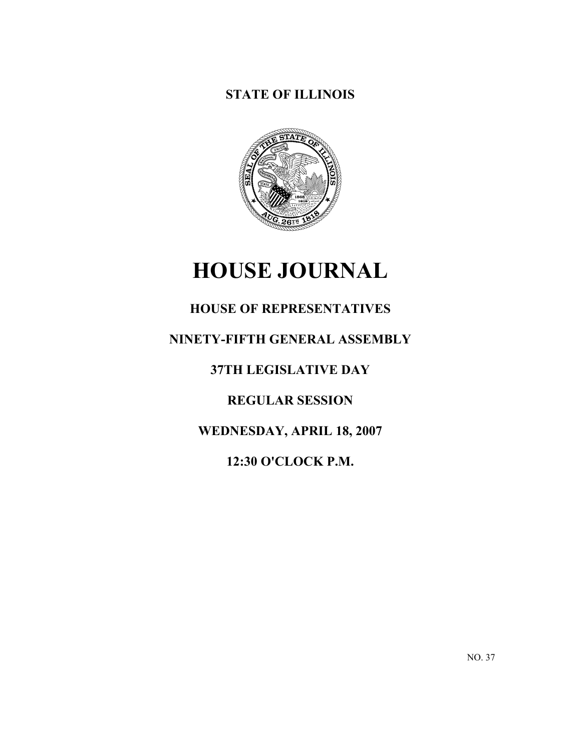**STATE OF ILLINOIS**

# HOUSE JOURNAL

## HOUSE OF REPRESENTATIVES

## NINETY-FIFTH GENERAL ASSEMBLY

## 37TH LEGISLATIVE DAY

## REGULAR SESSION

## WEDNESDAY, APRIL 18, 2007

## 12:30 O'CLOCK P.M.

NO. 37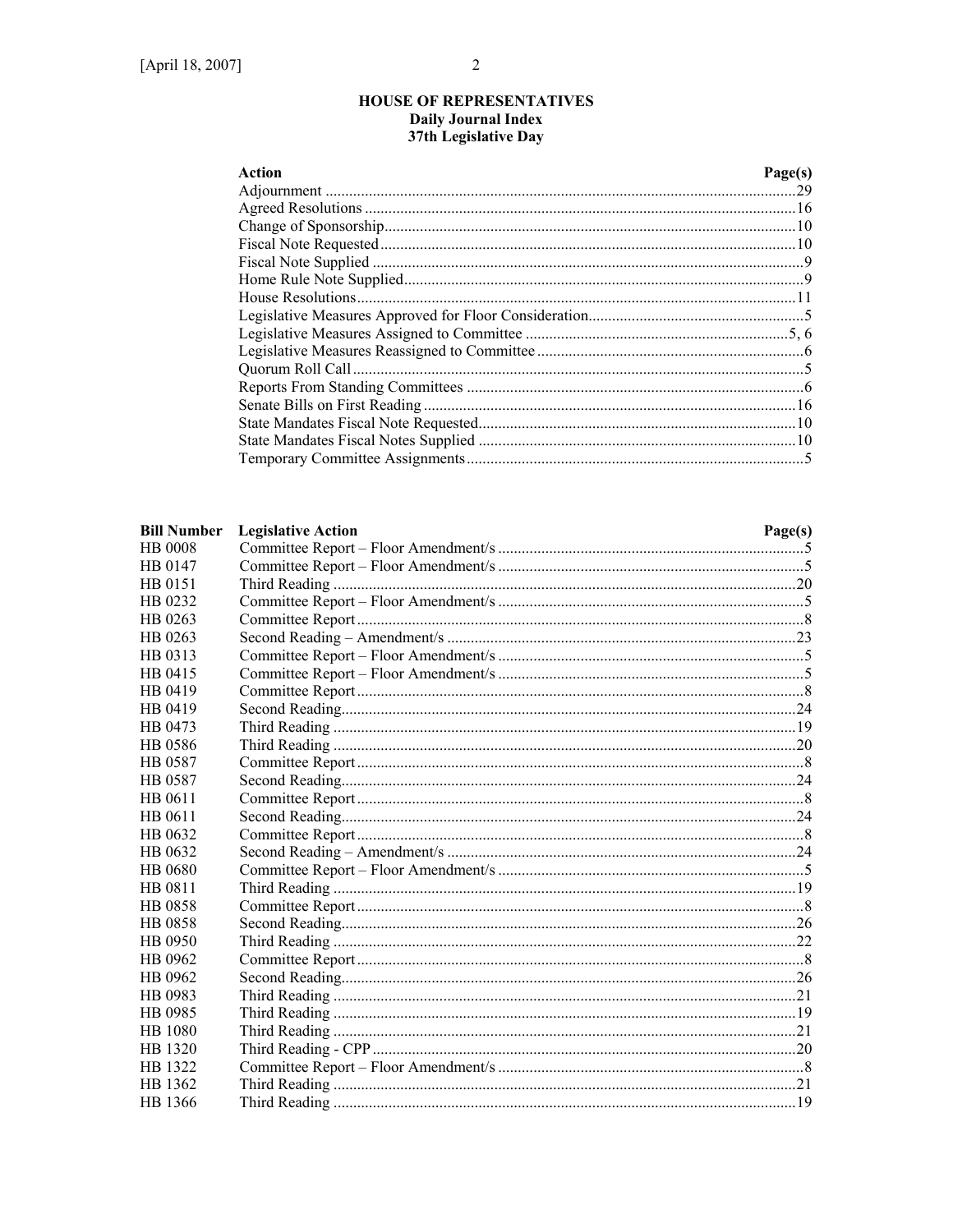## HOUSE OF REPRESENTATIVES
### Daily Journal Index
### 37th Legislative Day

| Action | Page(s) |
|---|---|
| Adjournment | 29 |
| Agreed Resolutions | 16 |
| Change of Sponsorship | 10 |
| Fiscal Note Requested | 10 |
| Fiscal Note Supplied | 9 |
| Home Rule Note Supplied | 9 |
| House Resolutions | 11 |
| Legislative Measures Approved for Floor Consideration | 5 |
| Legislative Measures Assigned to Committee | 5, 6 |
| Legislative Measures Reassigned to Committee | 6 |
| Quorum Roll Call | 5 |
| Reports From Standing Committees | 6 |
| Senate Bills on First Reading | 16 |
| State Mandates Fiscal Note Requested | 10 |
| State Mandates Fiscal Notes Supplied | 10 |
| Temporary Committee Assignments | 5 |

| Bill Number | Legislative Action | Page(s) |
|---|---|---|
| HB 0008 | Committee Report – Floor Amendment/s | 5 |
| HB 0147 | Committee Report – Floor Amendment/s | 5 |
| HB 0151 | Third Reading | 20 |
| HB 0232 | Committee Report – Floor Amendment/s | 5 |
| HB 0263 | Committee Report | 8 |
| HB 0263 | Second Reading – Amendment/s | 23 |
| HB 0313 | Committee Report – Floor Amendment/s | 5 |
| HB 0415 | Committee Report – Floor Amendment/s | 5 |
| HB 0419 | Committee Report | 8 |
| HB 0419 | Second Reading | 24 |
| HB 0473 | Third Reading | 19 |
| HB 0586 | Third Reading | 20 |
| HB 0587 | Committee Report | 8 |
| HB 0587 | Second Reading | 24 |
| HB 0611 | Committee Report | 8 |
| HB 0611 | Second Reading | 24 |
| HB 0632 | Committee Report | 8 |
| HB 0632 | Second Reading – Amendment/s | 24 |
| HB 0680 | Committee Report – Floor Amendment/s | 5 |
| HB 0811 | Third Reading | 19 |
| HB 0858 | Committee Report | 8 |
| HB 0858 | Second Reading | 26 |
| HB 0950 | Third Reading | 22 |
| HB 0962 | Committee Report | 8 |
| HB 0962 | Second Reading | 26 |
| HB 0983 | Third Reading | 21 |
| HB 0985 | Third Reading | 19 |
| HB 1080 | Third Reading | 21 |
| HB 1320 | Third Reading - CPP | 20 |
| HB 1322 | Committee Report – Floor Amendment/s | 8 |
| HB 1362 | Third Reading | 21 |
| HB 1366 | Third Reading | 19 |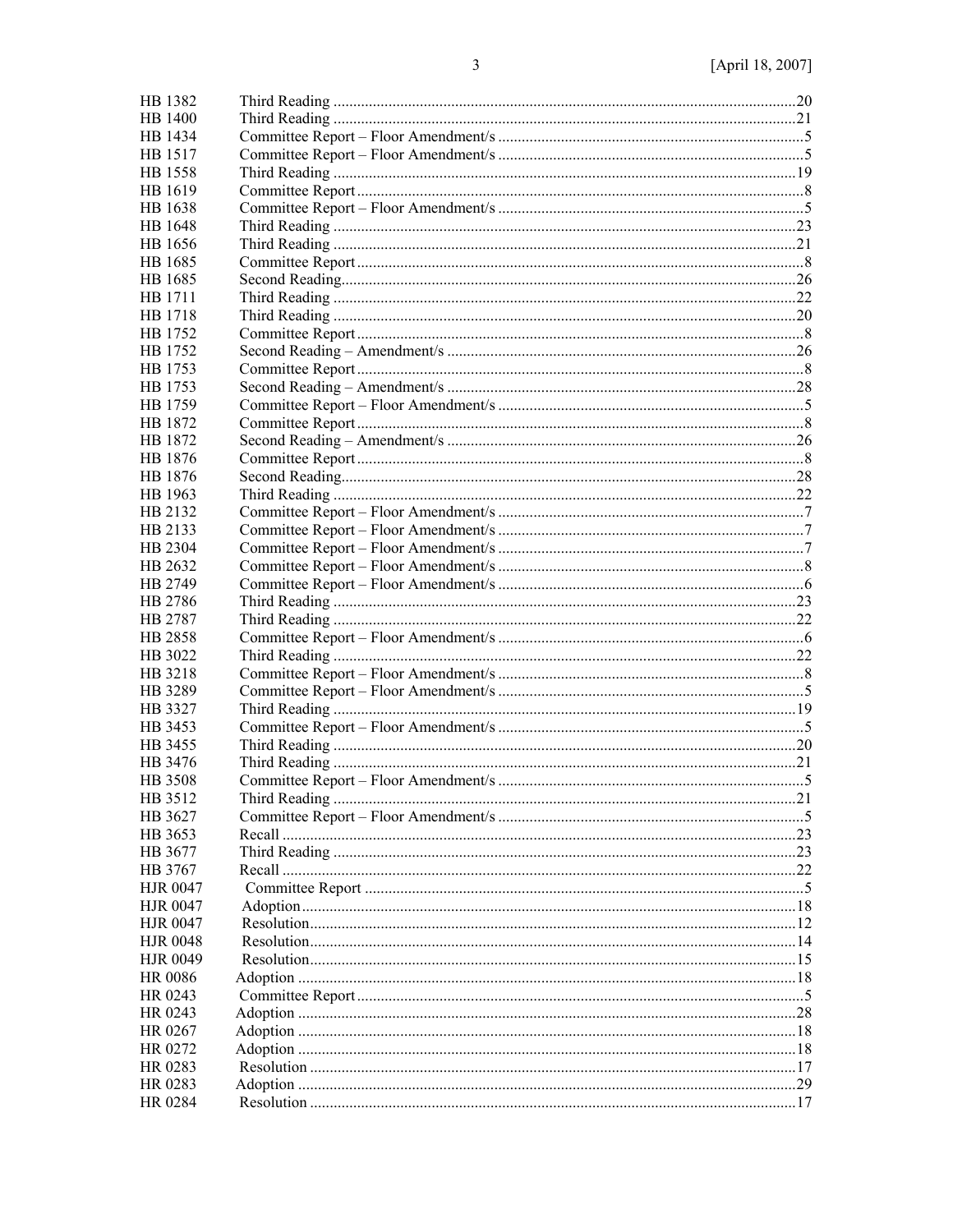| | | |
|---|---|---|
| HB 1382 | Third Reading | 20 |
| HB 1400 | Third Reading | 21 |
| HB 1434 | Committee Report – Floor Amendment/s | 5 |
| HB 1517 | Committee Report – Floor Amendment/s | 5 |
| HB 1558 | Third Reading | 19 |
| HB 1619 | Committee Report | 8 |
| HB 1638 | Committee Report – Floor Amendment/s | 5 |
| HB 1648 | Third Reading | 23 |
| HB 1656 | Third Reading | 21 |
| HB 1685 | Committee Report | 8 |
| HB 1685 | Second Reading | 26 |
| HB 1711 | Third Reading | 22 |
| HB 1718 | Third Reading | 20 |
| HB 1752 | Committee Report | 8 |
| HB 1752 | Second Reading – Amendment/s | 26 |
| HB 1753 | Committee Report | 8 |
| HB 1753 | Second Reading – Amendment/s | 28 |
| HB 1759 | Committee Report – Floor Amendment/s | 5 |
| HB 1872 | Committee Report | 8 |
| HB 1872 | Second Reading – Amendment/s | 26 |
| HB 1876 | Committee Report | 8 |
| HB 1876 | Second Reading | 28 |
| HB 1963 | Third Reading | 22 |
| HB 2132 | Committee Report – Floor Amendment/s | 7 |
| HB 2133 | Committee Report – Floor Amendment/s | 7 |
| HB 2304 | Committee Report – Floor Amendment/s | 7 |
| HB 2632 | Committee Report – Floor Amendment/s | 8 |
| HB 2749 | Committee Report – Floor Amendment/s | 6 |
| HB 2786 | Third Reading | 23 |
| HB 2787 | Third Reading | 22 |
| HB 2858 | Committee Report – Floor Amendment/s | 6 |
| HB 3022 | Third Reading | 22 |
| HB 3218 | Committee Report – Floor Amendment/s | 8 |
| HB 3289 | Committee Report – Floor Amendment/s | 5 |
| HB 3327 | Third Reading | 19 |
| HB 3453 | Committee Report – Floor Amendment/s | 5 |
| HB 3455 | Third Reading | 20 |
| HB 3476 | Third Reading | 21 |
| HB 3508 | Committee Report – Floor Amendment/s | 5 |
| HB 3512 | Third Reading | 21 |
| HB 3627 | Committee Report – Floor Amendment/s | 5 |
| HB 3653 | Recall | 23 |
| HB 3677 | Third Reading | 23 |
| HB 3767 | Recall | 22 |
| HJR 0047 | Committee Report | 5 |
| HJR 0047 | Adoption | 18 |
| HJR 0047 | Resolution | 12 |
| HJR 0048 | Resolution | 14 |
| HJR 0049 | Resolution | 15 |
| HR 0086 | Adoption | 18 |
| HR 0243 | Committee Report | 5 |
| HR 0243 | Adoption | 28 |
| HR 0267 | Adoption | 18 |
| HR 0272 | Adoption | 18 |
| HR 0283 | Resolution | 17 |
| HR 0283 | Adoption | 29 |
| HR 0284 | Resolution | 17 |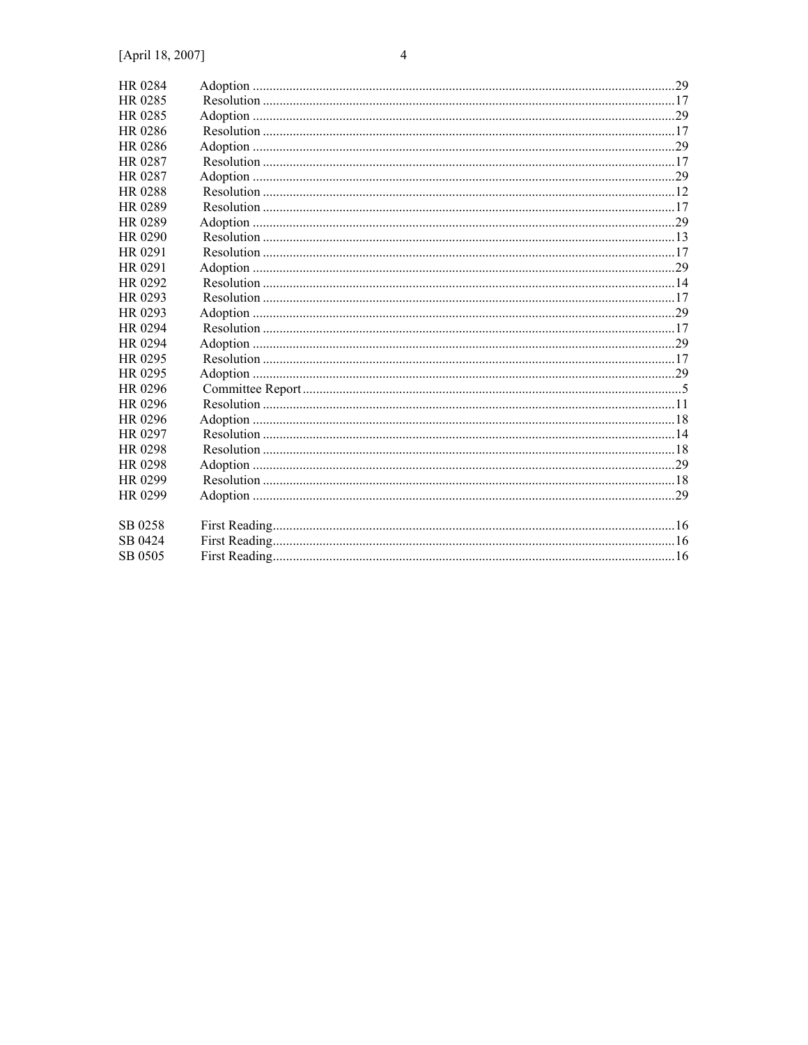| | | |
|---|---|---|
| HR 0284 | Adoption | 29 |
| HR 0285 | Resolution | 17 |
| HR 0285 | Adoption | 29 |
| HR 0286 | Resolution | 17 |
| HR 0286 | Adoption | 29 |
| HR 0287 | Resolution | 17 |
| HR 0287 | Adoption | 29 |
| HR 0288 | Resolution | 12 |
| HR 0289 | Resolution | 17 |
| HR 0289 | Adoption | 29 |
| HR 0290 | Resolution | 13 |
| HR 0291 | Resolution | 17 |
| HR 0291 | Adoption | 29 |
| HR 0292 | Resolution | 14 |
| HR 0293 | Resolution | 17 |
| HR 0293 | Adoption | 29 |
| HR 0294 | Resolution | 17 |
| HR 0294 | Adoption | 29 |
| HR 0295 | Resolution | 17 |
| HR 0295 | Adoption | 29 |
| HR 0296 | Committee Report | 5 |
| HR 0296 | Resolution | 11 |
| HR 0296 | Adoption | 18 |
| HR 0297 | Resolution | 14 |
| HR 0298 | Resolution | 18 |
| HR 0298 | Adoption | 29 |
| HR 0299 | Resolution | 18 |
| HR 0299 | Adoption | 29 |
| | | |
| SB 0258 | First Reading | 16 |
| SB 0424 | First Reading | 16 |
| SB 0505 | First Reading | 16 |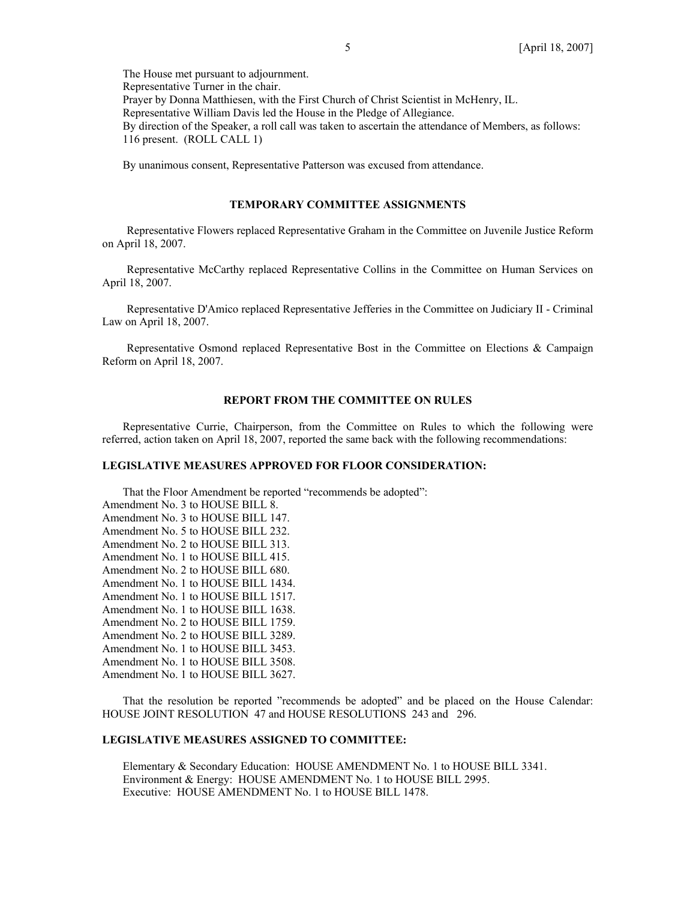The House met pursuant to adjournment.
Representative Turner in the chair.
Prayer by Donna Matthiesen, with the First Church of Christ Scientist in McHenry, IL.
Representative William Davis led the House in the Pledge of Allegiance.
By direction of the Speaker, a roll call was taken to ascertain the attendance of Members, as follows:
116 present. (ROLL CALL 1)

By unanimous consent, Representative Patterson was excused from attendance.

## TEMPORARY COMMITTEE ASSIGNMENTS

Representative Flowers replaced Representative Graham in the Committee on Juvenile Justice Reform on April 18, 2007.

Representative McCarthy replaced Representative Collins in the Committee on Human Services on April 18, 2007.

Representative D'Amico replaced Representative Jefferies in the Committee on Judiciary II - Criminal Law on April 18, 2007.

Representative Osmond replaced Representative Bost in the Committee on Elections & Campaign Reform on April 18, 2007.

## REPORT FROM THE COMMITTEE ON RULES

Representative Currie, Chairperson, from the Committee on Rules to which the following were referred, action taken on April 18, 2007, reported the same back with the following recommendations:

**LEGISLATIVE MEASURES APPROVED FOR FLOOR CONSIDERATION:**

That the Floor Amendment be reported "recommends be adopted":
Amendment No. 3 to HOUSE BILL 8.
Amendment No. 3 to HOUSE BILL 147.
Amendment No. 5 to HOUSE BILL 232.
Amendment No. 2 to HOUSE BILL 313.
Amendment No. 1 to HOUSE BILL 415.
Amendment No. 2 to HOUSE BILL 680.
Amendment No. 1 to HOUSE BILL 1434.
Amendment No. 1 to HOUSE BILL 1517.
Amendment No. 1 to HOUSE BILL 1638.
Amendment No. 2 to HOUSE BILL 1759.
Amendment No. 2 to HOUSE BILL 3289.
Amendment No. 1 to HOUSE BILL 3453.
Amendment No. 1 to HOUSE BILL 3508.
Amendment No. 1 to HOUSE BILL 3627.

That the resolution be reported "recommends be adopted" and be placed on the House Calendar: HOUSE JOINT RESOLUTION 47 and HOUSE RESOLUTIONS 243 and 296.

**LEGISLATIVE MEASURES ASSIGNED TO COMMITTEE:**

Elementary & Secondary Education: HOUSE AMENDMENT No. 1 to HOUSE BILL 3341.
Environment & Energy: HOUSE AMENDMENT No. 1 to HOUSE BILL 2995.
Executive: HOUSE AMENDMENT No. 1 to HOUSE BILL 1478.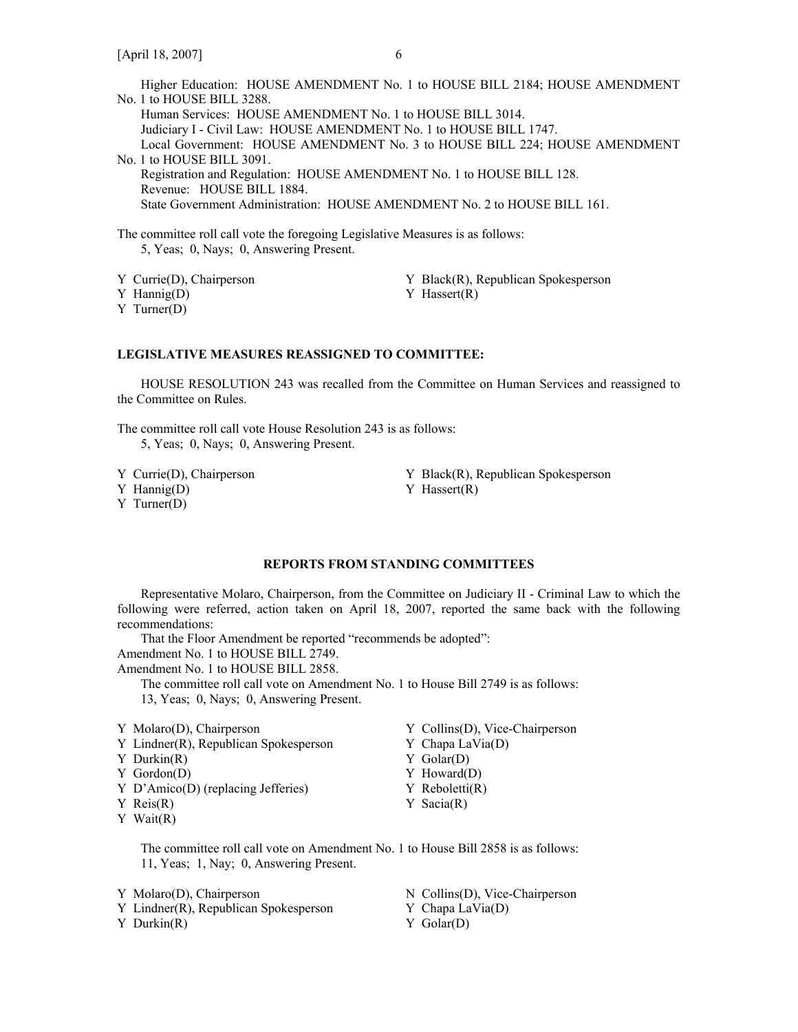Higher Education: HOUSE AMENDMENT No. 1 to HOUSE BILL 2184; HOUSE AMENDMENT No. 1 to HOUSE BILL 3288.

Human Services: HOUSE AMENDMENT No. 1 to HOUSE BILL 3014.

Judiciary I - Civil Law: HOUSE AMENDMENT No. 1 to HOUSE BILL 1747.

Local Government: HOUSE AMENDMENT No. 3 to HOUSE BILL 224; HOUSE AMENDMENT No. 1 to HOUSE BILL 3091.

Registration and Regulation: HOUSE AMENDMENT No. 1 to HOUSE BILL 128.

Revenue: HOUSE BILL 1884.

State Government Administration: HOUSE AMENDMENT No. 2 to HOUSE BILL 161.

The committee roll call vote the foregoing Legislative Measures is as follows:
5, Yeas; 0, Nays; 0, Answering Present.

Y Currie(D), Chairperson
Y Hannig(D)
Y Turner(D)
Y Black(R), Republican Spokesperson
Y Hassert(R)

**LEGISLATIVE MEASURES REASSIGNED TO COMMITTEE:**

HOUSE RESOLUTION 243 was recalled from the Committee on Human Services and reassigned to the Committee on Rules.

The committee roll call vote House Resolution 243 is as follows:
5, Yeas; 0, Nays; 0, Answering Present.

Y Currie(D), Chairperson
Y Hannig(D)
Y Turner(D)
Y Black(R), Republican Spokesperson
Y Hassert(R)

**REPORTS FROM STANDING COMMITTEES**

Representative Molaro, Chairperson, from the Committee on Judiciary II - Criminal Law to which the following were referred, action taken on April 18, 2007, reported the same back with the following recommendations:

That the Floor Amendment be reported "recommends be adopted":
Amendment No. 1 to HOUSE BILL 2749.
Amendment No. 1 to HOUSE BILL 2858.

The committee roll call vote on Amendment No. 1 to House Bill 2749 is as follows:
13, Yeas; 0, Nays; 0, Answering Present.

Y Molaro(D), Chairperson
Y Lindner(R), Republican Spokesperson
Y Durkin(R)
Y Gordon(D)
Y D'Amico(D) (replacing Jefferies)
Y Reis(R)
Y Wait(R)
Y Collins(D), Vice-Chairperson
Y Chapa LaVia(D)
Y Golar(D)
Y Howard(D)
Y Reboletti(R)
Y Sacia(R)

The committee roll call vote on Amendment No. 1 to House Bill 2858 is as follows:
11, Yeas; 1, Nay; 0, Answering Present.

Y Molaro(D), Chairperson
Y Lindner(R), Republican Spokesperson
Y Durkin(R)
N Collins(D), Vice-Chairperson
Y Chapa LaVia(D)
Y Golar(D)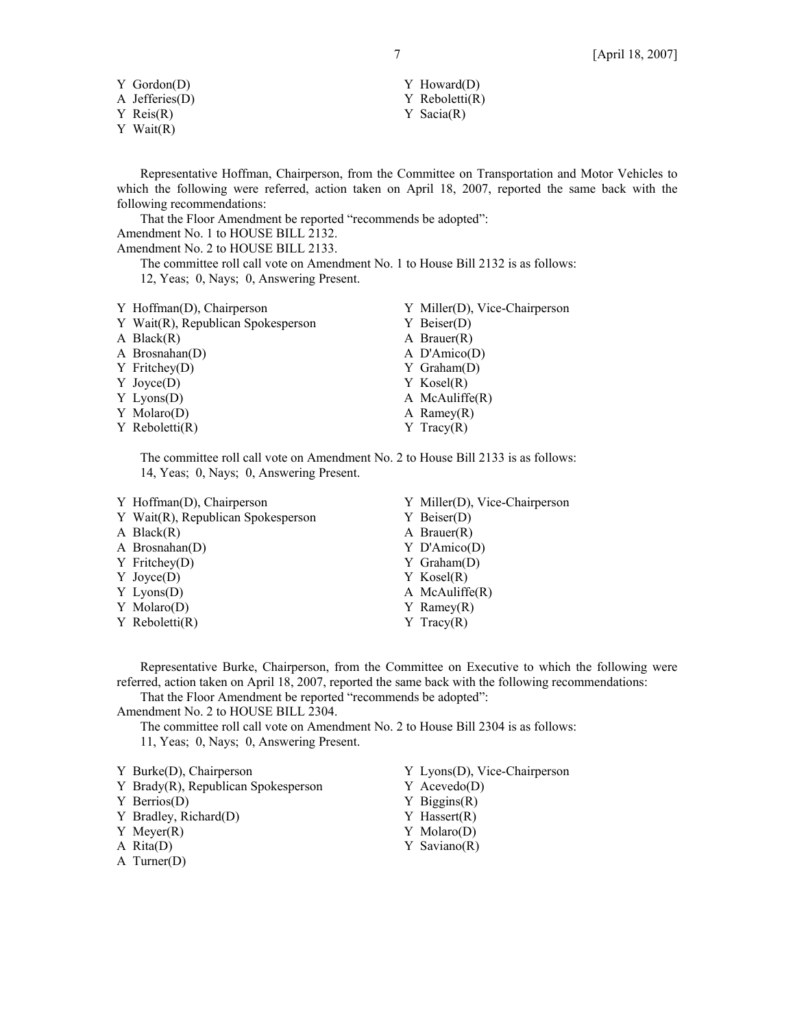Y Gordon(D)
A Jefferies(D)
Y Reis(R)
Y Wait(R)
Y Howard(D)
Y Reboletti(R)
Y Sacia(R)

Representative Hoffman, Chairperson, from the Committee on Transportation and Motor Vehicles to which the following were referred, action taken on April 18, 2007, reported the same back with the following recommendations:

That the Floor Amendment be reported "recommends be adopted":

Amendment No. 1 to HOUSE BILL 2132.

Amendment No. 2 to HOUSE BILL 2133.

The committee roll call vote on Amendment No. 1 to House Bill 2132 is as follows:

12, Yeas; 0, Nays; 0, Answering Present.

Y Hoffman(D), Chairperson
Y Wait(R), Republican Spokesperson
A Black(R)
A Brosnahan(D)
Y Fritchey(D)
Y Joyce(D)
Y Lyons(D)
Y Molaro(D)
Y Reboletti(R)
Y Miller(D), Vice-Chairperson
Y Beiser(D)
A Brauer(R)
A D'Amico(D)
Y Graham(D)
Y Kosel(R)
A McAuliffe(R)
A Ramey(R)
Y Tracy(R)

The committee roll call vote on Amendment No. 2 to House Bill 2133 is as follows:

14, Yeas; 0, Nays; 0, Answering Present.

Y Hoffman(D), Chairperson
Y Wait(R), Republican Spokesperson
A Black(R)
A Brosnahan(D)
Y Fritchey(D)
Y Joyce(D)
Y Lyons(D)
Y Molaro(D)
Y Reboletti(R)
Y Miller(D), Vice-Chairperson
Y Beiser(D)
A Brauer(R)
Y D'Amico(D)
Y Graham(D)
Y Kosel(R)
A McAuliffe(R)
Y Ramey(R)
Y Tracy(R)

Representative Burke, Chairperson, from the Committee on Executive to which the following were referred, action taken on April 18, 2007, reported the same back with the following recommendations:

That the Floor Amendment be reported "recommends be adopted":

Amendment No. 2 to HOUSE BILL 2304.

The committee roll call vote on Amendment No. 2 to House Bill 2304 is as follows:

11, Yeas; 0, Nays; 0, Answering Present.

Y Burke(D), Chairperson
Y Brady(R), Republican Spokesperson
Y Berrios(D)
Y Bradley, Richard(D)
Y Meyer(R)
A Rita(D)
A Turner(D)
Y Lyons(D), Vice-Chairperson
Y Acevedo(D)
Y Biggins(R)
Y Hassert(R)
Y Molaro(D)
Y Saviano(R)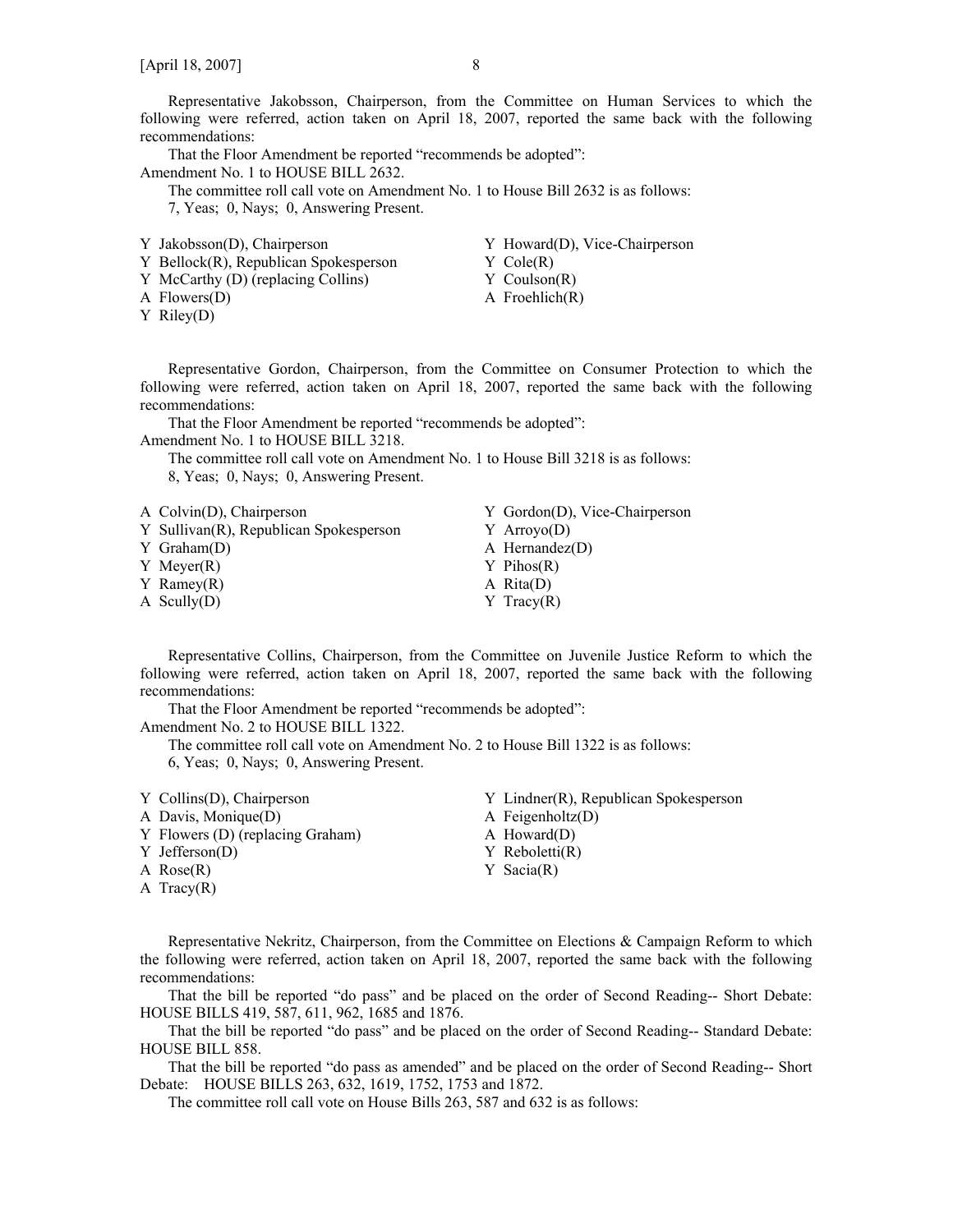Representative Jakobsson, Chairperson, from the Committee on Human Services to which the following were referred, action taken on April 18, 2007, reported the same back with the following recommendations:

That the Floor Amendment be reported "recommends be adopted":
Amendment No. 1 to HOUSE BILL 2632.

The committee roll call vote on Amendment No. 1 to House Bill 2632 is as follows:
7, Yeas; 0, Nays; 0, Answering Present.

| | |
|---|---|
| Y Jakobsson(D), Chairperson | Y Howard(D), Vice-Chairperson |
| Y Bellock(R), Republican Spokesperson | Y Cole(R) |
| Y McCarthy (D) (replacing Collins) | Y Coulson(R) |
| A Flowers(D) | A Froehlich(R) |
| Y Riley(D) | |

Representative Gordon, Chairperson, from the Committee on Consumer Protection to which the following were referred, action taken on April 18, 2007, reported the same back with the following recommendations:

That the Floor Amendment be reported "recommends be adopted":
Amendment No. 1 to HOUSE BILL 3218.

The committee roll call vote on Amendment No. 1 to House Bill 3218 is as follows:
8, Yeas; 0, Nays; 0, Answering Present.

| | |
|---|---|
| A Colvin(D), Chairperson | Y Gordon(D), Vice-Chairperson |
| Y Sullivan(R), Republican Spokesperson | Y Arroyo(D) |
| Y Graham(D) | A Hernandez(D) |
| Y Meyer(R) | Y Pihos(R) |
| Y Ramey(R) | A Rita(D) |
| A Scully(D) | Y Tracy(R) |

Representative Collins, Chairperson, from the Committee on Juvenile Justice Reform to which the following were referred, action taken on April 18, 2007, reported the same back with the following recommendations:

That the Floor Amendment be reported "recommends be adopted":
Amendment No. 2 to HOUSE BILL 1322.

The committee roll call vote on Amendment No. 2 to House Bill 1322 is as follows:
6, Yeas; 0, Nays; 0, Answering Present.

| | |
|---|---|
| Y Collins(D), Chairperson | Y Lindner(R), Republican Spokesperson |
| A Davis, Monique(D) | A Feigenholtz(D) |
| Y Flowers (D) (replacing Graham) | A Howard(D) |
| Y Jefferson(D) | Y Reboletti(R) |
| A Rose(R) | Y Sacia(R) |
| A Tracy(R) | |

Representative Nekritz, Chairperson, from the Committee on Elections & Campaign Reform to which the following were referred, action taken on April 18, 2007, reported the same back with the following recommendations:

That the bill be reported "do pass" and be placed on the order of Second Reading-- Short Debate: HOUSE BILLS 419, 587, 611, 962, 1685 and 1876.

That the bill be reported "do pass" and be placed on the order of Second Reading-- Standard Debate: HOUSE BILL 858.

That the bill be reported "do pass as amended" and be placed on the order of Second Reading-- Short Debate: HOUSE BILLS 263, 632, 1619, 1752, 1753 and 1872.

The committee roll call vote on House Bills 263, 587 and 632 is as follows: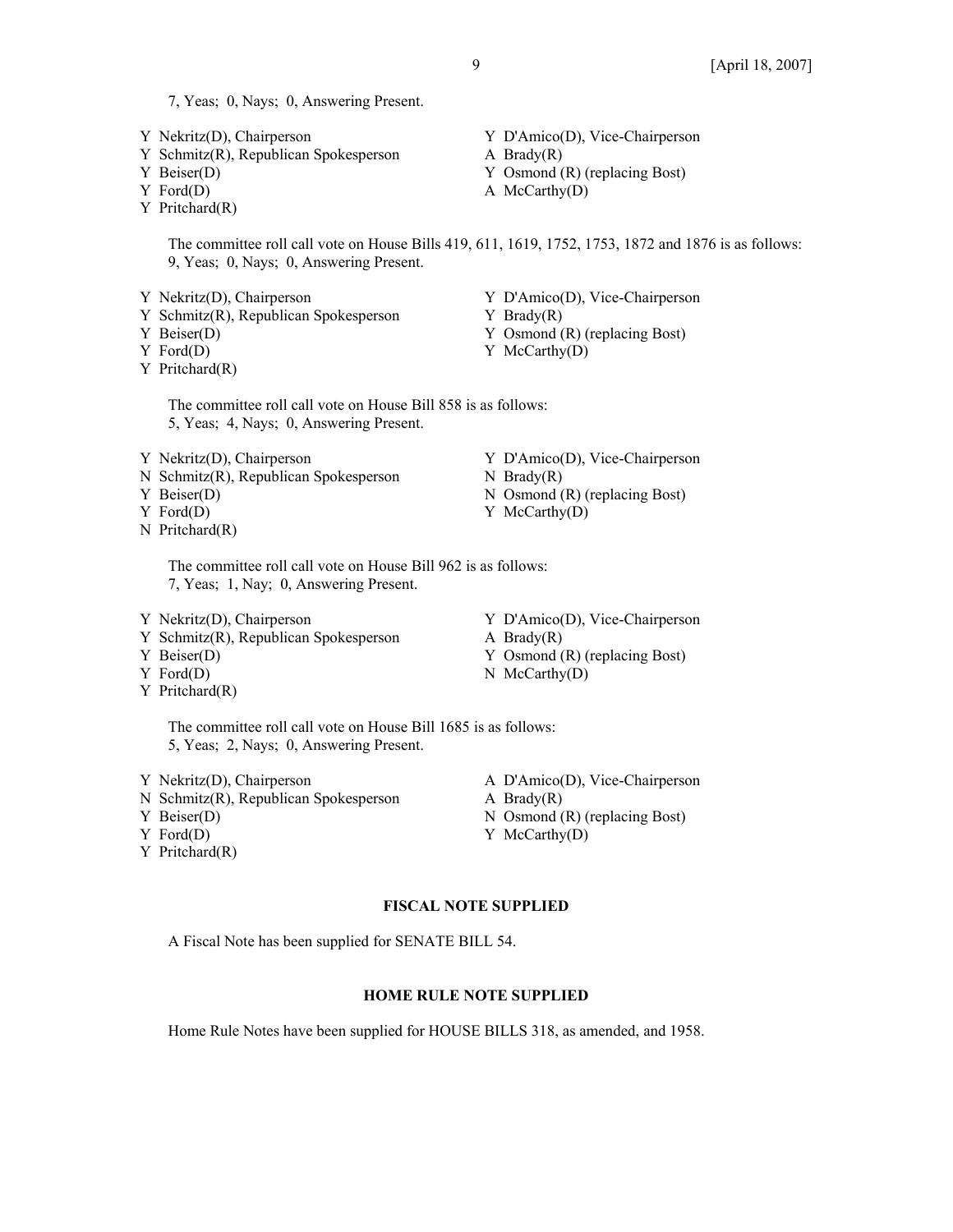7, Yeas; 0, Nays; 0, Answering Present.

| | |
|---|---|
| Y Nekritz(D), Chairperson | Y D'Amico(D), Vice-Chairperson |
| Y Schmitz(R), Republican Spokesperson | A Brady(R) |
| Y Beiser(D) | Y Osmond (R) (replacing Bost) |
| Y Ford(D) | A McCarthy(D) |
| Y Pritchard(R) | |

The committee roll call vote on House Bills 419, 611, 1619, 1752, 1753, 1872 and 1876 is as follows:
9, Yeas; 0, Nays; 0, Answering Present.

| | |
|---|---|
| Y Nekritz(D), Chairperson | Y D'Amico(D), Vice-Chairperson |
| Y Schmitz(R), Republican Spokesperson | Y Brady(R) |
| Y Beiser(D) | Y Osmond (R) (replacing Bost) |
| Y Ford(D) | Y McCarthy(D) |
| Y Pritchard(R) | |

The committee roll call vote on House Bill 858 is as follows:
5, Yeas; 4, Nays; 0, Answering Present.

| | |
|---|---|
| Y Nekritz(D), Chairperson | Y D'Amico(D), Vice-Chairperson |
| N Schmitz(R), Republican Spokesperson | N Brady(R) |
| Y Beiser(D) | N Osmond (R) (replacing Bost) |
| Y Ford(D) | Y McCarthy(D) |
| N Pritchard(R) | |

The committee roll call vote on House Bill 962 is as follows:
7, Yeas; 1, Nay; 0, Answering Present.

| | |
|---|---|
| Y Nekritz(D), Chairperson | Y D'Amico(D), Vice-Chairperson |
| Y Schmitz(R), Republican Spokesperson | A Brady(R) |
| Y Beiser(D) | Y Osmond (R) (replacing Bost) |
| Y Ford(D) | N McCarthy(D) |
| Y Pritchard(R) | |

The committee roll call vote on House Bill 1685 is as follows:
5, Yeas; 2, Nays; 0, Answering Present.

| | |
|---|---|
| Y Nekritz(D), Chairperson | A D'Amico(D), Vice-Chairperson |
| N Schmitz(R), Republican Spokesperson | A Brady(R) |
| Y Beiser(D) | N Osmond (R) (replacing Bost) |
| Y Ford(D) | Y McCarthy(D) |
| Y Pritchard(R) | |

## FISCAL NOTE SUPPLIED

A Fiscal Note has been supplied for SENATE BILL 54.

## HOME RULE NOTE SUPPLIED

Home Rule Notes have been supplied for HOUSE BILLS 318, as amended, and 1958.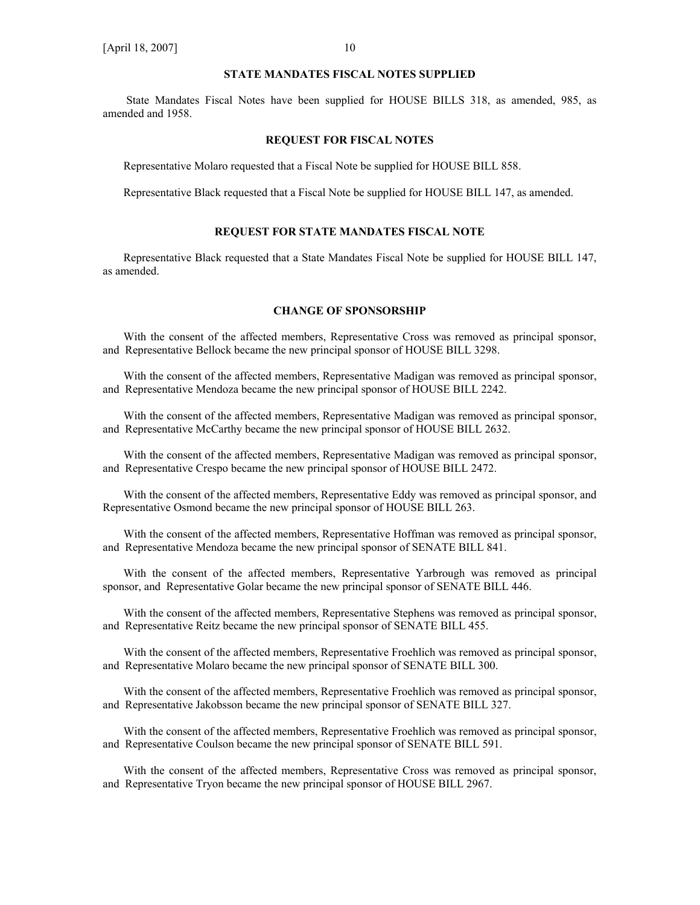## STATE MANDATES FISCAL NOTES SUPPLIED

State Mandates Fiscal Notes have been supplied for HOUSE BILLS 318, as amended, 985, as amended and 1958.

## REQUEST FOR FISCAL NOTES

Representative Molaro requested that a Fiscal Note be supplied for HOUSE BILL 858.

Representative Black requested that a Fiscal Note be supplied for HOUSE BILL 147, as amended.

## REQUEST FOR STATE MANDATES FISCAL NOTE

Representative Black requested that a State Mandates Fiscal Note be supplied for HOUSE BILL 147, as amended.

## CHANGE OF SPONSORSHIP

With the consent of the affected members, Representative Cross was removed as principal sponsor, and Representative Bellock became the new principal sponsor of HOUSE BILL 3298.

With the consent of the affected members, Representative Madigan was removed as principal sponsor, and Representative Mendoza became the new principal sponsor of HOUSE BILL 2242.

With the consent of the affected members, Representative Madigan was removed as principal sponsor, and Representative McCarthy became the new principal sponsor of HOUSE BILL 2632.

With the consent of the affected members, Representative Madigan was removed as principal sponsor, and Representative Crespo became the new principal sponsor of HOUSE BILL 2472.

With the consent of the affected members, Representative Eddy was removed as principal sponsor, and Representative Osmond became the new principal sponsor of HOUSE BILL 263.

With the consent of the affected members, Representative Hoffman was removed as principal sponsor, and Representative Mendoza became the new principal sponsor of SENATE BILL 841.

With the consent of the affected members, Representative Yarbrough was removed as principal sponsor, and Representative Golar became the new principal sponsor of SENATE BILL 446.

With the consent of the affected members, Representative Stephens was removed as principal sponsor, and Representative Reitz became the new principal sponsor of SENATE BILL 455.

With the consent of the affected members, Representative Froehlich was removed as principal sponsor, and Representative Molaro became the new principal sponsor of SENATE BILL 300.

With the consent of the affected members, Representative Froehlich was removed as principal sponsor, and Representative Jakobsson became the new principal sponsor of SENATE BILL 327.

With the consent of the affected members, Representative Froehlich was removed as principal sponsor, and Representative Coulson became the new principal sponsor of SENATE BILL 591.

With the consent of the affected members, Representative Cross was removed as principal sponsor, and Representative Tryon became the new principal sponsor of HOUSE BILL 2967.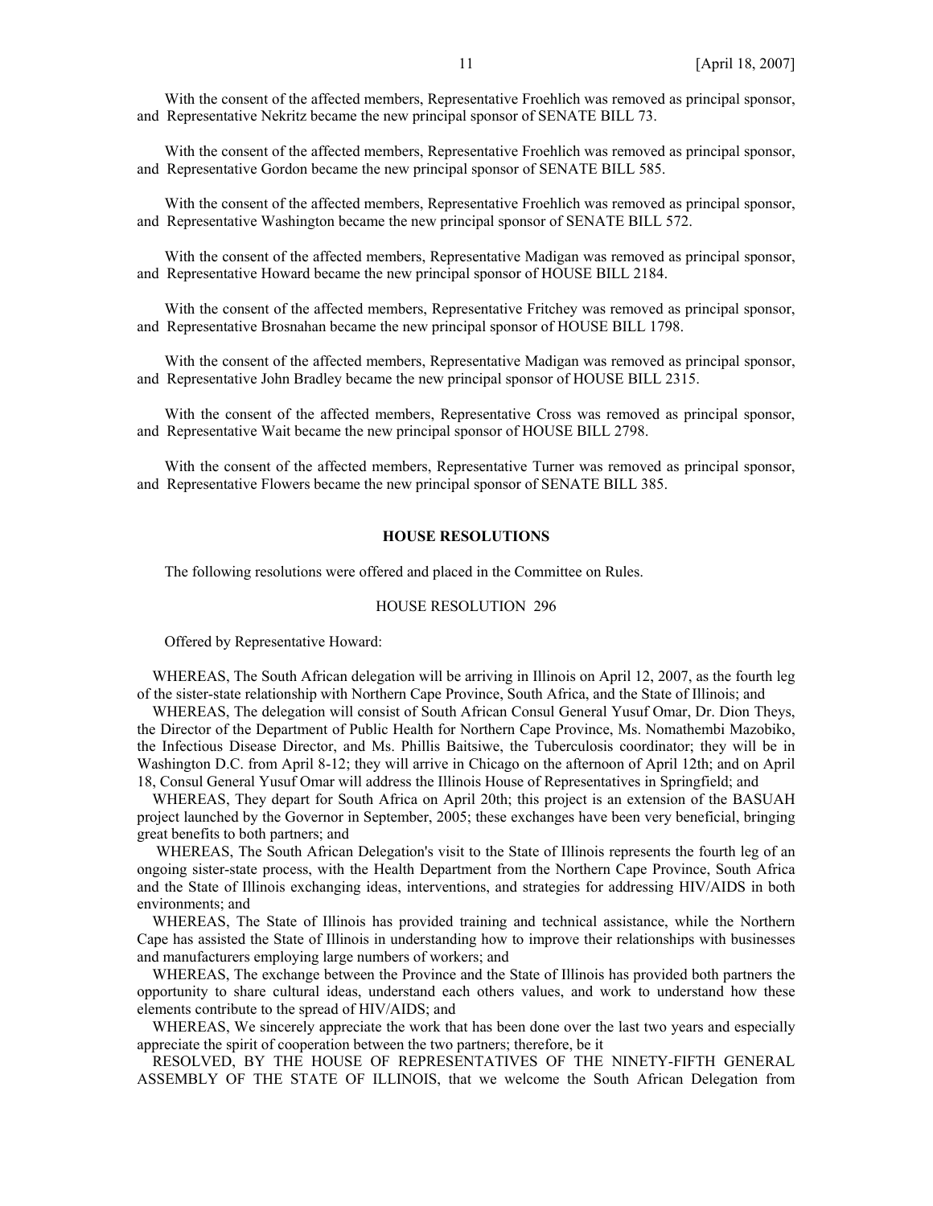With the consent of the affected members, Representative Froehlich was removed as principal sponsor, and Representative Nekritz became the new principal sponsor of SENATE BILL 73.

With the consent of the affected members, Representative Froehlich was removed as principal sponsor, and Representative Gordon became the new principal sponsor of SENATE BILL 585.

With the consent of the affected members, Representative Froehlich was removed as principal sponsor, and Representative Washington became the new principal sponsor of SENATE BILL 572.

With the consent of the affected members, Representative Madigan was removed as principal sponsor, and Representative Howard became the new principal sponsor of HOUSE BILL 2184.

With the consent of the affected members, Representative Fritchey was removed as principal sponsor, and Representative Brosnahan became the new principal sponsor of HOUSE BILL 1798.

With the consent of the affected members, Representative Madigan was removed as principal sponsor, and Representative John Bradley became the new principal sponsor of HOUSE BILL 2315.

With the consent of the affected members, Representative Cross was removed as principal sponsor, and Representative Wait became the new principal sponsor of HOUSE BILL 2798.

With the consent of the affected members, Representative Turner was removed as principal sponsor, and Representative Flowers became the new principal sponsor of SENATE BILL 385.

## HOUSE RESOLUTIONS

The following resolutions were offered and placed in the Committee on Rules.

HOUSE RESOLUTION 296

Offered by Representative Howard:

WHEREAS, The South African delegation will be arriving in Illinois on April 12, 2007, as the fourth leg of the sister-state relationship with Northern Cape Province, South Africa, and the State of Illinois; and

WHEREAS, The delegation will consist of South African Consul General Yusuf Omar, Dr. Dion Theys, the Director of the Department of Public Health for Northern Cape Province, Ms. Nomathembi Mazobiko, the Infectious Disease Director, and Ms. Phillis Baitsiwe, the Tuberculosis coordinator; they will be in Washington D.C. from April 8-12; they will arrive in Chicago on the afternoon of April 12th; and on April 18, Consul General Yusuf Omar will address the Illinois House of Representatives in Springfield; and

WHEREAS, They depart for South Africa on April 20th; this project is an extension of the BASUAH project launched by the Governor in September, 2005; these exchanges have been very beneficial, bringing great benefits to both partners; and

WHEREAS, The South African Delegation's visit to the State of Illinois represents the fourth leg of an ongoing sister-state process, with the Health Department from the Northern Cape Province, South Africa and the State of Illinois exchanging ideas, interventions, and strategies for addressing HIV/AIDS in both environments; and

WHEREAS, The State of Illinois has provided training and technical assistance, while the Northern Cape has assisted the State of Illinois in understanding how to improve their relationships with businesses and manufacturers employing large numbers of workers; and

WHEREAS, The exchange between the Province and the State of Illinois has provided both partners the opportunity to share cultural ideas, understand each others values, and work to understand how these elements contribute to the spread of HIV/AIDS; and

WHEREAS, We sincerely appreciate the work that has been done over the last two years and especially appreciate the spirit of cooperation between the two partners; therefore, be it

RESOLVED, BY THE HOUSE OF REPRESENTATIVES OF THE NINETY-FIFTH GENERAL ASSEMBLY OF THE STATE OF ILLINOIS, that we welcome the South African Delegation from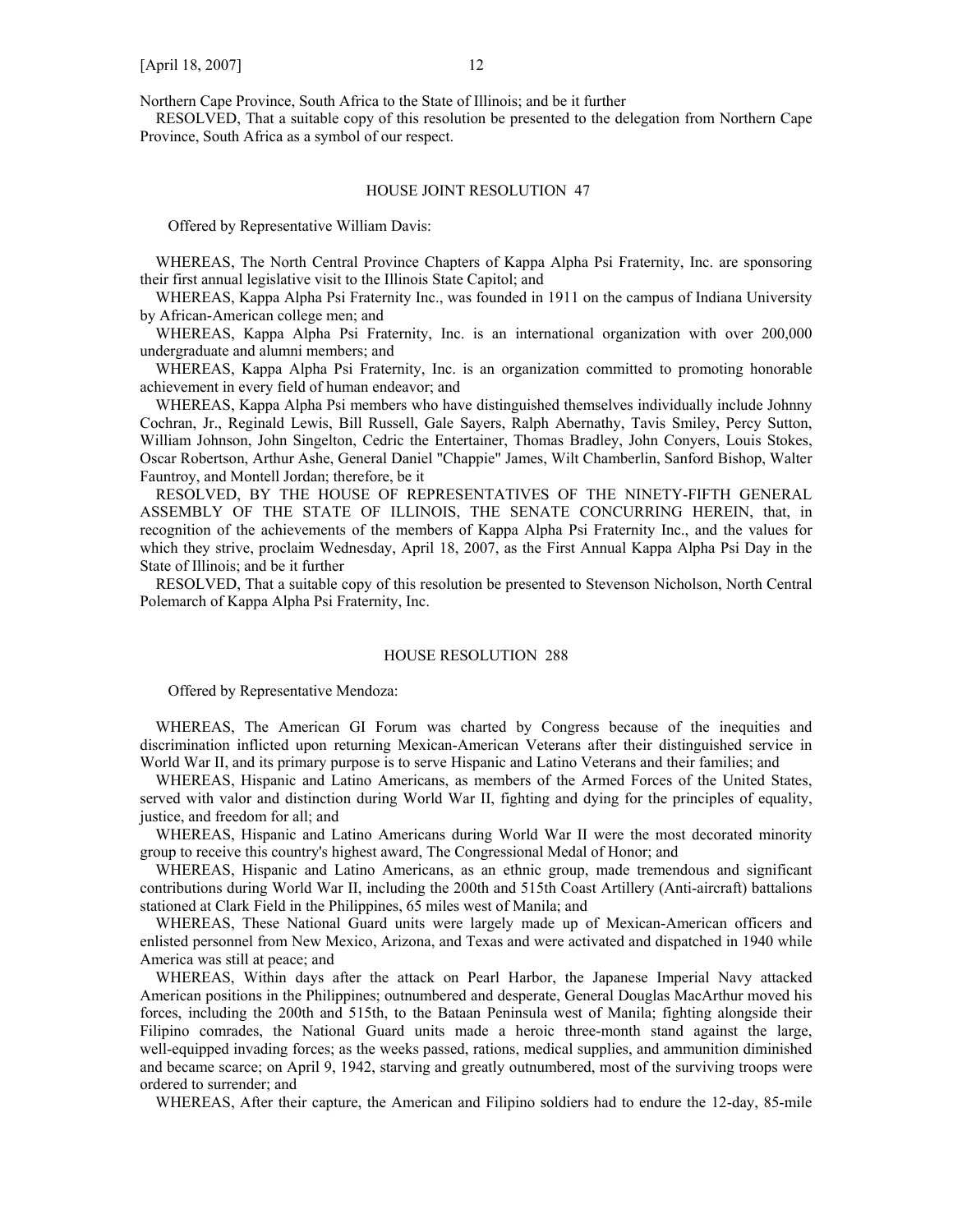Northern Cape Province, South Africa to the State of Illinois; and be it further

RESOLVED, That a suitable copy of this resolution be presented to the delegation from Northern Cape Province, South Africa as a symbol of our respect.

## HOUSE JOINT RESOLUTION 47

Offered by Representative William Davis:

WHEREAS, The North Central Province Chapters of Kappa Alpha Psi Fraternity, Inc. are sponsoring their first annual legislative visit to the Illinois State Capitol; and

WHEREAS, Kappa Alpha Psi Fraternity Inc., was founded in 1911 on the campus of Indiana University by African-American college men; and

WHEREAS, Kappa Alpha Psi Fraternity, Inc. is an international organization with over 200,000 undergraduate and alumni members; and

WHEREAS, Kappa Alpha Psi Fraternity, Inc. is an organization committed to promoting honorable achievement in every field of human endeavor; and

WHEREAS, Kappa Alpha Psi members who have distinguished themselves individually include Johnny Cochran, Jr., Reginald Lewis, Bill Russell, Gale Sayers, Ralph Abernathy, Tavis Smiley, Percy Sutton, William Johnson, John Singelton, Cedric the Entertainer, Thomas Bradley, John Conyers, Louis Stokes, Oscar Robertson, Arthur Ashe, General Daniel "Chappie" James, Wilt Chamberlin, Sanford Bishop, Walter Fauntroy, and Montell Jordan; therefore, be it

RESOLVED, BY THE HOUSE OF REPRESENTATIVES OF THE NINETY-FIFTH GENERAL ASSEMBLY OF THE STATE OF ILLINOIS, THE SENATE CONCURRING HEREIN, that, in recognition of the achievements of the members of Kappa Alpha Psi Fraternity Inc., and the values for which they strive, proclaim Wednesday, April 18, 2007, as the First Annual Kappa Alpha Psi Day in the State of Illinois; and be it further

RESOLVED, That a suitable copy of this resolution be presented to Stevenson Nicholson, North Central Polemarch of Kappa Alpha Psi Fraternity, Inc.

## HOUSE RESOLUTION 288

Offered by Representative Mendoza:

WHEREAS, The American GI Forum was charted by Congress because of the inequities and discrimination inflicted upon returning Mexican-American Veterans after their distinguished service in World War II, and its primary purpose is to serve Hispanic and Latino Veterans and their families; and

WHEREAS, Hispanic and Latino Americans, as members of the Armed Forces of the United States, served with valor and distinction during World War II, fighting and dying for the principles of equality, justice, and freedom for all; and

WHEREAS, Hispanic and Latino Americans during World War II were the most decorated minority group to receive this country's highest award, The Congressional Medal of Honor; and

WHEREAS, Hispanic and Latino Americans, as an ethnic group, made tremendous and significant contributions during World War II, including the 200th and 515th Coast Artillery (Anti-aircraft) battalions stationed at Clark Field in the Philippines, 65 miles west of Manila; and

WHEREAS, These National Guard units were largely made up of Mexican-American officers and enlisted personnel from New Mexico, Arizona, and Texas and were activated and dispatched in 1940 while America was still at peace; and

WHEREAS, Within days after the attack on Pearl Harbor, the Japanese Imperial Navy attacked American positions in the Philippines; outnumbered and desperate, General Douglas MacArthur moved his forces, including the 200th and 515th, to the Bataan Peninsula west of Manila; fighting alongside their Filipino comrades, the National Guard units made a heroic three-month stand against the large, well-equipped invading forces; as the weeks passed, rations, medical supplies, and ammunition diminished and became scarce; on April 9, 1942, starving and greatly outnumbered, most of the surviving troops were ordered to surrender; and

WHEREAS, After their capture, the American and Filipino soldiers had to endure the 12-day, 85-mile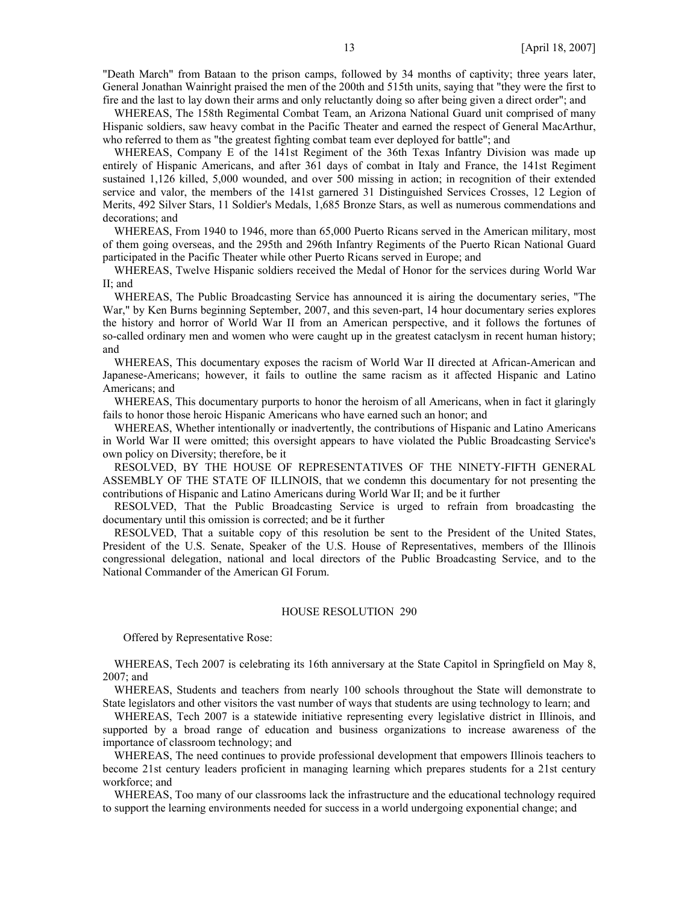"Death March" from Bataan to the prison camps, followed by 34 months of captivity; three years later, General Jonathan Wainright praised the men of the 200th and 515th units, saying that "they were the first to fire and the last to lay down their arms and only reluctantly doing so after being given a direct order"; and

WHEREAS, The 158th Regimental Combat Team, an Arizona National Guard unit comprised of many Hispanic soldiers, saw heavy combat in the Pacific Theater and earned the respect of General MacArthur, who referred to them as "the greatest fighting combat team ever deployed for battle"; and

WHEREAS, Company E of the 141st Regiment of the 36th Texas Infantry Division was made up entirely of Hispanic Americans, and after 361 days of combat in Italy and France, the 141st Regiment sustained 1,126 killed, 5,000 wounded, and over 500 missing in action; in recognition of their extended service and valor, the members of the 141st garnered 31 Distinguished Services Crosses, 12 Legion of Merits, 492 Silver Stars, 11 Soldier's Medals, 1,685 Bronze Stars, as well as numerous commendations and decorations; and

WHEREAS, From 1940 to 1946, more than 65,000 Puerto Ricans served in the American military, most of them going overseas, and the 295th and 296th Infantry Regiments of the Puerto Rican National Guard participated in the Pacific Theater while other Puerto Ricans served in Europe; and

WHEREAS, Twelve Hispanic soldiers received the Medal of Honor for the services during World War II; and

WHEREAS, The Public Broadcasting Service has announced it is airing the documentary series, "The War," by Ken Burns beginning September, 2007, and this seven-part, 14 hour documentary series explores the history and horror of World War II from an American perspective, and it follows the fortunes of so-called ordinary men and women who were caught up in the greatest cataclysm in recent human history; and

WHEREAS, This documentary exposes the racism of World War II directed at African-American and Japanese-Americans; however, it fails to outline the same racism as it affected Hispanic and Latino Americans; and

WHEREAS, This documentary purports to honor the heroism of all Americans, when in fact it glaringly fails to honor those heroic Hispanic Americans who have earned such an honor; and

WHEREAS, Whether intentionally or inadvertently, the contributions of Hispanic and Latino Americans in World War II were omitted; this oversight appears to have violated the Public Broadcasting Service's own policy on Diversity; therefore, be it

RESOLVED, BY THE HOUSE OF REPRESENTATIVES OF THE NINETY-FIFTH GENERAL ASSEMBLY OF THE STATE OF ILLINOIS, that we condemn this documentary for not presenting the contributions of Hispanic and Latino Americans during World War II; and be it further

RESOLVED, That the Public Broadcasting Service is urged to refrain from broadcasting the documentary until this omission is corrected; and be it further

RESOLVED, That a suitable copy of this resolution be sent to the President of the United States, President of the U.S. Senate, Speaker of the U.S. House of Representatives, members of the Illinois congressional delegation, national and local directors of the Public Broadcasting Service, and to the National Commander of the American GI Forum.

## HOUSE RESOLUTION 290

Offered by Representative Rose:

WHEREAS, Tech 2007 is celebrating its 16th anniversary at the State Capitol in Springfield on May 8, 2007; and

WHEREAS, Students and teachers from nearly 100 schools throughout the State will demonstrate to State legislators and other visitors the vast number of ways that students are using technology to learn; and

WHEREAS, Tech 2007 is a statewide initiative representing every legislative district in Illinois, and supported by a broad range of education and business organizations to increase awareness of the importance of classroom technology; and

WHEREAS, The need continues to provide professional development that empowers Illinois teachers to become 21st century leaders proficient in managing learning which prepares students for a 21st century workforce; and

WHEREAS, Too many of our classrooms lack the infrastructure and the educational technology required to support the learning environments needed for success in a world undergoing exponential change; and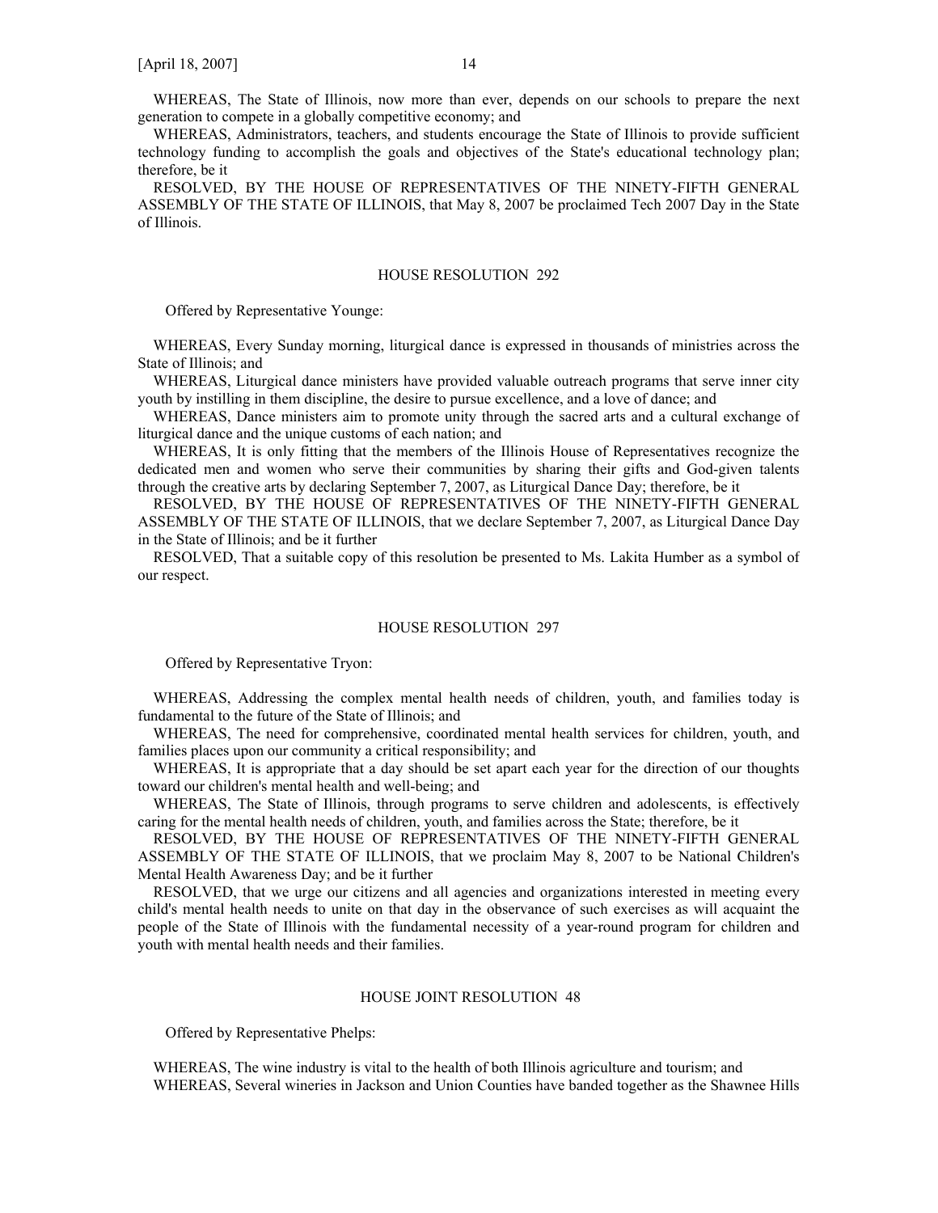WHEREAS, The State of Illinois, now more than ever, depends on our schools to prepare the next generation to compete in a globally competitive economy; and

WHEREAS, Administrators, teachers, and students encourage the State of Illinois to provide sufficient technology funding to accomplish the goals and objectives of the State's educational technology plan; therefore, be it

RESOLVED, BY THE HOUSE OF REPRESENTATIVES OF THE NINETY-FIFTH GENERAL ASSEMBLY OF THE STATE OF ILLINOIS, that May 8, 2007 be proclaimed Tech 2007 Day in the State of Illinois.

## HOUSE RESOLUTION 292

Offered by Representative Younge:

WHEREAS, Every Sunday morning, liturgical dance is expressed in thousands of ministries across the State of Illinois; and

WHEREAS, Liturgical dance ministers have provided valuable outreach programs that serve inner city youth by instilling in them discipline, the desire to pursue excellence, and a love of dance; and

WHEREAS, Dance ministers aim to promote unity through the sacred arts and a cultural exchange of liturgical dance and the unique customs of each nation; and

WHEREAS, It is only fitting that the members of the Illinois House of Representatives recognize the dedicated men and women who serve their communities by sharing their gifts and God-given talents through the creative arts by declaring September 7, 2007, as Liturgical Dance Day; therefore, be it

RESOLVED, BY THE HOUSE OF REPRESENTATIVES OF THE NINETY-FIFTH GENERAL ASSEMBLY OF THE STATE OF ILLINOIS, that we declare September 7, 2007, as Liturgical Dance Day in the State of Illinois; and be it further

RESOLVED, That a suitable copy of this resolution be presented to Ms. Lakita Humber as a symbol of our respect.

## HOUSE RESOLUTION 297

Offered by Representative Tryon:

WHEREAS, Addressing the complex mental health needs of children, youth, and families today is fundamental to the future of the State of Illinois; and

WHEREAS, The need for comprehensive, coordinated mental health services for children, youth, and families places upon our community a critical responsibility; and

WHEREAS, It is appropriate that a day should be set apart each year for the direction of our thoughts toward our children's mental health and well-being; and

WHEREAS, The State of Illinois, through programs to serve children and adolescents, is effectively caring for the mental health needs of children, youth, and families across the State; therefore, be it

RESOLVED, BY THE HOUSE OF REPRESENTATIVES OF THE NINETY-FIFTH GENERAL ASSEMBLY OF THE STATE OF ILLINOIS, that we proclaim May 8, 2007 to be National Children's Mental Health Awareness Day; and be it further

RESOLVED, that we urge our citizens and all agencies and organizations interested in meeting every child's mental health needs to unite on that day in the observance of such exercises as will acquaint the people of the State of Illinois with the fundamental necessity of a year-round program for children and youth with mental health needs and their families.

## HOUSE JOINT RESOLUTION 48

Offered by Representative Phelps:

WHEREAS, The wine industry is vital to the health of both Illinois agriculture and tourism; and

WHEREAS, Several wineries in Jackson and Union Counties have banded together as the Shawnee Hills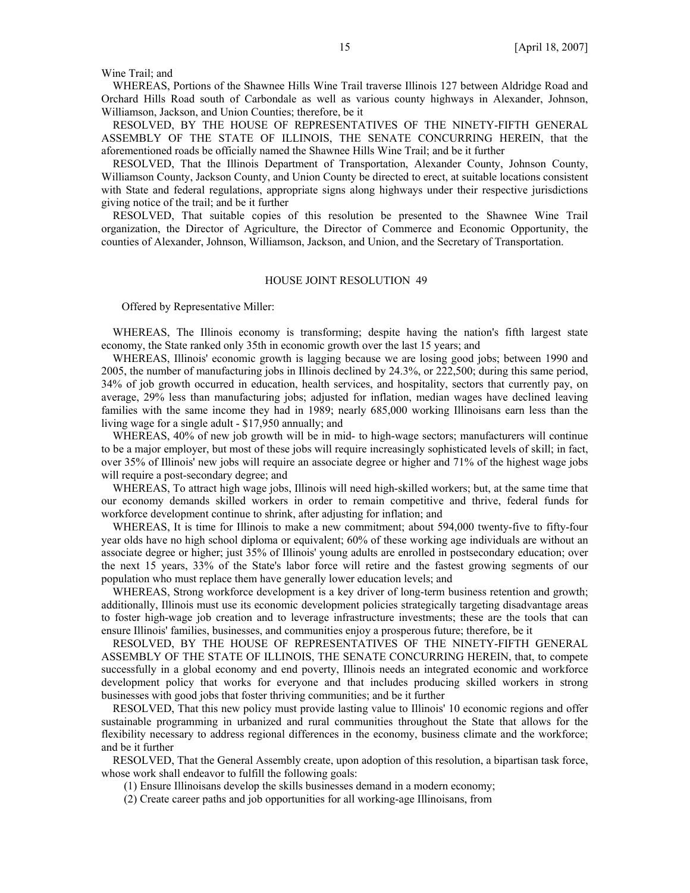Wine Trail; and

WHEREAS, Portions of the Shawnee Hills Wine Trail traverse Illinois 127 between Aldridge Road and Orchard Hills Road south of Carbondale as well as various county highways in Alexander, Johnson, Williamson, Jackson, and Union Counties; therefore, be it

RESOLVED, BY THE HOUSE OF REPRESENTATIVES OF THE NINETY-FIFTH GENERAL ASSEMBLY OF THE STATE OF ILLINOIS, THE SENATE CONCURRING HEREIN, that the aforementioned roads be officially named the Shawnee Hills Wine Trail; and be it further

RESOLVED, That the Illinois Department of Transportation, Alexander County, Johnson County, Williamson County, Jackson County, and Union County be directed to erect, at suitable locations consistent with State and federal regulations, appropriate signs along highways under their respective jurisdictions giving notice of the trail; and be it further

RESOLVED, That suitable copies of this resolution be presented to the Shawnee Wine Trail organization, the Director of Agriculture, the Director of Commerce and Economic Opportunity, the counties of Alexander, Johnson, Williamson, Jackson, and Union, and the Secretary of Transportation.

## HOUSE JOINT RESOLUTION 49

Offered by Representative Miller:

WHEREAS, The Illinois economy is transforming; despite having the nation's fifth largest state economy, the State ranked only 35th in economic growth over the last 15 years; and

WHEREAS, Illinois' economic growth is lagging because we are losing good jobs; between 1990 and 2005, the number of manufacturing jobs in Illinois declined by 24.3%, or 222,500; during this same period, 34% of job growth occurred in education, health services, and hospitality, sectors that currently pay, on average, 29% less than manufacturing jobs; adjusted for inflation, median wages have declined leaving families with the same income they had in 1989; nearly 685,000 working Illinoisans earn less than the living wage for a single adult - $17,950 annually; and

WHEREAS, 40% of new job growth will be in mid- to high-wage sectors; manufacturers will continue to be a major employer, but most of these jobs will require increasingly sophisticated levels of skill; in fact, over 35% of Illinois' new jobs will require an associate degree or higher and 71% of the highest wage jobs will require a post-secondary degree; and

WHEREAS, To attract high wage jobs, Illinois will need high-skilled workers; but, at the same time that our economy demands skilled workers in order to remain competitive and thrive, federal funds for workforce development continue to shrink, after adjusting for inflation; and

WHEREAS, It is time for Illinois to make a new commitment; about 594,000 twenty-five to fifty-four year olds have no high school diploma or equivalent; 60% of these working age individuals are without an associate degree or higher; just 35% of Illinois' young adults are enrolled in postsecondary education; over the next 15 years, 33% of the State's labor force will retire and the fastest growing segments of our population who must replace them have generally lower education levels; and

WHEREAS, Strong workforce development is a key driver of long-term business retention and growth; additionally, Illinois must use its economic development policies strategically targeting disadvantage areas to foster high-wage job creation and to leverage infrastructure investments; these are the tools that can ensure Illinois' families, businesses, and communities enjoy a prosperous future; therefore, be it

RESOLVED, BY THE HOUSE OF REPRESENTATIVES OF THE NINETY-FIFTH GENERAL ASSEMBLY OF THE STATE OF ILLINOIS, THE SENATE CONCURRING HEREIN, that, to compete successfully in a global economy and end poverty, Illinois needs an integrated economic and workforce development policy that works for everyone and that includes producing skilled workers in strong businesses with good jobs that foster thriving communities; and be it further

RESOLVED, That this new policy must provide lasting value to Illinois' 10 economic regions and offer sustainable programming in urbanized and rural communities throughout the State that allows for the flexibility necessary to address regional differences in the economy, business climate and the workforce; and be it further

RESOLVED, That the General Assembly create, upon adoption of this resolution, a bipartisan task force, whose work shall endeavor to fulfill the following goals:

(1) Ensure Illinoisans develop the skills businesses demand in a modern economy;

(2) Create career paths and job opportunities for all working-age Illinoisans, from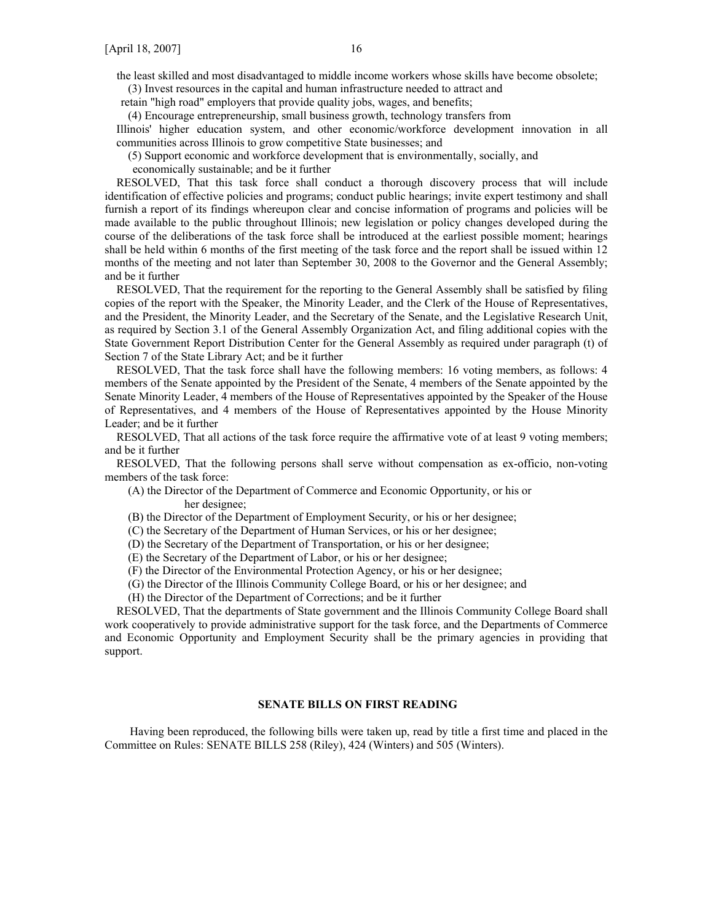the least skilled and most disadvantaged to middle income workers whose skills have become obsolete;

(3) Invest resources in the capital and human infrastructure needed to attract and retain "high road" employers that provide quality jobs, wages, and benefits;

(4) Encourage entrepreneurship, small business growth, technology transfers from Illinois' higher education system, and other economic/workforce development innovation in all communities across Illinois to grow competitive State businesses; and

(5) Support economic and workforce development that is environmentally, socially, and economically sustainable; and be it further

RESOLVED, That this task force shall conduct a thorough discovery process that will include identification of effective policies and programs; conduct public hearings; invite expert testimony and shall furnish a report of its findings whereupon clear and concise information of programs and policies will be made available to the public throughout Illinois; new legislation or policy changes developed during the course of the deliberations of the task force shall be introduced at the earliest possible moment; hearings shall be held within 6 months of the first meeting of the task force and the report shall be issued within 12 months of the meeting and not later than September 30, 2008 to the Governor and the General Assembly; and be it further

RESOLVED, That the requirement for the reporting to the General Assembly shall be satisfied by filing copies of the report with the Speaker, the Minority Leader, and the Clerk of the House of Representatives, and the President, the Minority Leader, and the Secretary of the Senate, and the Legislative Research Unit, as required by Section 3.1 of the General Assembly Organization Act, and filing additional copies with the State Government Report Distribution Center for the General Assembly as required under paragraph (t) of Section 7 of the State Library Act; and be it further

RESOLVED, That the task force shall have the following members: 16 voting members, as follows: 4 members of the Senate appointed by the President of the Senate, 4 members of the Senate appointed by the Senate Minority Leader, 4 members of the House of Representatives appointed by the Speaker of the House of Representatives, and 4 members of the House of Representatives appointed by the House Minority Leader; and be it further

RESOLVED, That all actions of the task force require the affirmative vote of at least 9 voting members; and be it further

RESOLVED, That the following persons shall serve without compensation as ex-officio, non-voting members of the task force:

(A) the Director of the Department of Commerce and Economic Opportunity, or his or her designee;

(B) the Director of the Department of Employment Security, or his or her designee;

(C) the Secretary of the Department of Human Services, or his or her designee;

(D) the Secretary of the Department of Transportation, or his or her designee;

(E) the Secretary of the Department of Labor, or his or her designee;

(F) the Director of the Environmental Protection Agency, or his or her designee;

(G) the Director of the Illinois Community College Board, or his or her designee; and

(H) the Director of the Department of Corrections; and be it further

RESOLVED, That the departments of State government and the Illinois Community College Board shall work cooperatively to provide administrative support for the task force, and the Departments of Commerce and Economic Opportunity and Employment Security shall be the primary agencies in providing that support.

## SENATE BILLS ON FIRST READING

Having been reproduced, the following bills were taken up, read by title a first time and placed in the Committee on Rules: SENATE BILLS 258 (Riley), 424 (Winters) and 505 (Winters).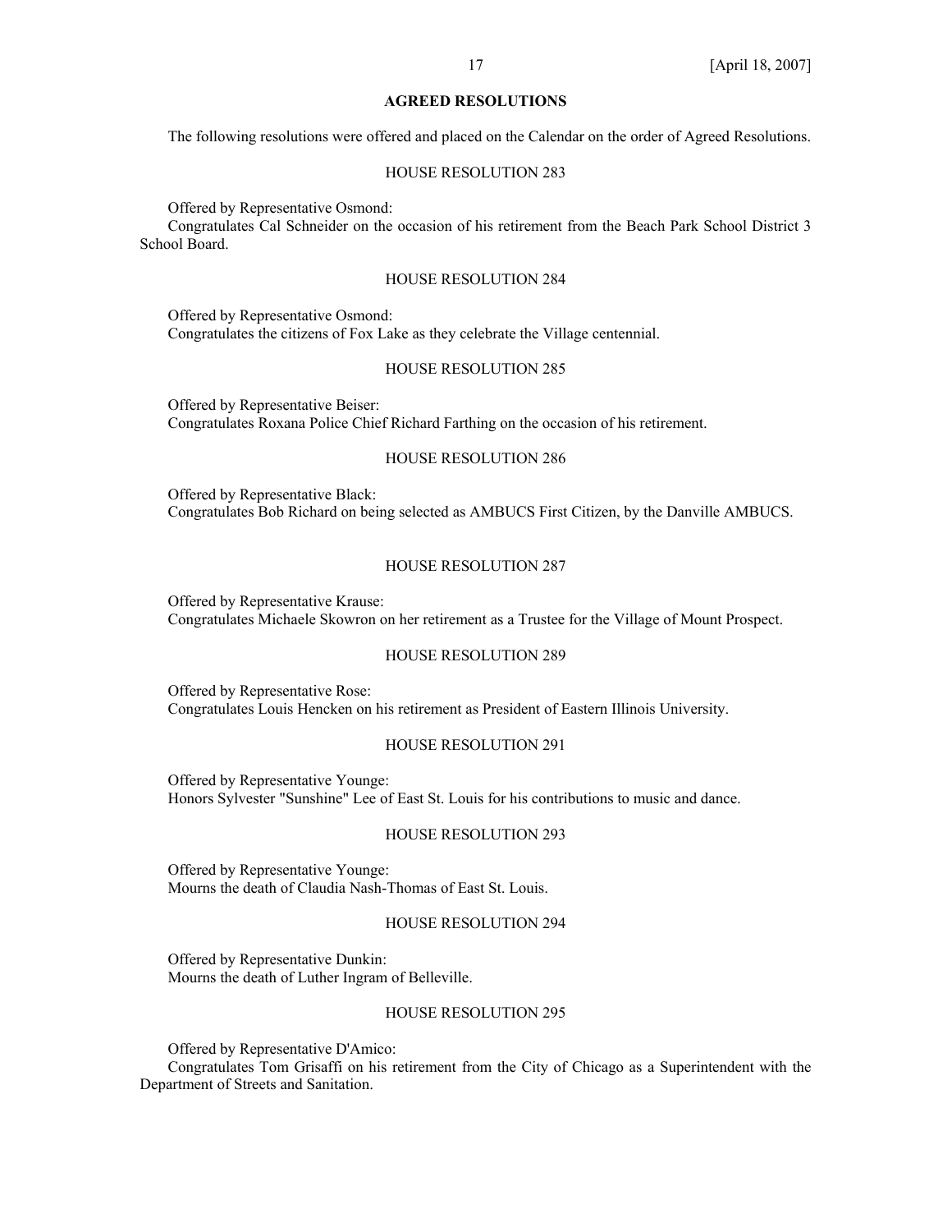## AGREED RESOLUTIONS

The following resolutions were offered and placed on the Calendar on the order of Agreed Resolutions.

### HOUSE RESOLUTION 283

Offered by Representative Osmond:
Congratulates Cal Schneider on the occasion of his retirement from the Beach Park School District 3 School Board.

### HOUSE RESOLUTION 284

Offered by Representative Osmond:
Congratulates the citizens of Fox Lake as they celebrate the Village centennial.

### HOUSE RESOLUTION 285

Offered by Representative Beiser:
Congratulates Roxana Police Chief Richard Farthing on the occasion of his retirement.

### HOUSE RESOLUTION 286

Offered by Representative Black:
Congratulates Bob Richard on being selected as AMBUCS First Citizen, by the Danville AMBUCS.

### HOUSE RESOLUTION 287

Offered by Representative Krause:
Congratulates Michaele Skowron on her retirement as a Trustee for the Village of Mount Prospect.

### HOUSE RESOLUTION 289

Offered by Representative Rose:
Congratulates Louis Hencken on his retirement as President of Eastern Illinois University.

### HOUSE RESOLUTION 291

Offered by Representative Younge:
Honors Sylvester "Sunshine" Lee of East St. Louis for his contributions to music and dance.

### HOUSE RESOLUTION 293

Offered by Representative Younge:
Mourns the death of Claudia Nash-Thomas of East St. Louis.

### HOUSE RESOLUTION 294

Offered by Representative Dunkin:
Mourns the death of Luther Ingram of Belleville.

### HOUSE RESOLUTION 295

Offered by Representative D'Amico:
Congratulates Tom Grisaffi on his retirement from the City of Chicago as a Superintendent with the Department of Streets and Sanitation.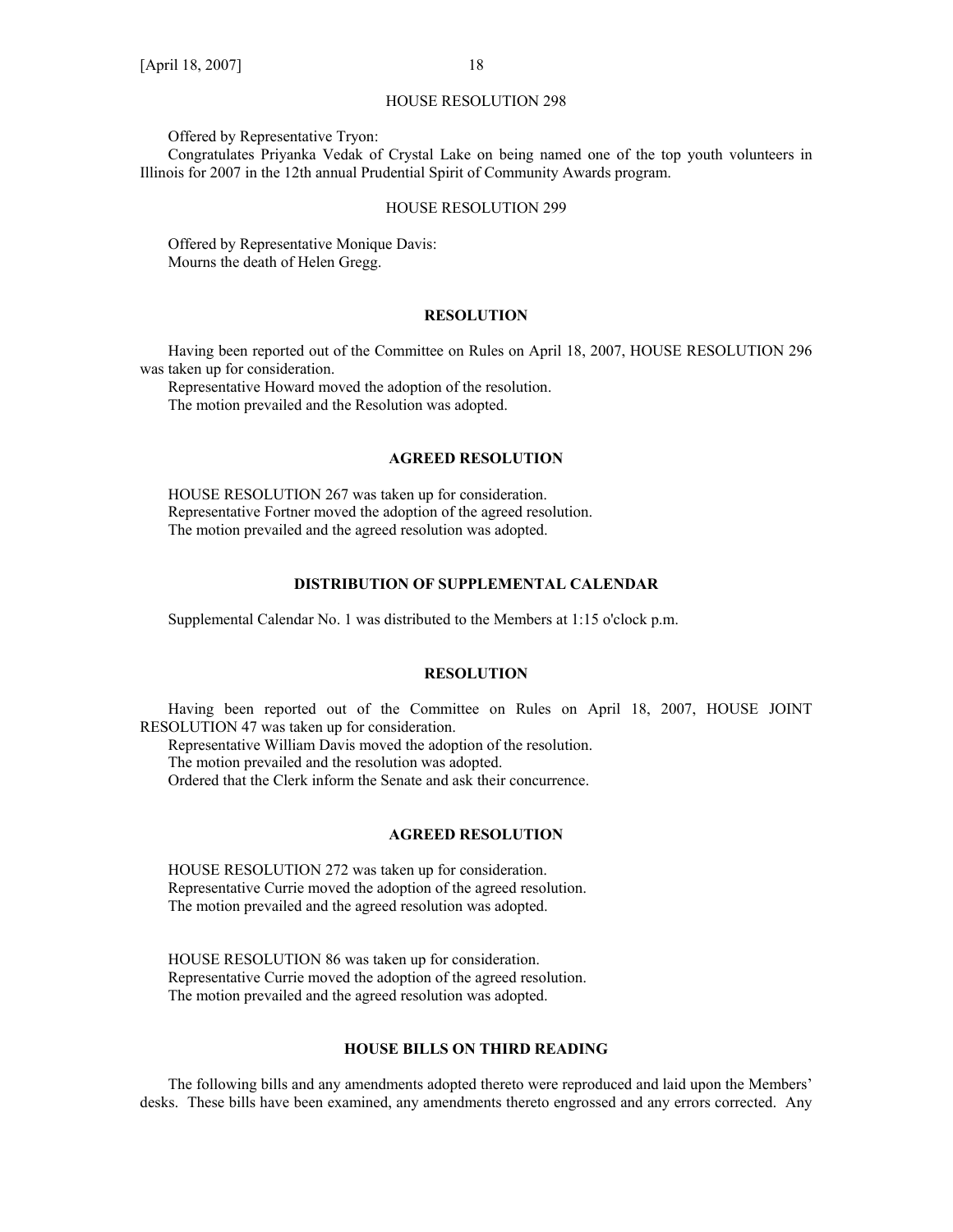HOUSE RESOLUTION 298

Offered by Representative Tryon:
Congratulates Priyanka Vedak of Crystal Lake on being named one of the top youth volunteers in Illinois for 2007 in the 12th annual Prudential Spirit of Community Awards program.

HOUSE RESOLUTION 299

Offered by Representative Monique Davis:
Mourns the death of Helen Gregg.

**RESOLUTION**

Having been reported out of the Committee on Rules on April 18, 2007, HOUSE RESOLUTION 296 was taken up for consideration.
Representative Howard moved the adoption of the resolution.
The motion prevailed and the Resolution was adopted.

**AGREED RESOLUTION**

HOUSE RESOLUTION 267 was taken up for consideration.
Representative Fortner moved the adoption of the agreed resolution.
The motion prevailed and the agreed resolution was adopted.

**DISTRIBUTION OF SUPPLEMENTAL CALENDAR**

Supplemental Calendar No. 1 was distributed to the Members at 1:15 o'clock p.m.

**RESOLUTION**

Having been reported out of the Committee on Rules on April 18, 2007, HOUSE JOINT RESOLUTION 47 was taken up for consideration.
Representative William Davis moved the adoption of the resolution.
The motion prevailed and the resolution was adopted.
Ordered that the Clerk inform the Senate and ask their concurrence.

**AGREED RESOLUTION**

HOUSE RESOLUTION 272 was taken up for consideration.
Representative Currie moved the adoption of the agreed resolution.
The motion prevailed and the agreed resolution was adopted.

HOUSE RESOLUTION 86 was taken up for consideration.
Representative Currie moved the adoption of the agreed resolution.
The motion prevailed and the agreed resolution was adopted.

**HOUSE BILLS ON THIRD READING**

The following bills and any amendments adopted thereto were reproduced and laid upon the Members' desks. These bills have been examined, any amendments thereto engrossed and any errors corrected. Any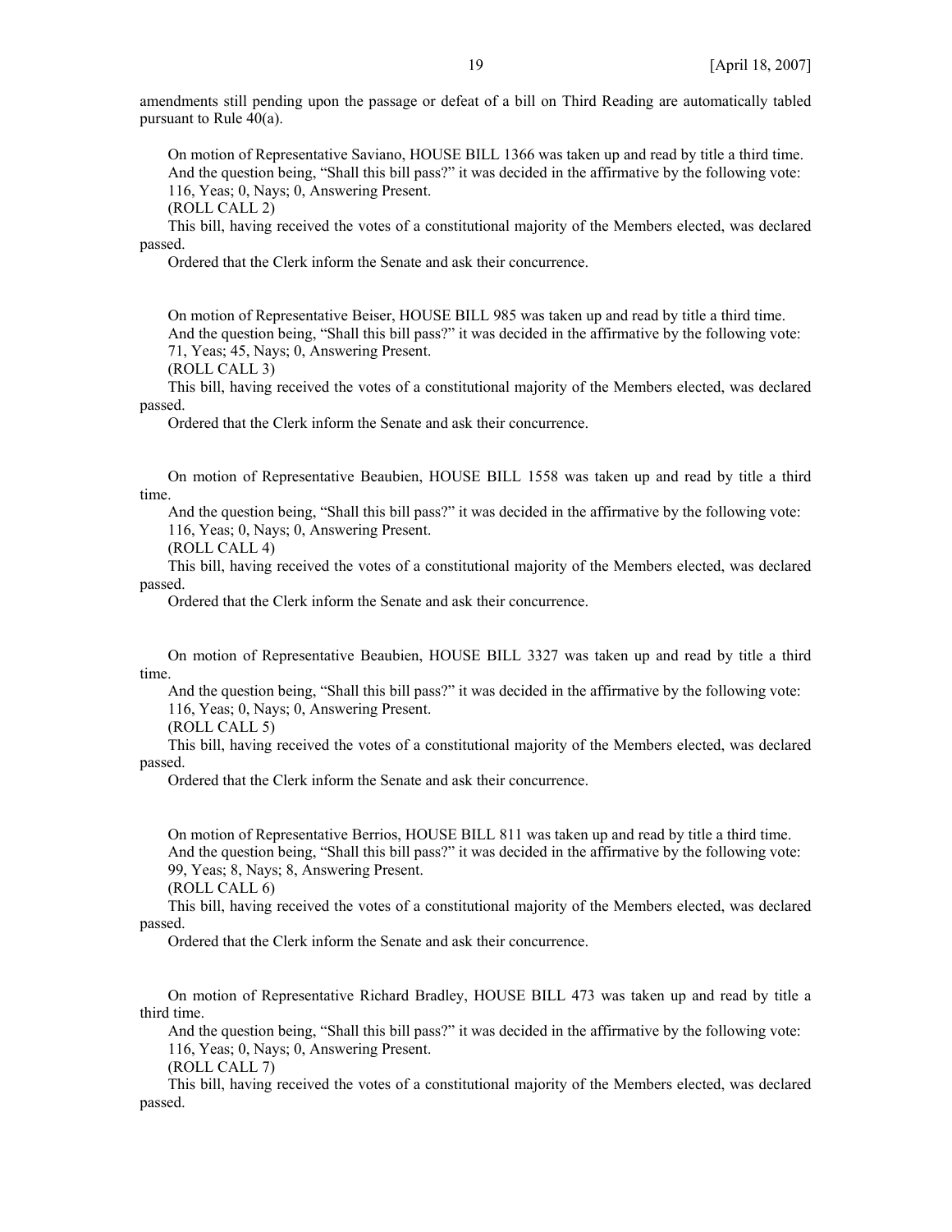amendments still pending upon the passage or defeat of a bill on Third Reading are automatically tabled pursuant to Rule 40(a).

On motion of Representative Saviano, HOUSE BILL 1366 was taken up and read by title a third time.
And the question being, "Shall this bill pass?" it was decided in the affirmative by the following vote:
116, Yeas; 0, Nays; 0, Answering Present.
(ROLL CALL 2)
This bill, having received the votes of a constitutional majority of the Members elected, was declared passed.
Ordered that the Clerk inform the Senate and ask their concurrence.

On motion of Representative Beiser, HOUSE BILL 985 was taken up and read by title a third time.
And the question being, "Shall this bill pass?" it was decided in the affirmative by the following vote:
71, Yeas; 45, Nays; 0, Answering Present.
(ROLL CALL 3)
This bill, having received the votes of a constitutional majority of the Members elected, was declared passed.
Ordered that the Clerk inform the Senate and ask their concurrence.

On motion of Representative Beaubien, HOUSE BILL 1558 was taken up and read by title a third time.
And the question being, "Shall this bill pass?" it was decided in the affirmative by the following vote:
116, Yeas; 0, Nays; 0, Answering Present.
(ROLL CALL 4)
This bill, having received the votes of a constitutional majority of the Members elected, was declared passed.
Ordered that the Clerk inform the Senate and ask their concurrence.

On motion of Representative Beaubien, HOUSE BILL 3327 was taken up and read by title a third time.
And the question being, "Shall this bill pass?" it was decided in the affirmative by the following vote:
116, Yeas; 0, Nays; 0, Answering Present.
(ROLL CALL 5)
This bill, having received the votes of a constitutional majority of the Members elected, was declared passed.
Ordered that the Clerk inform the Senate and ask their concurrence.

On motion of Representative Berrios, HOUSE BILL 811 was taken up and read by title a third time.
And the question being, "Shall this bill pass?" it was decided in the affirmative by the following vote:
99, Yeas; 8, Nays; 8, Answering Present.
(ROLL CALL 6)
This bill, having received the votes of a constitutional majority of the Members elected, was declared passed.
Ordered that the Clerk inform the Senate and ask their concurrence.

On motion of Representative Richard Bradley, HOUSE BILL 473 was taken up and read by title a third time.
And the question being, "Shall this bill pass?" it was decided in the affirmative by the following vote:
116, Yeas; 0, Nays; 0, Answering Present.
(ROLL CALL 7)
This bill, having received the votes of a constitutional majority of the Members elected, was declared passed.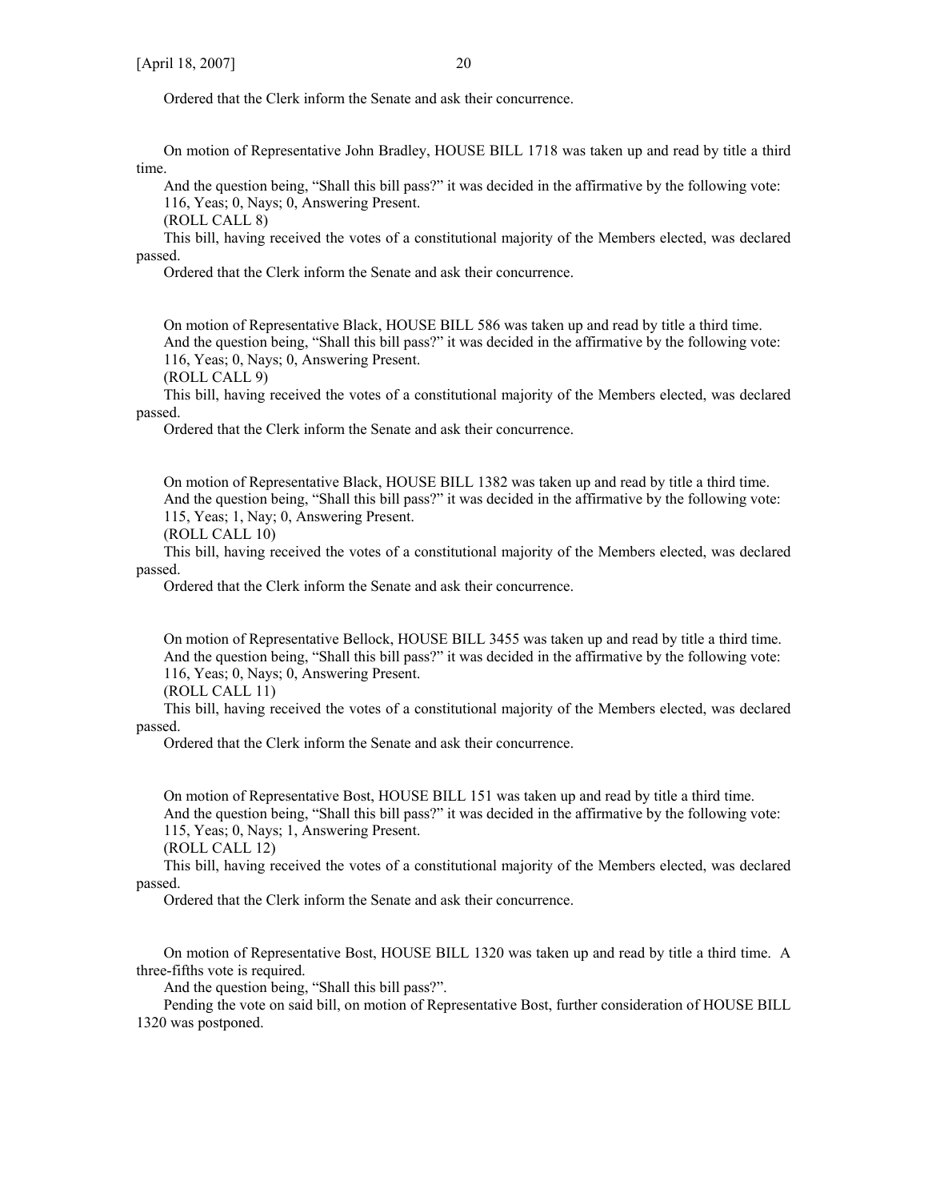Ordered that the Clerk inform the Senate and ask their concurrence.

On motion of Representative John Bradley, HOUSE BILL 1718 was taken up and read by title a third time.

And the question being, "Shall this bill pass?" it was decided in the affirmative by the following vote: 116, Yeas; 0, Nays; 0, Answering Present.

(ROLL CALL 8)

This bill, having received the votes of a constitutional majority of the Members elected, was declared passed.

Ordered that the Clerk inform the Senate and ask their concurrence.

On motion of Representative Black, HOUSE BILL 586 was taken up and read by title a third time.

And the question being, "Shall this bill pass?" it was decided in the affirmative by the following vote: 116, Yeas; 0, Nays; 0, Answering Present.

(ROLL CALL 9)

This bill, having received the votes of a constitutional majority of the Members elected, was declared passed.

Ordered that the Clerk inform the Senate and ask their concurrence.

On motion of Representative Black, HOUSE BILL 1382 was taken up and read by title a third time.

And the question being, "Shall this bill pass?" it was decided in the affirmative by the following vote: 115, Yeas; 1, Nay; 0, Answering Present.

(ROLL CALL 10)

This bill, having received the votes of a constitutional majority of the Members elected, was declared passed.

Ordered that the Clerk inform the Senate and ask their concurrence.

On motion of Representative Bellock, HOUSE BILL 3455 was taken up and read by title a third time.

And the question being, "Shall this bill pass?" it was decided in the affirmative by the following vote: 116, Yeas; 0, Nays; 0, Answering Present.

(ROLL CALL 11)

This bill, having received the votes of a constitutional majority of the Members elected, was declared passed.

Ordered that the Clerk inform the Senate and ask their concurrence.

On motion of Representative Bost, HOUSE BILL 151 was taken up and read by title a third time.

And the question being, "Shall this bill pass?" it was decided in the affirmative by the following vote: 115, Yeas; 0, Nays; 1, Answering Present.

(ROLL CALL 12)

This bill, having received the votes of a constitutional majority of the Members elected, was declared passed.

Ordered that the Clerk inform the Senate and ask their concurrence.

On motion of Representative Bost, HOUSE BILL 1320 was taken up and read by title a third time. A three-fifths vote is required.

And the question being, "Shall this bill pass?".

Pending the vote on said bill, on motion of Representative Bost, further consideration of HOUSE BILL 1320 was postponed.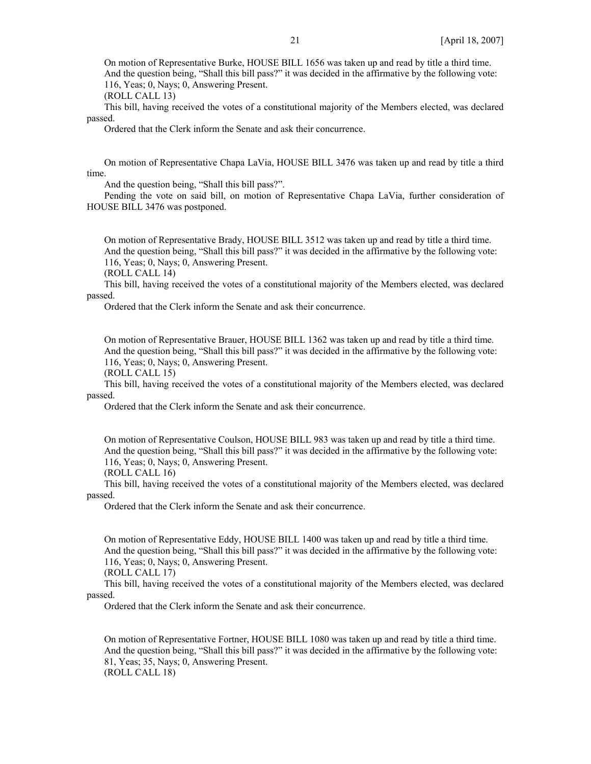On motion of Representative Burke, HOUSE BILL 1656 was taken up and read by title a third time.

And the question being, "Shall this bill pass?" it was decided in the affirmative by the following vote: 116, Yeas; 0, Nays; 0, Answering Present.

(ROLL CALL 13)

This bill, having received the votes of a constitutional majority of the Members elected, was declared passed.

Ordered that the Clerk inform the Senate and ask their concurrence.

On motion of Representative Chapa LaVia, HOUSE BILL 3476 was taken up and read by title a third time.

And the question being, "Shall this bill pass?".

Pending the vote on said bill, on motion of Representative Chapa LaVia, further consideration of HOUSE BILL 3476 was postponed.

On motion of Representative Brady, HOUSE BILL 3512 was taken up and read by title a third time.

And the question being, "Shall this bill pass?" it was decided in the affirmative by the following vote: 116, Yeas; 0, Nays; 0, Answering Present.

(ROLL CALL 14)

This bill, having received the votes of a constitutional majority of the Members elected, was declared passed.

Ordered that the Clerk inform the Senate and ask their concurrence.

On motion of Representative Brauer, HOUSE BILL 1362 was taken up and read by title a third time.

And the question being, "Shall this bill pass?" it was decided in the affirmative by the following vote: 116, Yeas; 0, Nays; 0, Answering Present.

(ROLL CALL 15)

This bill, having received the votes of a constitutional majority of the Members elected, was declared passed.

Ordered that the Clerk inform the Senate and ask their concurrence.

On motion of Representative Coulson, HOUSE BILL 983 was taken up and read by title a third time.

And the question being, "Shall this bill pass?" it was decided in the affirmative by the following vote: 116, Yeas; 0, Nays; 0, Answering Present.

(ROLL CALL 16)

This bill, having received the votes of a constitutional majority of the Members elected, was declared passed.

Ordered that the Clerk inform the Senate and ask their concurrence.

On motion of Representative Eddy, HOUSE BILL 1400 was taken up and read by title a third time.

And the question being, "Shall this bill pass?" it was decided in the affirmative by the following vote: 116, Yeas; 0, Nays; 0, Answering Present.

(ROLL CALL 17)

This bill, having received the votes of a constitutional majority of the Members elected, was declared passed.

Ordered that the Clerk inform the Senate and ask their concurrence.

On motion of Representative Fortner, HOUSE BILL 1080 was taken up and read by title a third time.

And the question being, "Shall this bill pass?" it was decided in the affirmative by the following vote: 81, Yeas; 35, Nays; 0, Answering Present.

(ROLL CALL 18)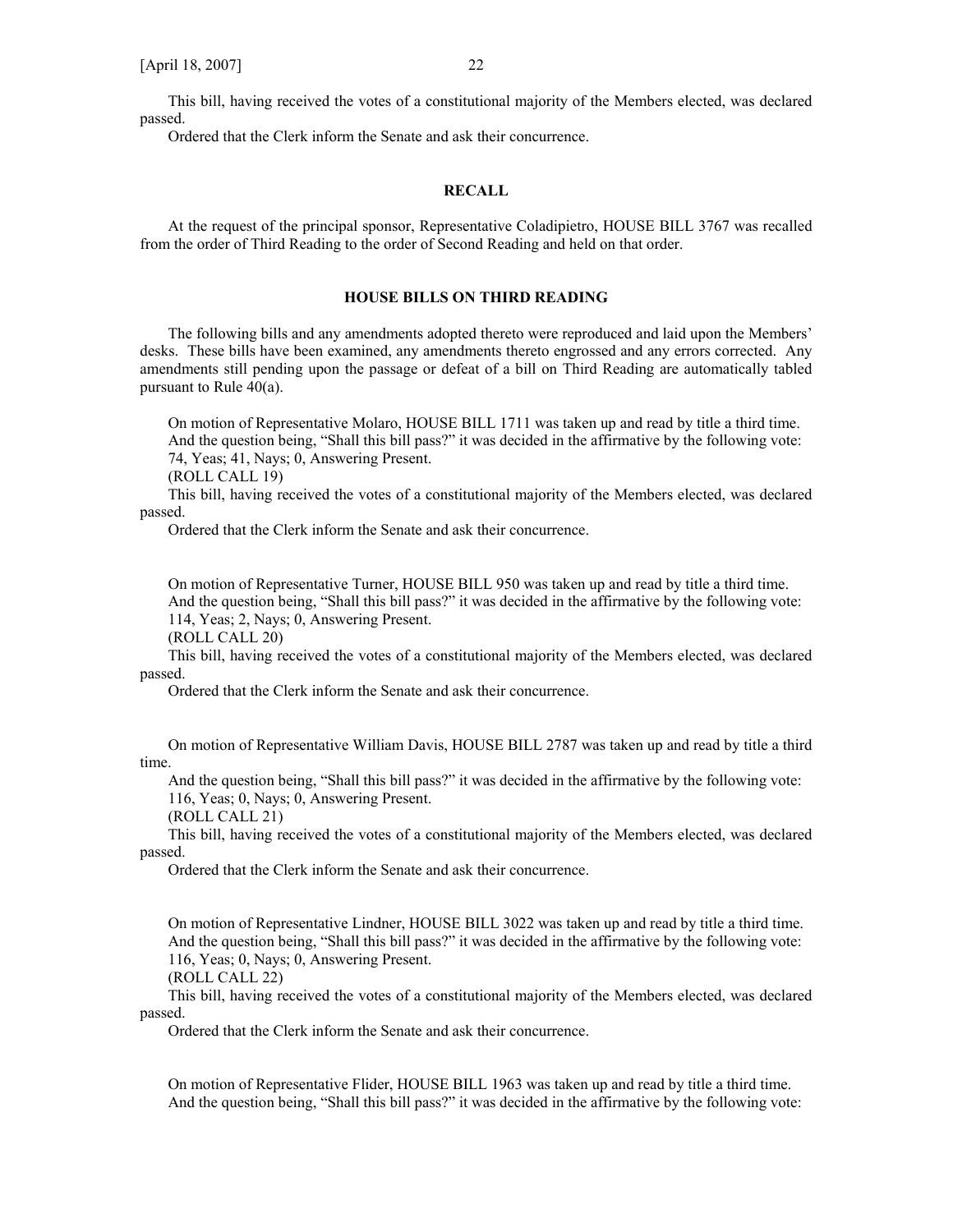This bill, having received the votes of a constitutional majority of the Members elected, was declared passed.

Ordered that the Clerk inform the Senate and ask their concurrence.

## RECALL

At the request of the principal sponsor, Representative Coladipietro, HOUSE BILL 3767 was recalled from the order of Third Reading to the order of Second Reading and held on that order.

## HOUSE BILLS ON THIRD READING

The following bills and any amendments adopted thereto were reproduced and laid upon the Members' desks. These bills have been examined, any amendments thereto engrossed and any errors corrected. Any amendments still pending upon the passage or defeat of a bill on Third Reading are automatically tabled pursuant to Rule 40(a).

On motion of Representative Molaro, HOUSE BILL 1711 was taken up and read by title a third time.

And the question being, "Shall this bill pass?" it was decided in the affirmative by the following vote:

74, Yeas; 41, Nays; 0, Answering Present.

(ROLL CALL 19)

This bill, having received the votes of a constitutional majority of the Members elected, was declared passed.

Ordered that the Clerk inform the Senate and ask their concurrence.

On motion of Representative Turner, HOUSE BILL 950 was taken up and read by title a third time.

And the question being, "Shall this bill pass?" it was decided in the affirmative by the following vote:

114, Yeas; 2, Nays; 0, Answering Present.

(ROLL CALL 20)

This bill, having received the votes of a constitutional majority of the Members elected, was declared passed.

Ordered that the Clerk inform the Senate and ask their concurrence.

On motion of Representative William Davis, HOUSE BILL 2787 was taken up and read by title a third time.

And the question being, "Shall this bill pass?" it was decided in the affirmative by the following vote:

116, Yeas; 0, Nays; 0, Answering Present.

(ROLL CALL 21)

This bill, having received the votes of a constitutional majority of the Members elected, was declared passed.

Ordered that the Clerk inform the Senate and ask their concurrence.

On motion of Representative Lindner, HOUSE BILL 3022 was taken up and read by title a third time.

And the question being, "Shall this bill pass?" it was decided in the affirmative by the following vote:

116, Yeas; 0, Nays; 0, Answering Present.

(ROLL CALL 22)

This bill, having received the votes of a constitutional majority of the Members elected, was declared passed.

Ordered that the Clerk inform the Senate and ask their concurrence.

On motion of Representative Flider, HOUSE BILL 1963 was taken up and read by title a third time.

And the question being, "Shall this bill pass?" it was decided in the affirmative by the following vote: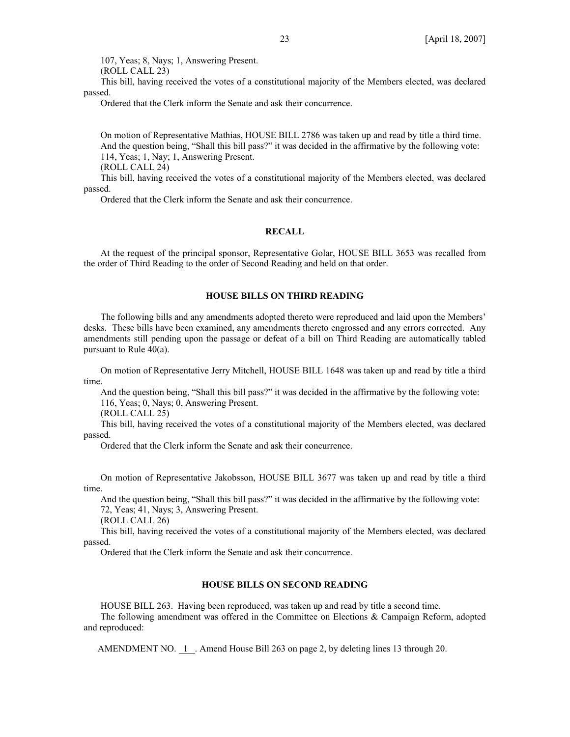107, Yeas; 8, Nays; 1, Answering Present.

(ROLL CALL 23)

This bill, having received the votes of a constitutional majority of the Members elected, was declared passed.

Ordered that the Clerk inform the Senate and ask their concurrence.

On motion of Representative Mathias, HOUSE BILL 2786 was taken up and read by title a third time.

And the question being, "Shall this bill pass?" it was decided in the affirmative by the following vote:

114, Yeas; 1, Nay; 1, Answering Present.

(ROLL CALL 24)

This bill, having received the votes of a constitutional majority of the Members elected, was declared passed.

Ordered that the Clerk inform the Senate and ask their concurrence.

## RECALL

At the request of the principal sponsor, Representative Golar, HOUSE BILL 3653 was recalled from the order of Third Reading to the order of Second Reading and held on that order.

## HOUSE BILLS ON THIRD READING

The following bills and any amendments adopted thereto were reproduced and laid upon the Members' desks. These bills have been examined, any amendments thereto engrossed and any errors corrected. Any amendments still pending upon the passage or defeat of a bill on Third Reading are automatically tabled pursuant to Rule 40(a).

On motion of Representative Jerry Mitchell, HOUSE BILL 1648 was taken up and read by title a third time.

And the question being, "Shall this bill pass?" it was decided in the affirmative by the following vote:

116, Yeas; 0, Nays; 0, Answering Present.

(ROLL CALL 25)

This bill, having received the votes of a constitutional majority of the Members elected, was declared passed.

Ordered that the Clerk inform the Senate and ask their concurrence.

On motion of Representative Jakobsson, HOUSE BILL 3677 was taken up and read by title a third time.

And the question being, "Shall this bill pass?" it was decided in the affirmative by the following vote:

72, Yeas; 41, Nays; 3, Answering Present.

(ROLL CALL 26)

This bill, having received the votes of a constitutional majority of the Members elected, was declared passed.

Ordered that the Clerk inform the Senate and ask their concurrence.

## HOUSE BILLS ON SECOND READING

HOUSE BILL 263. Having been reproduced, was taken up and read by title a second time.

The following amendment was offered in the Committee on Elections & Campaign Reform, adopted and reproduced:

AMENDMENT NO. 1 . Amend House Bill 263 on page 2, by deleting lines 13 through 20.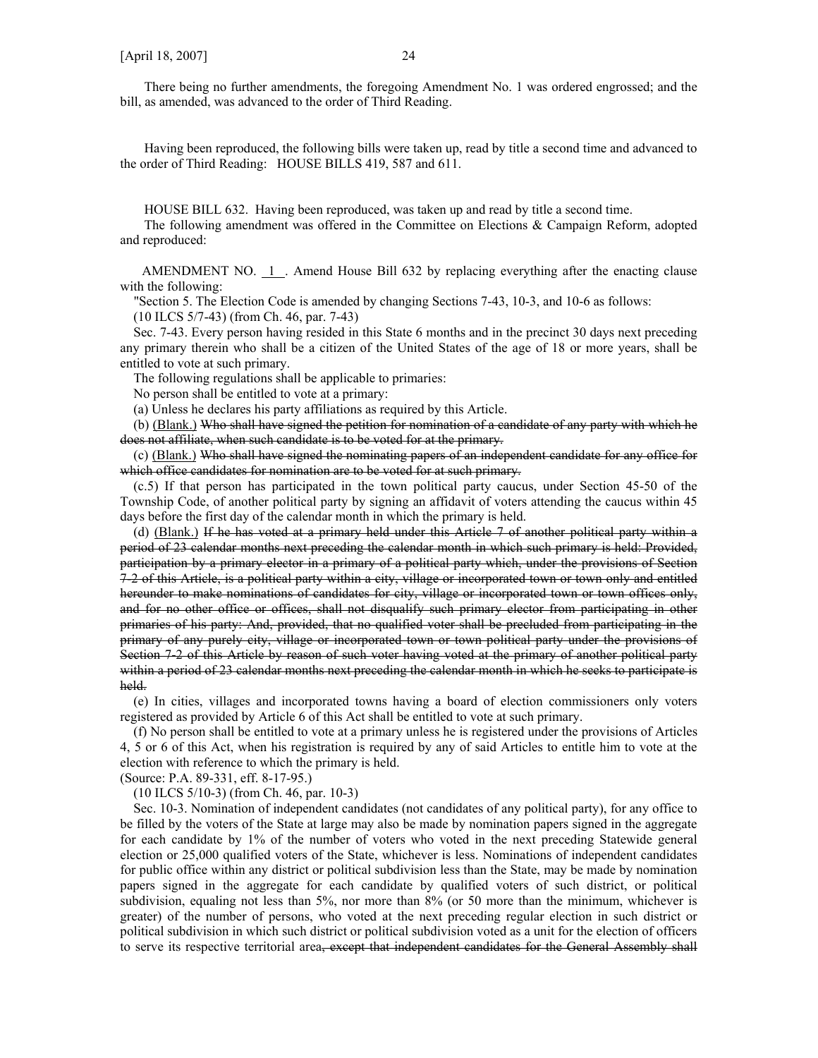There being no further amendments, the foregoing Amendment No. 1 was ordered engrossed; and the bill, as amended, was advanced to the order of Third Reading.

Having been reproduced, the following bills were taken up, read by title a second time and advanced to the order of Third Reading: HOUSE BILLS 419, 587 and 611.

HOUSE BILL 632. Having been reproduced, was taken up and read by title a second time.

The following amendment was offered in the Committee on Elections & Campaign Reform, adopted and reproduced:

AMENDMENT NO. 1 . Amend House Bill 632 by replacing everything after the enacting clause with the following:

"Section 5. The Election Code is amended by changing Sections 7-43, 10-3, and 10-6 as follows:

(10 ILCS 5/7-43) (from Ch. 46, par. 7-43)

Sec. 7-43. Every person having resided in this State 6 months and in the precinct 30 days next preceding any primary therein who shall be a citizen of the United States of the age of 18 or more years, shall be entitled to vote at such primary.

The following regulations shall be applicable to primaries:

No person shall be entitled to vote at a primary:

(a) Unless he declares his party affiliations as required by this Article.

(b) <u>(Blank.)</u> ~~Who shall have signed the petition for nomination of a candidate of any party with which he does not affiliate, when such candidate is to be voted for at the primary.~~

(c) <u>(Blank.)</u> ~~Who shall have signed the nominating papers of an independent candidate for any office for which office candidates for nomination are to be voted for at such primary.~~

(c.5) If that person has participated in the town political party caucus, under Section 45-50 of the Township Code, of another political party by signing an affidavit of voters attending the caucus within 45 days before the first day of the calendar month in which the primary is held.

(d) <u>(Blank.)</u> ~~If he has voted at a primary held under this Article 7 of another political party within a period of 23 calendar months next preceding the calendar month in which such primary is held: Provided, participation by a primary elector in a primary of a political party which, under the provisions of Section 7-2 of this Article, is a political party within a city, village or incorporated town or town only and entitled hereunder to make nominations of candidates for city, village or incorporated town or town offices only, and for no other office or offices, shall not disqualify such primary elector from participating in other primaries of his party: And, provided, that no qualified voter shall be precluded from participating in the primary of any purely city, village or incorporated town or town political party under the provisions of Section 7-2 of this Article by reason of such voter having voted at the primary of another political party within a period of 23 calendar months next preceding the calendar month in which he seeks to participate is held.~~

(e) In cities, villages and incorporated towns having a board of election commissioners only voters registered as provided by Article 6 of this Act shall be entitled to vote at such primary.

(f) No person shall be entitled to vote at a primary unless he is registered under the provisions of Articles 4, 5 or 6 of this Act, when his registration is required by any of said Articles to entitle him to vote at the election with reference to which the primary is held.

(Source: P.A. 89-331, eff. 8-17-95.)

(10 ILCS 5/10-3) (from Ch. 46, par. 10-3)

Sec. 10-3. Nomination of independent candidates (not candidates of any political party), for any office to be filled by the voters of the State at large may also be made by nomination papers signed in the aggregate for each candidate by 1% of the number of voters who voted in the next preceding Statewide general election or 25,000 qualified voters of the State, whichever is less. Nominations of independent candidates for public office within any district or political subdivision less than the State, may be made by nomination papers signed in the aggregate for each candidate by qualified voters of such district, or political subdivision, equaling not less than 5%, nor more than 8% (or 50 more than the minimum, whichever is greater) of the number of persons, who voted at the next preceding regular election in such district or political subdivision in which such district or political subdivision voted as a unit for the election of officers to serve its respective territorial area~~, except that independent candidates for the General Assembly shall~~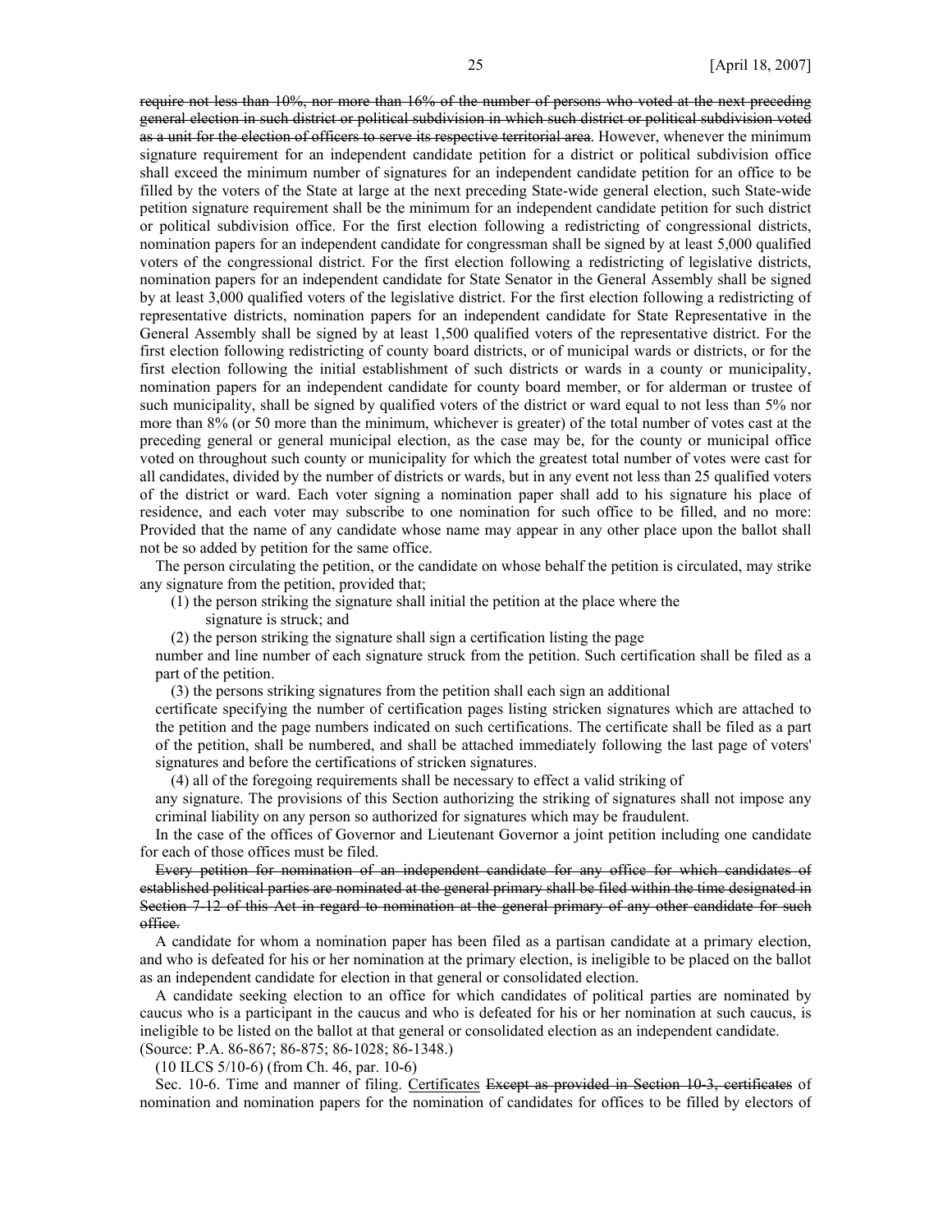~~require not less than 10%, nor more than 16% of the number of persons who voted at the next preceding general election in such district or political subdivision in which such district or political subdivision voted as a unit for the election of officers to serve its respective territorial area~~. However, whenever the minimum signature requirement for an independent candidate petition for a district or political subdivision office shall exceed the minimum number of signatures for an independent candidate petition for an office to be filled by the voters of the State at large at the next preceding State-wide general election, such State-wide petition signature requirement shall be the minimum for an independent candidate petition for such district or political subdivision office. For the first election following a redistricting of congressional districts, nomination papers for an independent candidate for congressman shall be signed by at least 5,000 qualified voters of the congressional district. For the first election following a redistricting of legislative districts, nomination papers for an independent candidate for State Senator in the General Assembly shall be signed by at least 3,000 qualified voters of the legislative district. For the first election following a redistricting of representative districts, nomination papers for an independent candidate for State Representative in the General Assembly shall be signed by at least 1,500 qualified voters of the representative district. For the first election following redistricting of county board districts, or of municipal wards or districts, or for the first election following the initial establishment of such districts or wards in a county or municipality, nomination papers for an independent candidate for county board member, or for alderman or trustee of such municipality, shall be signed by qualified voters of the district or ward equal to not less than 5% nor more than 8% (or 50 more than the minimum, whichever is greater) of the total number of votes cast at the preceding general or general municipal election, as the case may be, for the county or municipal office voted on throughout such county or municipality for which the greatest total number of votes were cast for all candidates, divided by the number of districts or wards, but in any event not less than 25 qualified voters of the district or ward. Each voter signing a nomination paper shall add to his signature his place of residence, and each voter may subscribe to one nomination for such office to be filled, and no more: Provided that the name of any candidate whose name may appear in any other place upon the ballot shall not be so added by petition for the same office.

The person circulating the petition, or the candidate on whose behalf the petition is circulated, may strike any signature from the petition, provided that;

(1) the person striking the signature shall initial the petition at the place where the signature is struck; and

(2) the person striking the signature shall sign a certification listing the page number and line number of each signature struck from the petition. Such certification shall be filed as a part of the petition.

(3) the persons striking signatures from the petition shall each sign an additional certificate specifying the number of certification pages listing stricken signatures which are attached to the petition and the page numbers indicated on such certifications. The certificate shall be filed as a part of the petition, shall be numbered, and shall be attached immediately following the last page of voters' signatures and before the certifications of stricken signatures.

(4) all of the foregoing requirements shall be necessary to effect a valid striking of any signature. The provisions of this Section authorizing the striking of signatures shall not impose any criminal liability on any person so authorized for signatures which may be fraudulent.

In the case of the offices of Governor and Lieutenant Governor a joint petition including one candidate for each of those offices must be filed.

~~Every petition for nomination of an independent candidate for any office for which candidates of established political parties are nominated at the general primary shall be filed within the time designated in Section 7-12 of this Act in regard to nomination at the general primary of any other candidate for such office.~~

A candidate for whom a nomination paper has been filed as a partisan candidate at a primary election, and who is defeated for his or her nomination at the primary election, is ineligible to be placed on the ballot as an independent candidate for election in that general or consolidated election.

A candidate seeking election to an office for which candidates of political parties are nominated by caucus who is a participant in the caucus and who is defeated for his or her nomination at such caucus, is ineligible to be listed on the ballot at that general or consolidated election as an independent candidate.
(Source: P.A. 86-867; 86-875; 86-1028; 86-1348.)

(10 ILCS 5/10-6) (from Ch. 46, par. 10-6)

Sec. 10-6. Time and manner of filing. <u>Certificates</u> ~~Except as provided in Section 10-3, certificates~~ of nomination and nomination papers for the nomination of candidates for offices to be filled by electors of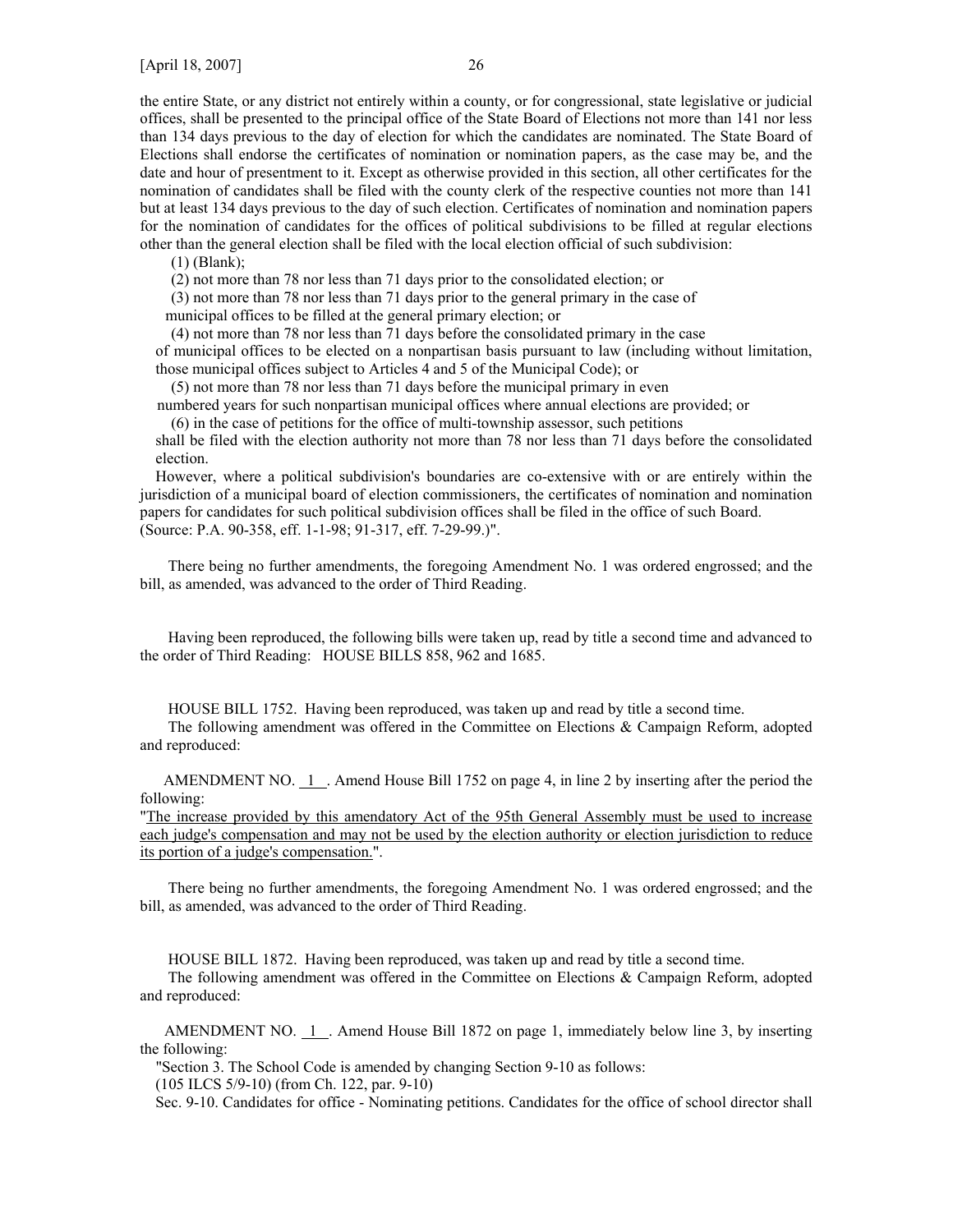the entire State, or any district not entirely within a county, or for congressional, state legislative or judicial offices, shall be presented to the principal office of the State Board of Elections not more than 141 nor less than 134 days previous to the day of election for which the candidates are nominated. The State Board of Elections shall endorse the certificates of nomination or nomination papers, as the case may be, and the date and hour of presentment to it. Except as otherwise provided in this section, all other certificates for the nomination of candidates shall be filed with the county clerk of the respective counties not more than 141 but at least 134 days previous to the day of such election. Certificates of nomination and nomination papers for the nomination of candidates for the offices of political subdivisions to be filled at regular elections other than the general election shall be filed with the local election official of such subdivision:

(1) (Blank);

(2) not more than 78 nor less than 71 days prior to the consolidated election; or

(3) not more than 78 nor less than 71 days prior to the general primary in the case of municipal offices to be filled at the general primary election; or

(4) not more than 78 nor less than 71 days before the consolidated primary in the case of municipal offices to be elected on a nonpartisan basis pursuant to law (including without limitation, those municipal offices subject to Articles 4 and 5 of the Municipal Code); or

(5) not more than 78 nor less than 71 days before the municipal primary in even numbered years for such nonpartisan municipal offices where annual elections are provided; or

(6) in the case of petitions for the office of multi-township assessor, such petitions shall be filed with the election authority not more than 78 nor less than 71 days before the consolidated election.

However, where a political subdivision's boundaries are co-extensive with or are entirely within the jurisdiction of a municipal board of election commissioners, the certificates of nomination and nomination papers for candidates for such political subdivision offices shall be filed in the office of such Board.
(Source: P.A. 90-358, eff. 1-1-98; 91-317, eff. 7-29-99.)".

There being no further amendments, the foregoing Amendment No. 1 was ordered engrossed; and the bill, as amended, was advanced to the order of Third Reading.

Having been reproduced, the following bills were taken up, read by title a second time and advanced to the order of Third Reading: HOUSE BILLS 858, 962 and 1685.

HOUSE BILL 1752. Having been reproduced, was taken up and read by title a second time.

The following amendment was offered in the Committee on Elections & Campaign Reform, adopted and reproduced:

AMENDMENT NO. 1. Amend House Bill 1752 on page 4, in line 2 by inserting after the period the following:
"The increase provided by this amendatory Act of the 95th General Assembly must be used to increase each judge's compensation and may not be used by the election authority or election jurisdiction to reduce its portion of a judge's compensation.".

There being no further amendments, the foregoing Amendment No. 1 was ordered engrossed; and the bill, as amended, was advanced to the order of Third Reading.

HOUSE BILL 1872. Having been reproduced, was taken up and read by title a second time.

The following amendment was offered in the Committee on Elections & Campaign Reform, adopted and reproduced:

AMENDMENT NO. 1. Amend House Bill 1872 on page 1, immediately below line 3, by inserting the following:

"Section 3. The School Code is amended by changing Section 9-10 as follows:

(105 ILCS 5/9-10) (from Ch. 122, par. 9-10)

Sec. 9-10. Candidates for office - Nominating petitions. Candidates for the office of school director shall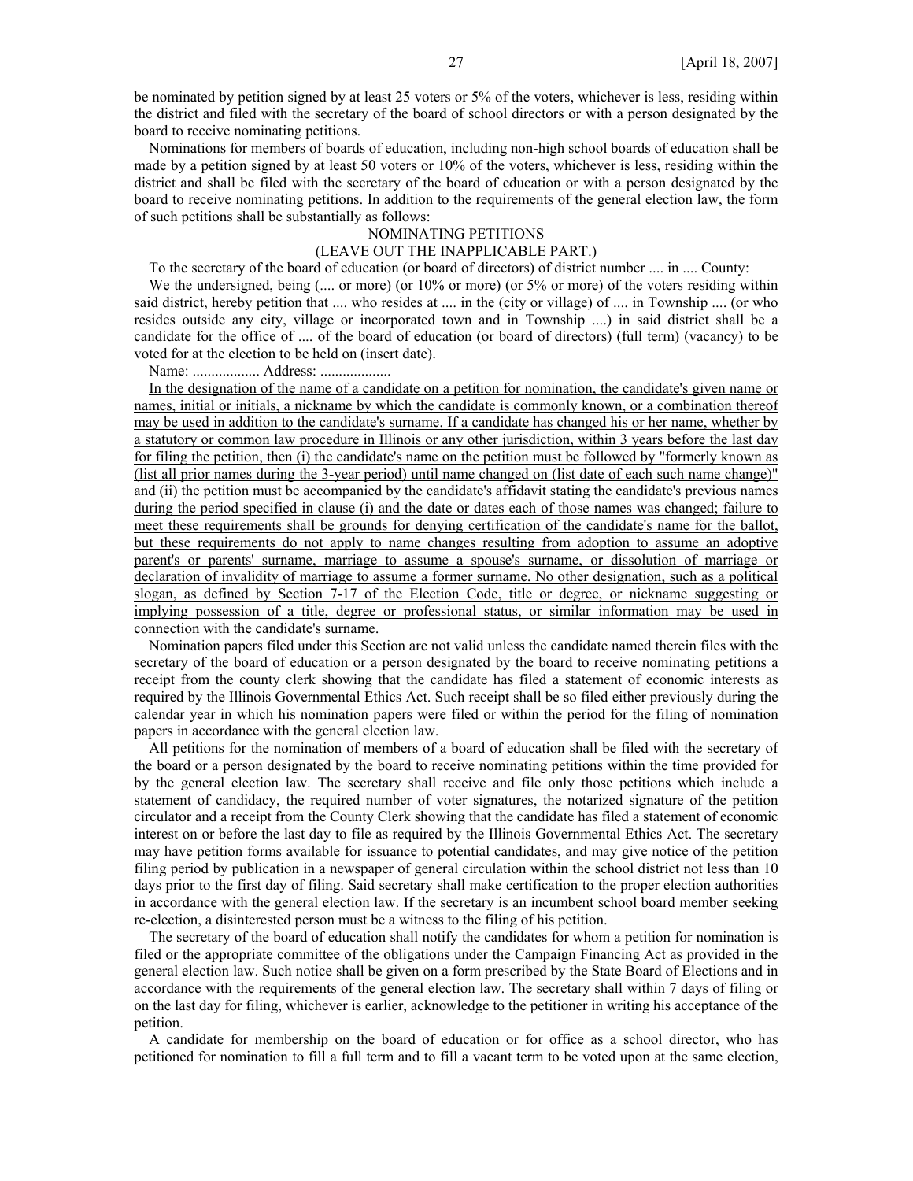be nominated by petition signed by at least 25 voters or 5% of the voters, whichever is less, residing within the district and filed with the secretary of the board of school directors or with a person designated by the board to receive nominating petitions.

Nominations for members of boards of education, including non-high school boards of education shall be made by a petition signed by at least 50 voters or 10% of the voters, whichever is less, residing within the district and shall be filed with the secretary of the board of education or with a person designated by the board to receive nominating petitions. In addition to the requirements of the general election law, the form of such petitions shall be substantially as follows:

NOMINATING PETITIONS

(LEAVE OUT THE INAPPLICABLE PART.)

To the secretary of the board of education (or board of directors) of district number .... in .... County:

We the undersigned, being (.... or more) (or 10% or more) (or 5% or more) of the voters residing within said district, hereby petition that .... who resides at .... in the (city or village) of .... in Township .... (or who resides outside any city, village or incorporated town and in Township ....) in said district shall be a candidate for the office of .... of the board of education (or board of directors) (full term) (vacancy) to be voted for at the election to be held on (insert date).

Name: .................. Address: ..................

<u>In the designation of the name of a candidate on a petition for nomination, the candidate's given name or names, initial or initials, a nickname by which the candidate is commonly known, or a combination thereof may be used in addition to the candidate's surname. If a candidate has changed his or her name, whether by a statutory or common law procedure in Illinois or any other jurisdiction, within 3 years before the last day for filing the petition, then (i) the candidate's name on the petition must be followed by "formerly known as (list all prior names during the 3-year period) until name changed on (list date of each such name change)" and (ii) the petition must be accompanied by the candidate's affidavit stating the candidate's previous names during the period specified in clause (i) and the date or dates each of those names was changed; failure to meet these requirements shall be grounds for denying certification of the candidate's name for the ballot, but these requirements do not apply to name changes resulting from adoption to assume an adoptive parent's or parents' surname, marriage to assume a spouse's surname, or dissolution of marriage or declaration of invalidity of marriage to assume a former surname. No other designation, such as a political slogan, as defined by Section 7-17 of the Election Code, title or degree, or nickname suggesting or implying possession of a title, degree or professional status, or similar information may be used in connection with the candidate's surname.</u>

Nomination papers filed under this Section are not valid unless the candidate named therein files with the secretary of the board of education or a person designated by the board to receive nominating petitions a receipt from the county clerk showing that the candidate has filed a statement of economic interests as required by the Illinois Governmental Ethics Act. Such receipt shall be so filed either previously during the calendar year in which his nomination papers were filed or within the period for the filing of nomination papers in accordance with the general election law.

All petitions for the nomination of members of a board of education shall be filed with the secretary of the board or a person designated by the board to receive nominating petitions within the time provided for by the general election law. The secretary shall receive and file only those petitions which include a statement of candidacy, the required number of voter signatures, the notarized signature of the petition circulator and a receipt from the County Clerk showing that the candidate has filed a statement of economic interest on or before the last day to file as required by the Illinois Governmental Ethics Act. The secretary may have petition forms available for issuance to potential candidates, and may give notice of the petition filing period by publication in a newspaper of general circulation within the school district not less than 10 days prior to the first day of filing. Said secretary shall make certification to the proper election authorities in accordance with the general election law. If the secretary is an incumbent school board member seeking re-election, a disinterested person must be a witness to the filing of his petition.

The secretary of the board of education shall notify the candidates for whom a petition for nomination is filed or the appropriate committee of the obligations under the Campaign Financing Act as provided in the general election law. Such notice shall be given on a form prescribed by the State Board of Elections and in accordance with the requirements of the general election law. The secretary shall within 7 days of filing or on the last day for filing, whichever is earlier, acknowledge to the petitioner in writing his acceptance of the petition.

A candidate for membership on the board of education or for office as a school director, who has petitioned for nomination to fill a full term and to fill a vacant term to be voted upon at the same election,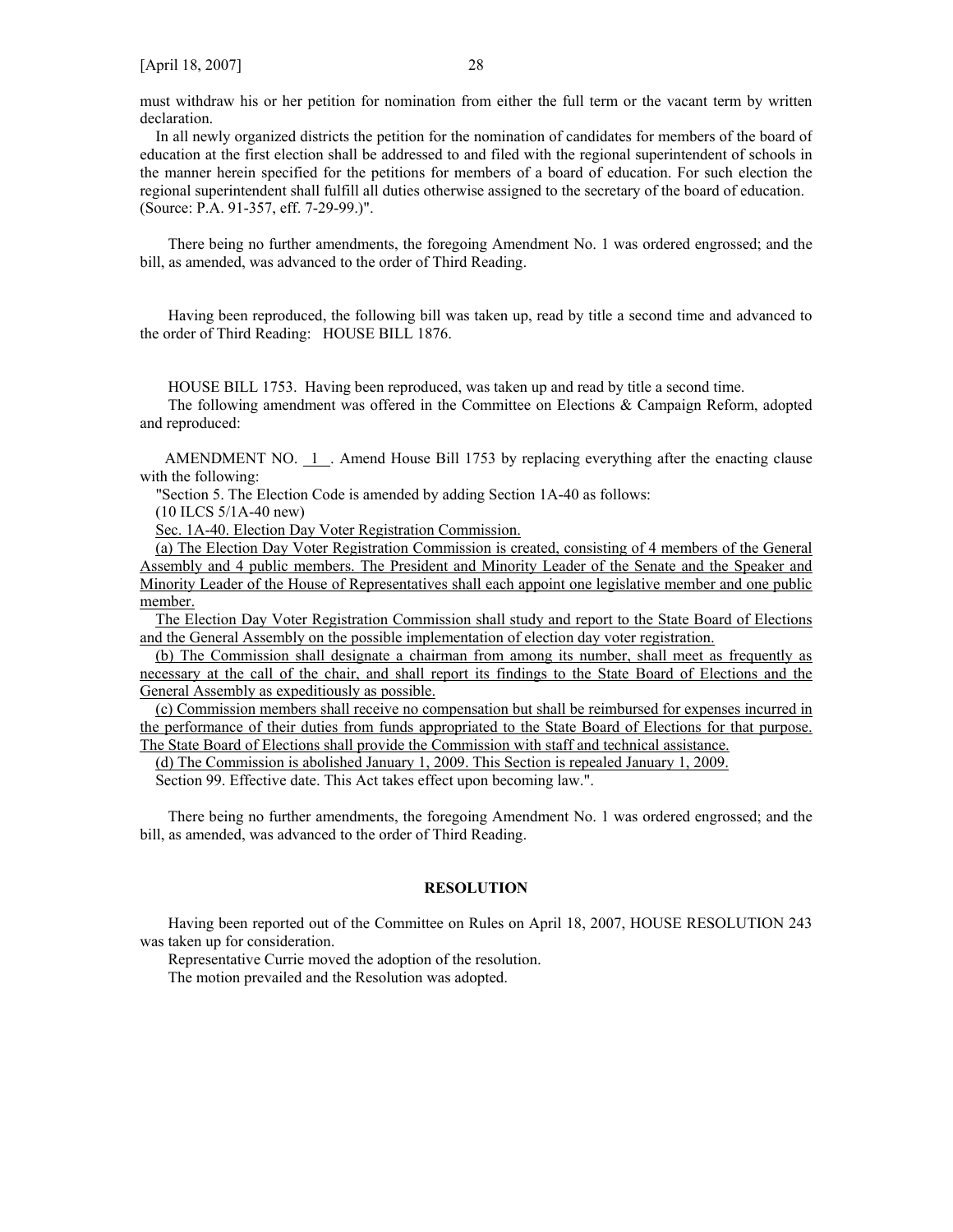must withdraw his or her petition for nomination from either the full term or the vacant term by written declaration.

In all newly organized districts the petition for the nomination of candidates for members of the board of education at the first election shall be addressed to and filed with the regional superintendent of schools in the manner herein specified for the petitions for members of a board of education. For such election the regional superintendent shall fulfill all duties otherwise assigned to the secretary of the board of education. (Source: P.A. 91-357, eff. 7-29-99.)".

There being no further amendments, the foregoing Amendment No. 1 was ordered engrossed; and the bill, as amended, was advanced to the order of Third Reading.

Having been reproduced, the following bill was taken up, read by title a second time and advanced to the order of Third Reading: HOUSE BILL 1876.

HOUSE BILL 1753. Having been reproduced, was taken up and read by title a second time.

The following amendment was offered in the Committee on Elections & Campaign Reform, adopted and reproduced:

AMENDMENT NO. 1 . Amend House Bill 1753 by replacing everything after the enacting clause with the following:

"Section 5. The Election Code is amended by adding Section 1A-40 as follows:

(10 ILCS 5/1A-40 new)

Sec. 1A-40. Election Day Voter Registration Commission.

(a) The Election Day Voter Registration Commission is created, consisting of 4 members of the General Assembly and 4 public members. The President and Minority Leader of the Senate and the Speaker and Minority Leader of the House of Representatives shall each appoint one legislative member and one public member.

The Election Day Voter Registration Commission shall study and report to the State Board of Elections and the General Assembly on the possible implementation of election day voter registration.

(b) The Commission shall designate a chairman from among its number, shall meet as frequently as necessary at the call of the chair, and shall report its findings to the State Board of Elections and the General Assembly as expeditiously as possible.

(c) Commission members shall receive no compensation but shall be reimbursed for expenses incurred in the performance of their duties from funds appropriated to the State Board of Elections for that purpose. The State Board of Elections shall provide the Commission with staff and technical assistance.

(d) The Commission is abolished January 1, 2009. This Section is repealed January 1, 2009.

Section 99. Effective date. This Act takes effect upon becoming law.".

There being no further amendments, the foregoing Amendment No. 1 was ordered engrossed; and the bill, as amended, was advanced to the order of Third Reading.

## RESOLUTION

Having been reported out of the Committee on Rules on April 18, 2007, HOUSE RESOLUTION 243 was taken up for consideration.

Representative Currie moved the adoption of the resolution.

The motion prevailed and the Resolution was adopted.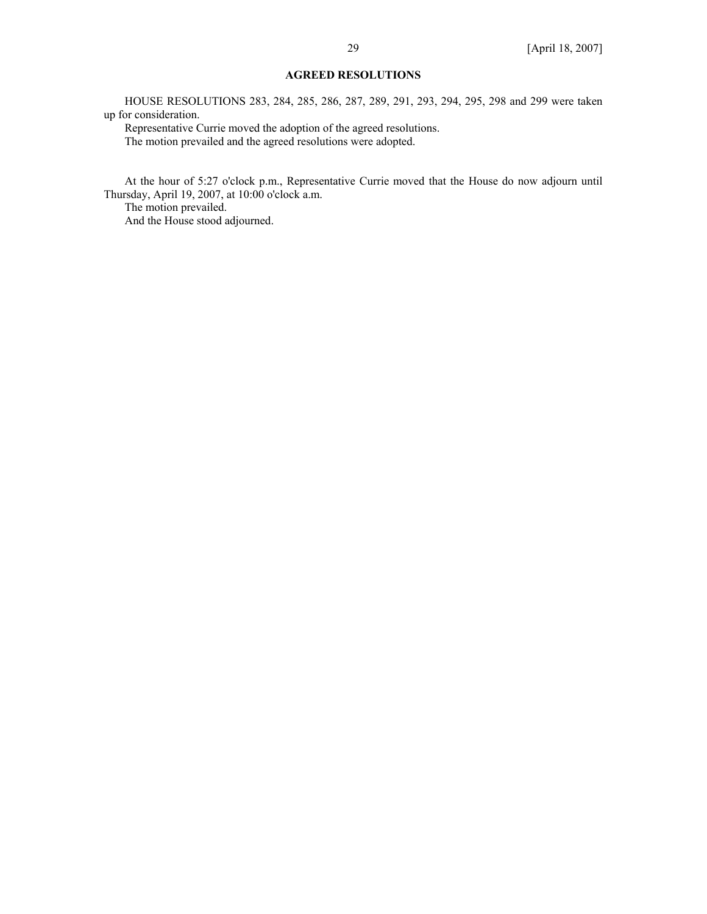## AGREED RESOLUTIONS

HOUSE RESOLUTIONS 283, 284, 285, 286, 287, 289, 291, 293, 294, 295, 298 and 299 were taken up for consideration.

Representative Currie moved the adoption of the agreed resolutions.

The motion prevailed and the agreed resolutions were adopted.

At the hour of 5:27 o'clock p.m., Representative Currie moved that the House do now adjourn until Thursday, April 19, 2007, at 10:00 o'clock a.m.

The motion prevailed.

And the House stood adjourned.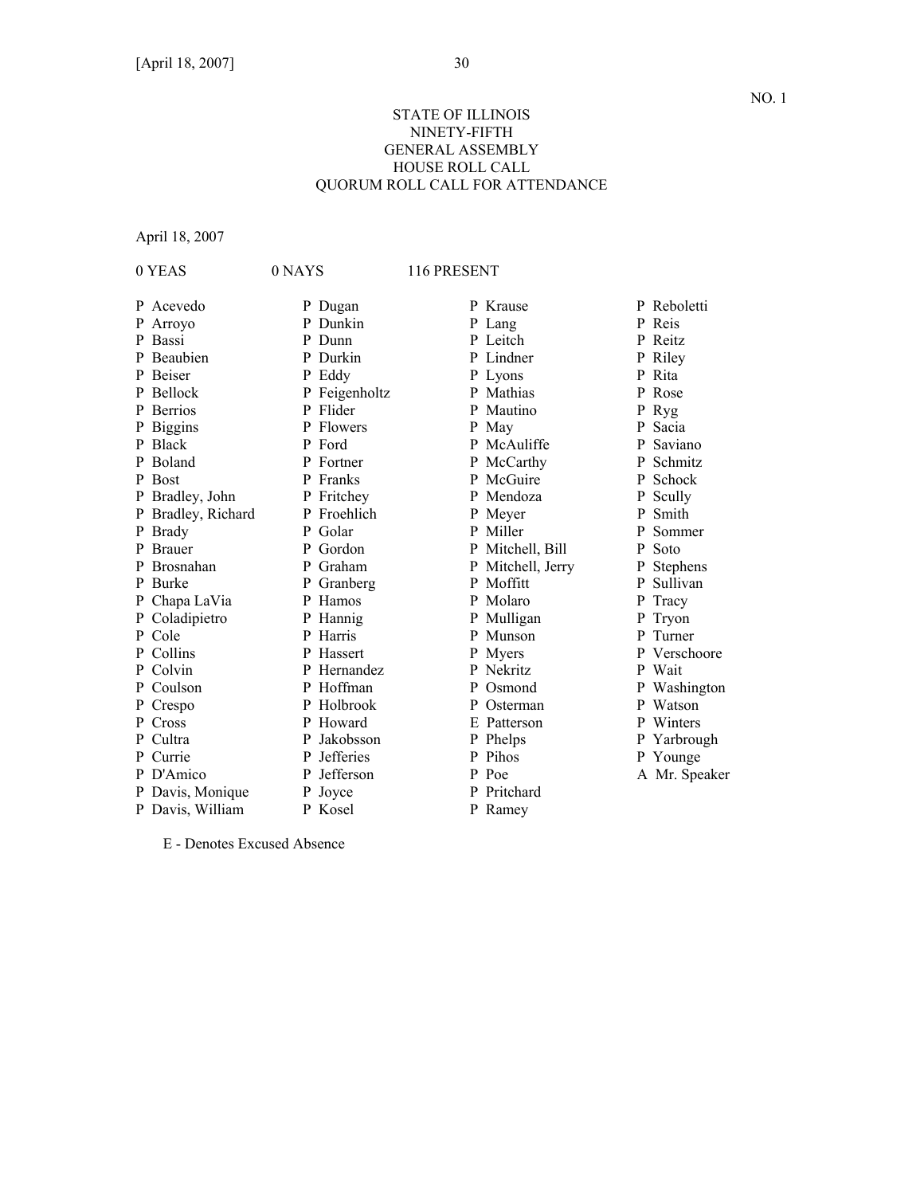NO. 1

STATE OF ILLINOIS
NINETY-FIFTH
GENERAL ASSEMBLY
HOUSE ROLL CALL
QUORUM ROLL CALL FOR ATTENDANCE

April 18, 2007

0 YEAS    0 NAYS    116 PRESENT

| | | | |
|---|---|---|---|
| P Acevedo | P Dugan | P Krause | P Reboletti |
| P Arroyo | P Dunkin | P Lang | P Reis |
| P Bassi | P Dunn | P Leitch | P Reitz |
| P Beaubien | P Durkin | P Lindner | P Riley |
| P Beiser | P Eddy | P Lyons | P Rita |
| P Bellock | P Feigenholtz | P Mathias | P Rose |
| P Berrios | P Flider | P Mautino | P Ryg |
| P Biggins | P Flowers | P May | P Sacia |
| P Black | P Ford | P McAuliffe | P Saviano |
| P Boland | P Fortner | P McCarthy | P Schmitz |
| P Bost | P Franks | P McGuire | P Schock |
| P Bradley, John | P Fritchey | P Mendoza | P Scully |
| P Bradley, Richard | P Froehlich | P Meyer | P Smith |
| P Brady | P Golar | P Miller | P Sommer |
| P Brauer | P Gordon | P Mitchell, Bill | P Soto |
| P Brosnahan | P Graham | P Mitchell, Jerry | P Stephens |
| P Burke | P Granberg | P Moffitt | P Sullivan |
| P Chapa LaVia | P Hamos | P Molaro | P Tracy |
| P Coladipietro | P Hannig | P Mulligan | P Tryon |
| P Cole | P Harris | P Munson | P Turner |
| P Collins | P Hassert | P Myers | P Verschoore |
| P Colvin | P Hernandez | P Nekritz | P Wait |
| P Coulson | P Hoffman | P Osmond | P Washington |
| P Crespo | P Holbrook | P Osterman | P Watson |
| P Cross | P Howard | E Patterson | P Winters |
| P Cultra | P Jakobsson | P Phelps | P Yarbrough |
| P Currie | P Jefferies | P Pihos | P Younge |
| P D'Amico | P Jefferson | P Poe | A Mr. Speaker |
| P Davis, Monique | P Joyce | P Pritchard | |
| P Davis, William | P Kosel | P Ramey | |

E - Denotes Excused Absence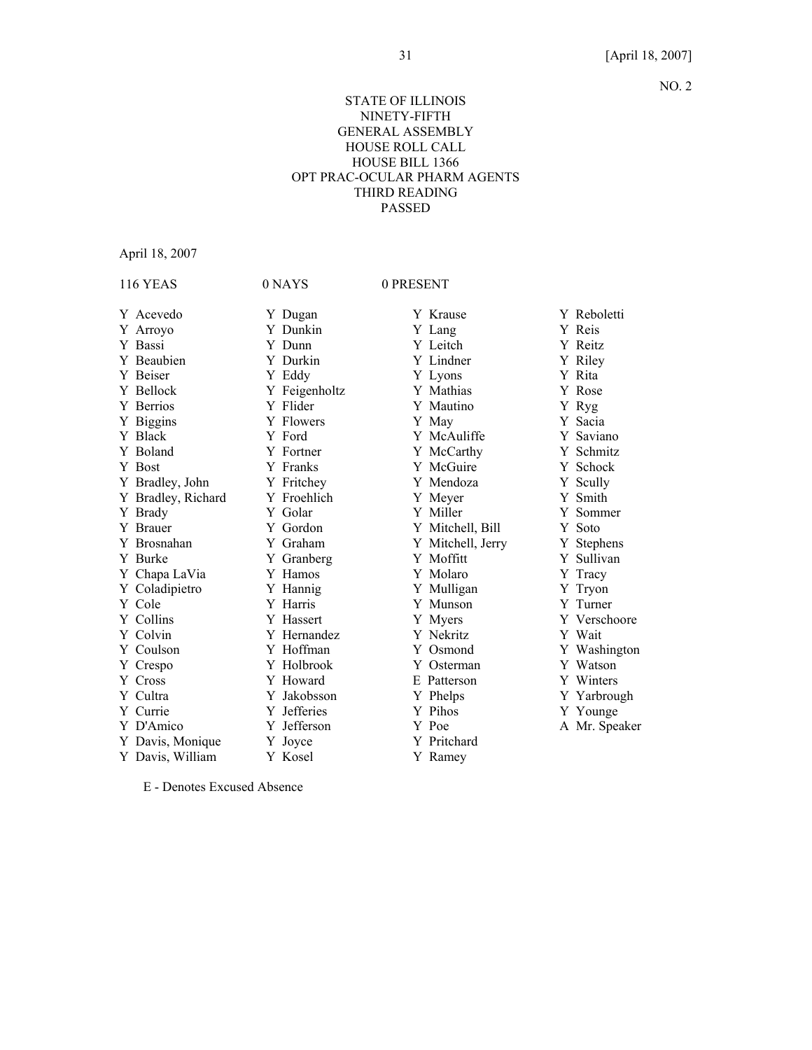NO. 2

STATE OF ILLINOIS
NINETY-FIFTH
GENERAL ASSEMBLY
HOUSE ROLL CALL
HOUSE BILL 1366
OPT PRAC-OCULAR PHARM AGENTS
THIRD READING
PASSED

April 18, 2007

116 YEAS 0 NAYS 0 PRESENT

| | | | |
|---|---|---|---|
| Y Acevedo | Y Dugan | Y Krause | Y Reboletti |
| Y Arroyo | Y Dunkin | Y Lang | Y Reis |
| Y Bassi | Y Dunn | Y Leitch | Y Reitz |
| Y Beaubien | Y Durkin | Y Lindner | Y Riley |
| Y Beiser | Y Eddy | Y Lyons | Y Rita |
| Y Bellock | Y Feigenholtz | Y Mathias | Y Rose |
| Y Berrios | Y Flider | Y Mautino | Y Ryg |
| Y Biggins | Y Flowers | Y May | Y Sacia |
| Y Black | Y Ford | Y McAuliffe | Y Saviano |
| Y Boland | Y Fortner | Y McCarthy | Y Schmitz |
| Y Bost | Y Franks | Y McGuire | Y Schock |
| Y Bradley, John | Y Fritchey | Y Mendoza | Y Scully |
| Y Bradley, Richard | Y Froehlich | Y Meyer | Y Smith |
| Y Brady | Y Golar | Y Miller | Y Sommer |
| Y Brauer | Y Gordon | Y Mitchell, Bill | Y Soto |
| Y Brosnahan | Y Graham | Y Mitchell, Jerry | Y Stephens |
| Y Burke | Y Granberg | Y Moffitt | Y Sullivan |
| Y Chapa LaVia | Y Hamos | Y Molaro | Y Tracy |
| Y Coladipietro | Y Hannig | Y Mulligan | Y Tryon |
| Y Cole | Y Harris | Y Munson | Y Turner |
| Y Collins | Y Hassert | Y Myers | Y Verschoore |
| Y Colvin | Y Hernandez | Y Nekritz | Y Wait |
| Y Coulson | Y Hoffman | Y Osmond | Y Washington |
| Y Crespo | Y Holbrook | Y Osterman | Y Watson |
| Y Cross | Y Howard | E Patterson | Y Winters |
| Y Cultra | Y Jakobsson | Y Phelps | Y Yarbrough |
| Y Currie | Y Jefferies | Y Pihos | Y Younge |
| Y D'Amico | Y Jefferson | Y Poe | A Mr. Speaker |
| Y Davis, Monique | Y Joyce | Y Pritchard | |
| Y Davis, William | Y Kosel | Y Ramey | |

E - Denotes Excused Absence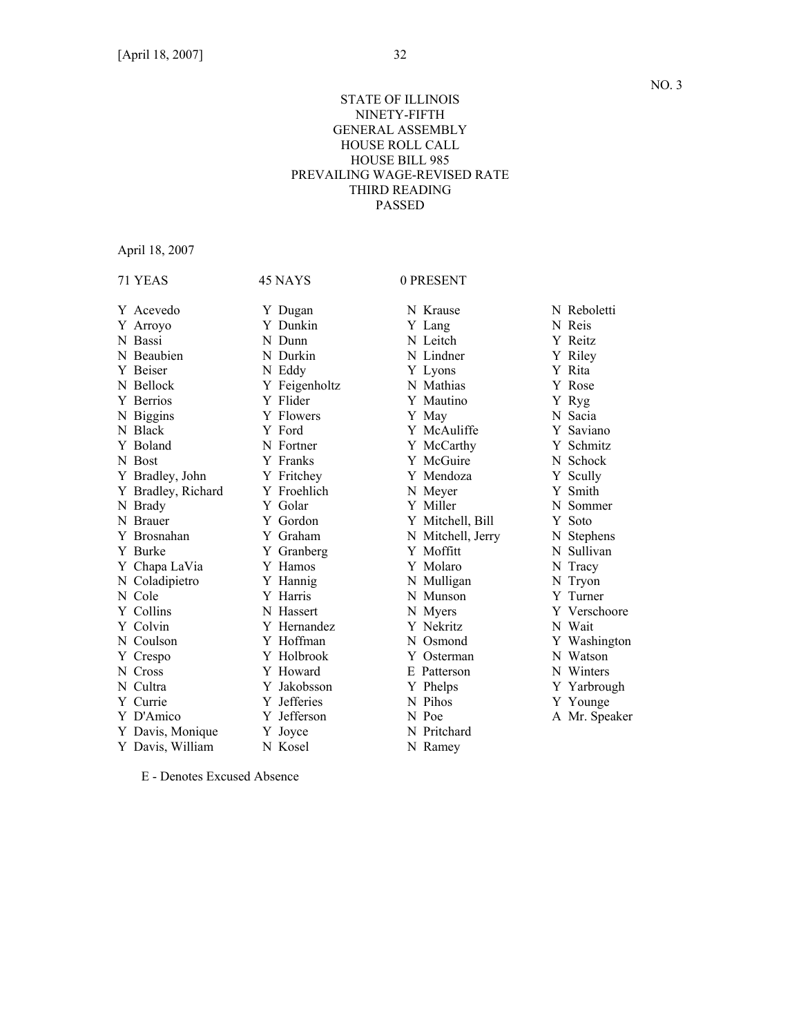NO. 3

STATE OF ILLINOIS
NINETY-FIFTH
GENERAL ASSEMBLY
HOUSE ROLL CALL
HOUSE BILL 985
PREVAILING WAGE-REVISED RATE
THIRD READING
PASSED

April 18, 2007

71 YEAS 45 NAYS 0 PRESENT

| | | | |
|---|---|---|---|
| Y Acevedo | Y Dugan | N Krause | N Reboletti |
| Y Arroyo | Y Dunkin | Y Lang | N Reis |
| N Bassi | N Dunn | N Leitch | Y Reitz |
| N Beaubien | N Durkin | N Lindner | Y Riley |
| Y Beiser | N Eddy | Y Lyons | Y Rita |
| N Bellock | Y Feigenholtz | N Mathias | Y Rose |
| Y Berrios | Y Flider | Y Mautino | Y Ryg |
| N Biggins | Y Flowers | Y May | N Sacia |
| N Black | Y Ford | Y McAuliffe | Y Saviano |
| Y Boland | N Fortner | Y McCarthy | Y Schmitz |
| N Bost | Y Franks | Y McGuire | N Schock |
| Y Bradley, John | Y Fritchey | Y Mendoza | Y Scully |
| Y Bradley, Richard | Y Froehlich | N Meyer | Y Smith |
| N Brady | Y Golar | Y Miller | N Sommer |
| N Brauer | Y Gordon | Y Mitchell, Bill | Y Soto |
| Y Brosnahan | Y Graham | N Mitchell, Jerry | N Stephens |
| Y Burke | Y Granberg | Y Moffitt | N Sullivan |
| Y Chapa LaVia | Y Hamos | Y Molaro | N Tracy |
| N Coladipietro | Y Hannig | N Mulligan | N Tryon |
| N Cole | Y Harris | N Munson | Y Turner |
| Y Collins | N Hassert | N Myers | Y Verschoore |
| Y Colvin | Y Hernandez | Y Nekritz | N Wait |
| N Coulson | Y Hoffman | N Osmond | Y Washington |
| Y Crespo | Y Holbrook | Y Osterman | N Watson |
| N Cross | Y Howard | E Patterson | N Winters |
| N Cultra | Y Jakobsson | Y Phelps | Y Yarbrough |
| Y Currie | Y Jefferies | N Pihos | Y Younge |
| Y D'Amico | Y Jefferson | N Poe | A Mr. Speaker |
| Y Davis, Monique | Y Joyce | N Pritchard | |
| Y Davis, William | N Kosel | N Ramey | |

E - Denotes Excused Absence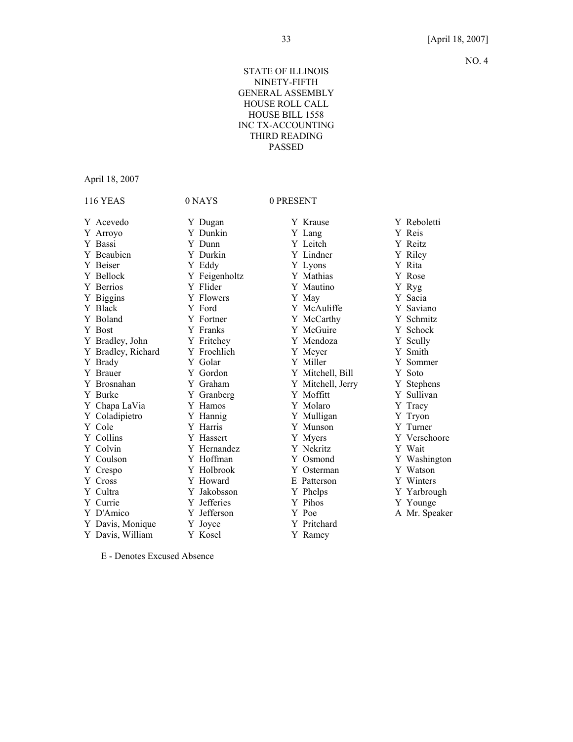NO. 4

STATE OF ILLINOIS
NINETY-FIFTH
GENERAL ASSEMBLY
HOUSE ROLL CALL
HOUSE BILL 1558
INC TX-ACCOUNTING
THIRD READING
PASSED

April 18, 2007

116 YEAS 0 NAYS 0 PRESENT

| | | | |
|---|---|---|---|
| Y Acevedo | Y Dugan | Y Krause | Y Reboletti |
| Y Arroyo | Y Dunkin | Y Lang | Y Reis |
| Y Bassi | Y Dunn | Y Leitch | Y Reitz |
| Y Beaubien | Y Durkin | Y Lindner | Y Riley |
| Y Beiser | Y Eddy | Y Lyons | Y Rita |
| Y Bellock | Y Feigenholtz | Y Mathias | Y Rose |
| Y Berrios | Y Flider | Y Mautino | Y Ryg |
| Y Biggins | Y Flowers | Y May | Y Sacia |
| Y Black | Y Ford | Y McAuliffe | Y Saviano |
| Y Boland | Y Fortner | Y McCarthy | Y Schmitz |
| Y Bost | Y Franks | Y McGuire | Y Schock |
| Y Bradley, John | Y Fritchey | Y Mendoza | Y Scully |
| Y Bradley, Richard | Y Froehlich | Y Meyer | Y Smith |
| Y Brady | Y Golar | Y Miller | Y Sommer |
| Y Brauer | Y Gordon | Y Mitchell, Bill | Y Soto |
| Y Brosnahan | Y Graham | Y Mitchell, Jerry | Y Stephens |
| Y Burke | Y Granberg | Y Moffitt | Y Sullivan |
| Y Chapa LaVia | Y Hamos | Y Molaro | Y Tracy |
| Y Coladipietro | Y Hannig | Y Mulligan | Y Tryon |
| Y Cole | Y Harris | Y Munson | Y Turner |
| Y Collins | Y Hassert | Y Myers | Y Verschoore |
| Y Colvin | Y Hernandez | Y Nekritz | Y Wait |
| Y Coulson | Y Hoffman | Y Osmond | Y Washington |
| Y Crespo | Y Holbrook | Y Osterman | Y Watson |
| Y Cross | Y Howard | E Patterson | Y Winters |
| Y Cultra | Y Jakobsson | Y Phelps | Y Yarbrough |
| Y Currie | Y Jefferies | Y Pihos | Y Younge |
| Y D'Amico | Y Jefferson | Y Poe | A Mr. Speaker |
| Y Davis, Monique | Y Joyce | Y Pritchard | |
| Y Davis, William | Y Kosel | Y Ramey | |

E - Denotes Excused Absence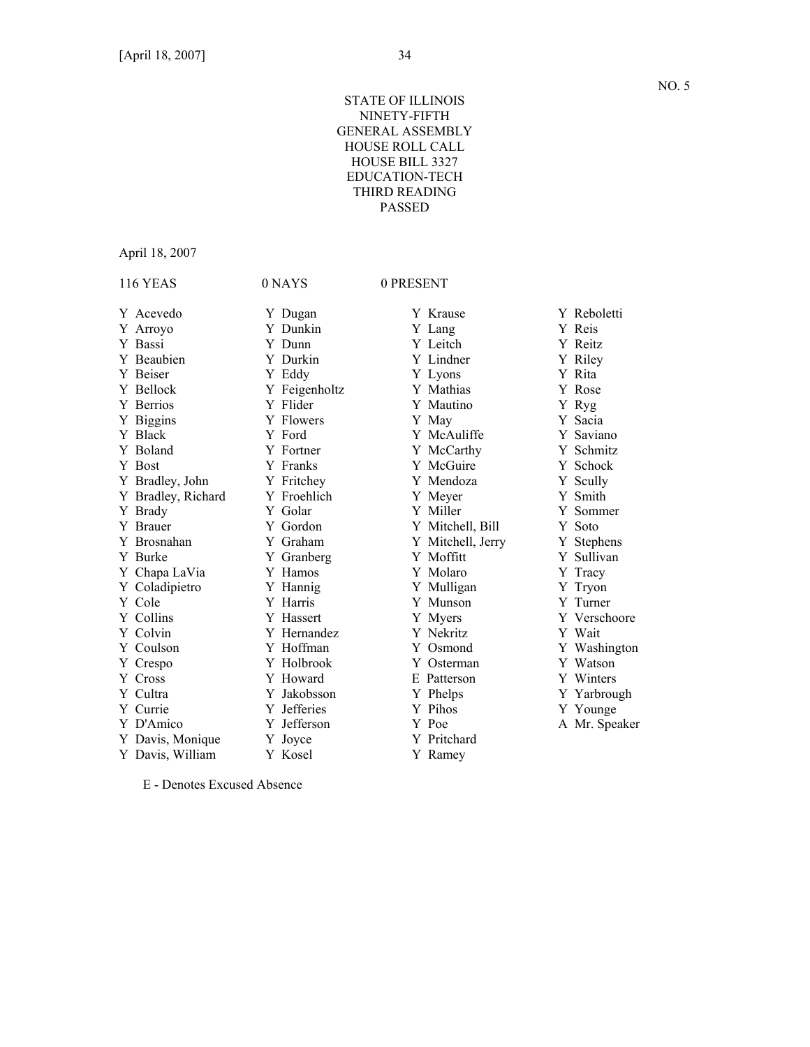NO. 5

STATE OF ILLINOIS
NINETY-FIFTH
GENERAL ASSEMBLY
HOUSE ROLL CALL
HOUSE BILL 3327
EDUCATION-TECH
THIRD READING
PASSED

April 18, 2007

116 YEAS 0 NAYS 0 PRESENT

| | | | |
|---|---|---|---|
| Y Acevedo | Y Dugan | Y Krause | Y Reboletti |
| Y Arroyo | Y Dunkin | Y Lang | Y Reis |
| Y Bassi | Y Dunn | Y Leitch | Y Reitz |
| Y Beaubien | Y Durkin | Y Lindner | Y Riley |
| Y Beiser | Y Eddy | Y Lyons | Y Rita |
| Y Bellock | Y Feigenholtz | Y Mathias | Y Rose |
| Y Berrios | Y Flider | Y Mautino | Y Ryg |
| Y Biggins | Y Flowers | Y May | Y Sacia |
| Y Black | Y Ford | Y McAuliffe | Y Saviano |
| Y Boland | Y Fortner | Y McCarthy | Y Schmitz |
| Y Bost | Y Franks | Y McGuire | Y Schock |
| Y Bradley, John | Y Fritchey | Y Mendoza | Y Scully |
| Y Bradley, Richard | Y Froehlich | Y Meyer | Y Smith |
| Y Brady | Y Golar | Y Miller | Y Sommer |
| Y Brauer | Y Gordon | Y Mitchell, Bill | Y Soto |
| Y Brosnahan | Y Graham | Y Mitchell, Jerry | Y Stephens |
| Y Burke | Y Granberg | Y Moffitt | Y Sullivan |
| Y Chapa LaVia | Y Hamos | Y Molaro | Y Tracy |
| Y Coladipietro | Y Hannig | Y Mulligan | Y Tryon |
| Y Cole | Y Harris | Y Munson | Y Turner |
| Y Collins | Y Hassert | Y Myers | Y Verschoore |
| Y Colvin | Y Hernandez | Y Nekritz | Y Wait |
| Y Coulson | Y Hoffman | Y Osmond | Y Washington |
| Y Crespo | Y Holbrook | Y Osterman | Y Watson |
| Y Cross | Y Howard | E Patterson | Y Winters |
| Y Cultra | Y Jakobsson | Y Phelps | Y Yarbrough |
| Y Currie | Y Jefferies | Y Pihos | Y Younge |
| Y D'Amico | Y Jefferson | Y Poe | A Mr. Speaker |
| Y Davis, Monique | Y Joyce | Y Pritchard | |
| Y Davis, William | Y Kosel | Y Ramey | |

E - Denotes Excused Absence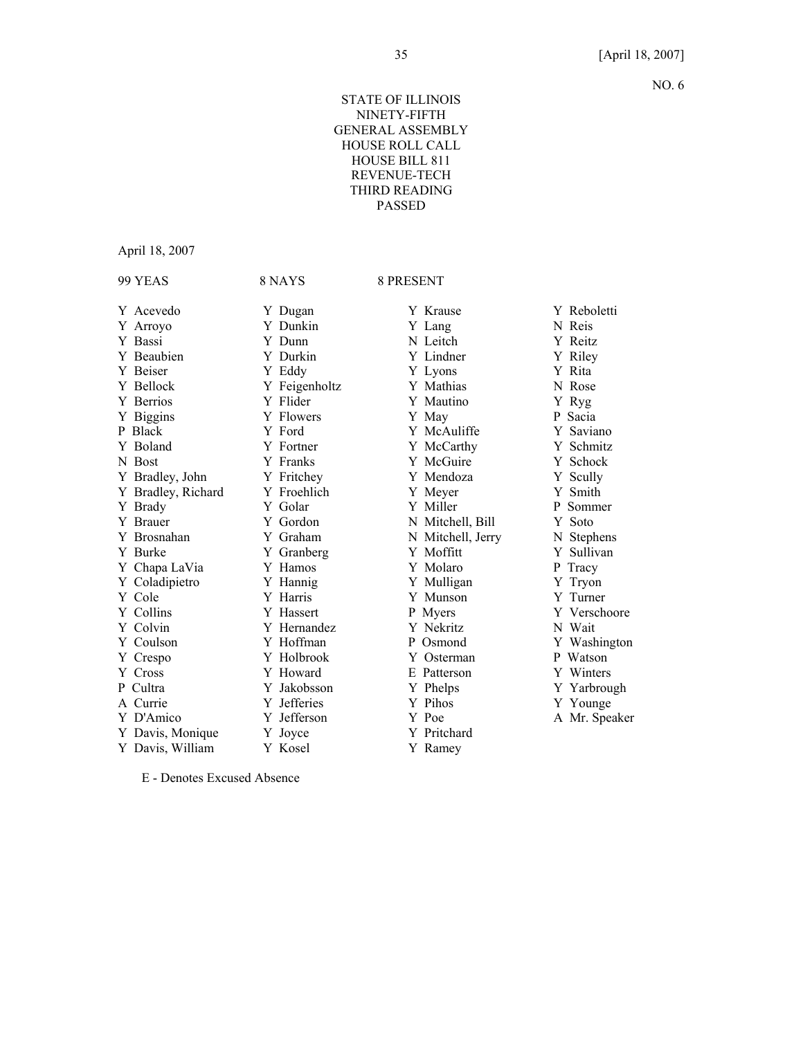NO. 6

STATE OF ILLINOIS
NINETY-FIFTH
GENERAL ASSEMBLY
HOUSE ROLL CALL
HOUSE BILL 811
REVENUE-TECH
THIRD READING
PASSED

April 18, 2007

99 YEAS 8 NAYS 8 PRESENT

| | | | |
|---|---|---|---|
| Y Acevedo | Y Dugan | Y Krause | Y Reboletti |
| Y Arroyo | Y Dunkin | Y Lang | N Reis |
| Y Bassi | Y Dunn | N Leitch | Y Reitz |
| Y Beaubien | Y Durkin | Y Lindner | Y Riley |
| Y Beiser | Y Eddy | Y Lyons | Y Rita |
| Y Bellock | Y Feigenholtz | Y Mathias | N Rose |
| Y Berrios | Y Flider | Y Mautino | Y Ryg |
| Y Biggins | Y Flowers | Y May | P Sacia |
| P Black | Y Ford | Y McAuliffe | Y Saviano |
| Y Boland | Y Fortner | Y McCarthy | Y Schmitz |
| N Bost | Y Franks | Y McGuire | Y Schock |
| Y Bradley, John | Y Fritchey | Y Mendoza | Y Scully |
| Y Bradley, Richard | Y Froehlich | Y Meyer | Y Smith |
| Y Brady | Y Golar | Y Miller | P Sommer |
| Y Brauer | Y Gordon | N Mitchell, Bill | Y Soto |
| Y Brosnahan | Y Graham | N Mitchell, Jerry | N Stephens |
| Y Burke | Y Granberg | Y Moffitt | Y Sullivan |
| Y Chapa LaVia | Y Hamos | Y Molaro | P Tracy |
| Y Coladipietro | Y Hannig | Y Mulligan | Y Tryon |
| Y Cole | Y Harris | Y Munson | Y Turner |
| Y Collins | Y Hassert | P Myers | Y Verschoore |
| Y Colvin | Y Hernandez | Y Nekritz | N Wait |
| Y Coulson | Y Hoffman | P Osmond | Y Washington |
| Y Crespo | Y Holbrook | Y Osterman | P Watson |
| Y Cross | Y Howard | E Patterson | Y Winters |
| P Cultra | Y Jakobsson | Y Phelps | Y Yarbrough |
| A Currie | Y Jefferies | Y Pihos | Y Younge |
| Y D'Amico | Y Jefferson | Y Poe | A Mr. Speaker |
| Y Davis, Monique | Y Joyce | Y Pritchard | |
| Y Davis, William | Y Kosel | Y Ramey | |

E - Denotes Excused Absence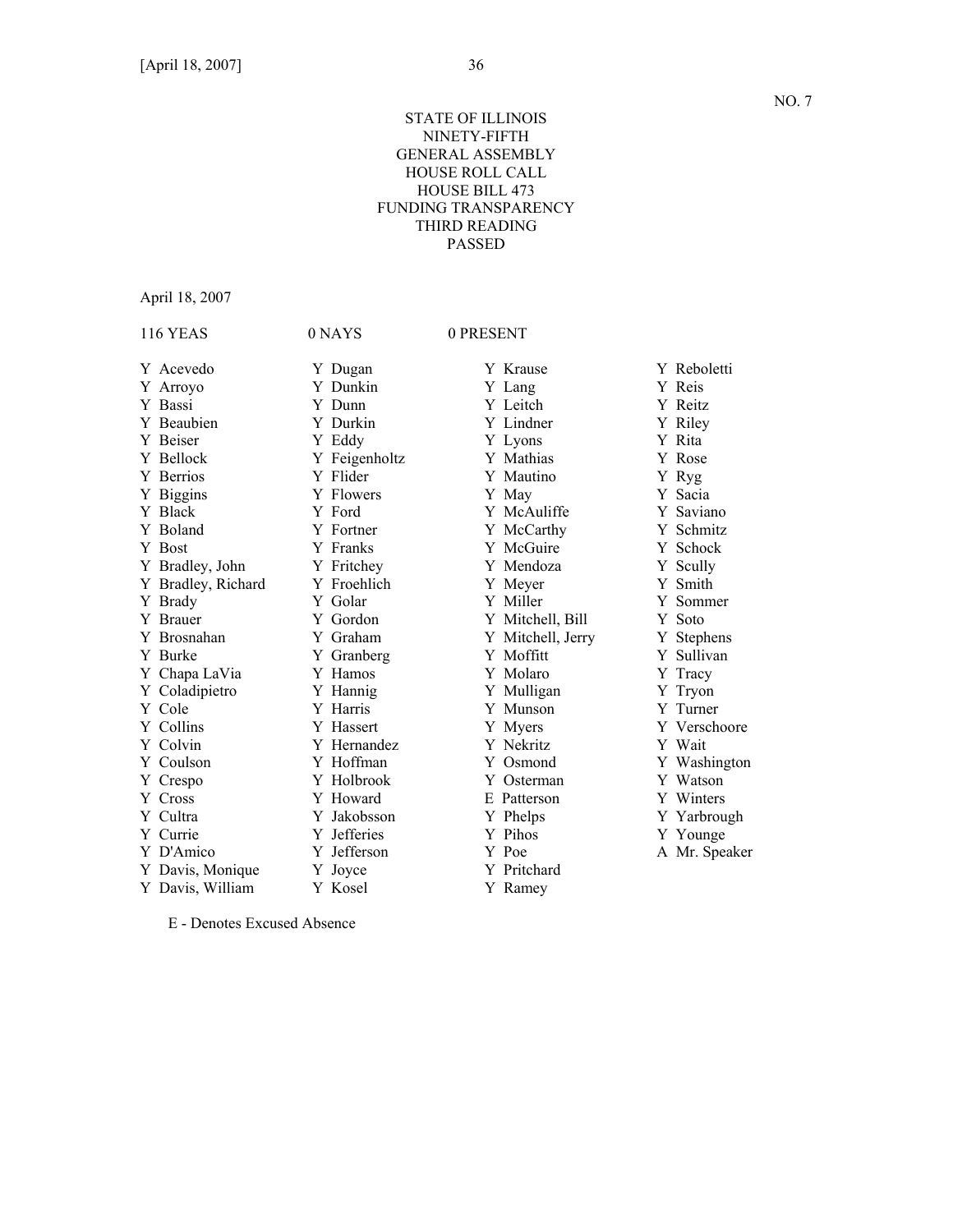NO. 7

STATE OF ILLINOIS
NINETY-FIFTH
GENERAL ASSEMBLY
HOUSE ROLL CALL
HOUSE BILL 473
FUNDING TRANSPARENCY
THIRD READING
PASSED

April 18, 2007

116 YEAS　　0 NAYS　　0 PRESENT

| | | | |
|---|---|---|---|
| Y Acevedo | Y Dugan | Y Krause | Y Reboletti |
| Y Arroyo | Y Dunkin | Y Lang | Y Reis |
| Y Bassi | Y Dunn | Y Leitch | Y Reitz |
| Y Beaubien | Y Durkin | Y Lindner | Y Riley |
| Y Beiser | Y Eddy | Y Lyons | Y Rita |
| Y Bellock | Y Feigenholtz | Y Mathias | Y Rose |
| Y Berrios | Y Flider | Y Mautino | Y Ryg |
| Y Biggins | Y Flowers | Y May | Y Sacia |
| Y Black | Y Ford | Y McAuliffe | Y Saviano |
| Y Boland | Y Fortner | Y McCarthy | Y Schmitz |
| Y Bost | Y Franks | Y McGuire | Y Schock |
| Y Bradley, John | Y Fritchey | Y Mendoza | Y Scully |
| Y Bradley, Richard | Y Froehlich | Y Meyer | Y Smith |
| Y Brady | Y Golar | Y Miller | Y Sommer |
| Y Brauer | Y Gordon | Y Mitchell, Bill | Y Soto |
| Y Brosnahan | Y Graham | Y Mitchell, Jerry | Y Stephens |
| Y Burke | Y Granberg | Y Moffitt | Y Sullivan |
| Y Chapa LaVia | Y Hamos | Y Molaro | Y Tracy |
| Y Coladipietro | Y Hannig | Y Mulligan | Y Tryon |
| Y Cole | Y Harris | Y Munson | Y Turner |
| Y Collins | Y Hassert | Y Myers | Y Verschoore |
| Y Colvin | Y Hernandez | Y Nekritz | Y Wait |
| Y Coulson | Y Hoffman | Y Osmond | Y Washington |
| Y Crespo | Y Holbrook | Y Osterman | Y Watson |
| Y Cross | Y Howard | E Patterson | Y Winters |
| Y Cultra | Y Jakobsson | Y Phelps | Y Yarbrough |
| Y Currie | Y Jefferies | Y Pihos | Y Younge |
| Y D'Amico | Y Jefferson | Y Poe | A Mr. Speaker |
| Y Davis, Monique | Y Joyce | Y Pritchard | |
| Y Davis, William | Y Kosel | Y Ramey | |

E - Denotes Excused Absence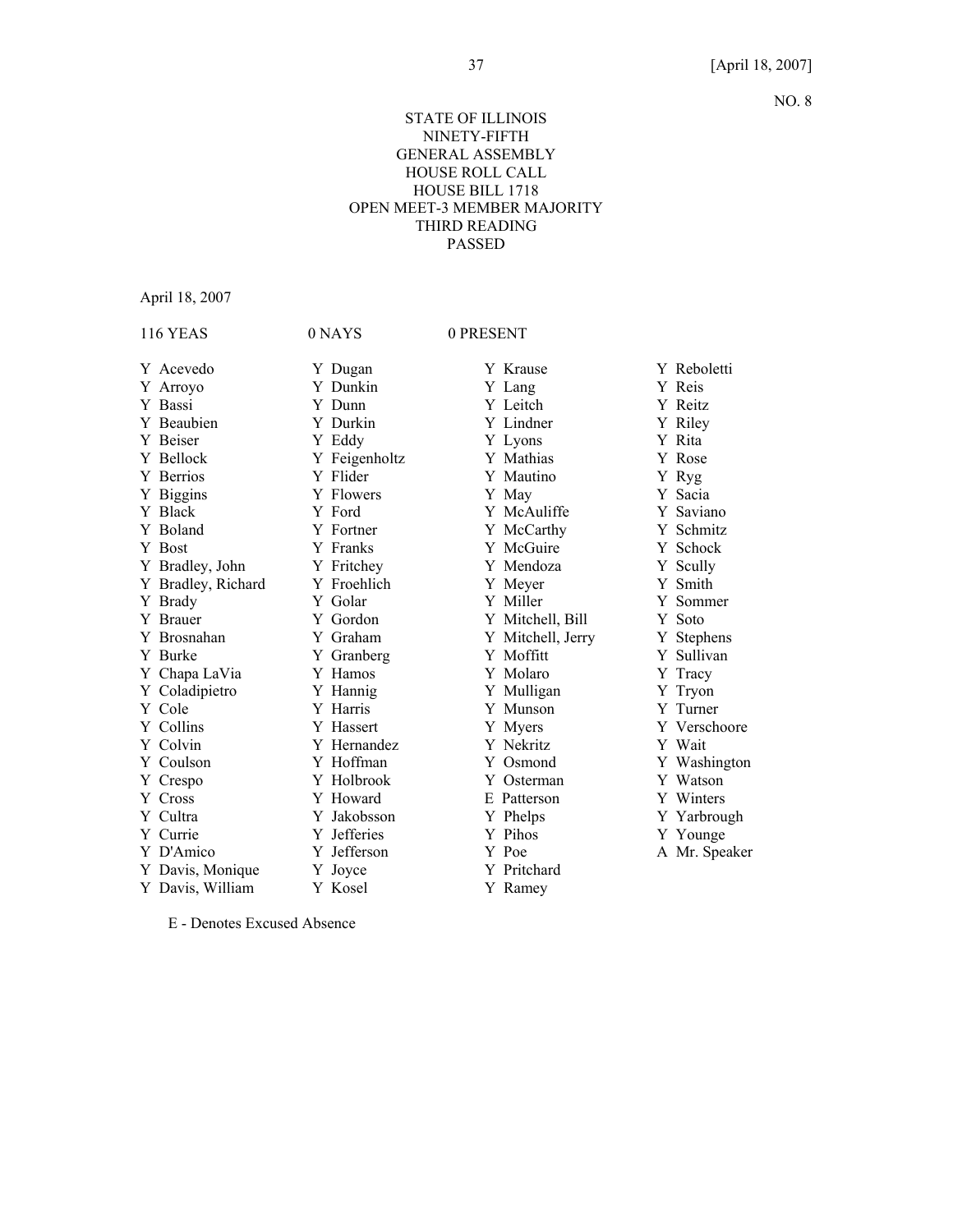NO. 8

STATE OF ILLINOIS
NINETY-FIFTH
GENERAL ASSEMBLY
HOUSE ROLL CALL
HOUSE BILL 1718
OPEN MEET-3 MEMBER MAJORITY
THIRD READING
PASSED

April 18, 2007

116 YEAS 0 NAYS 0 PRESENT

| | | | |
|---|---|---|---|
| Y Acevedo | Y Dugan | Y Krause | Y Reboletti |
| Y Arroyo | Y Dunkin | Y Lang | Y Reis |
| Y Bassi | Y Dunn | Y Leitch | Y Reitz |
| Y Beaubien | Y Durkin | Y Lindner | Y Riley |
| Y Beiser | Y Eddy | Y Lyons | Y Rita |
| Y Bellock | Y Feigenholtz | Y Mathias | Y Rose |
| Y Berrios | Y Flider | Y Mautino | Y Ryg |
| Y Biggins | Y Flowers | Y May | Y Sacia |
| Y Black | Y Ford | Y McAuliffe | Y Saviano |
| Y Boland | Y Fortner | Y McCarthy | Y Schmitz |
| Y Bost | Y Franks | Y McGuire | Y Schock |
| Y Bradley, John | Y Fritchey | Y Mendoza | Y Scully |
| Y Bradley, Richard | Y Froehlich | Y Meyer | Y Smith |
| Y Brady | Y Golar | Y Miller | Y Sommer |
| Y Brauer | Y Gordon | Y Mitchell, Bill | Y Soto |
| Y Brosnahan | Y Graham | Y Mitchell, Jerry | Y Stephens |
| Y Burke | Y Granberg | Y Moffitt | Y Sullivan |
| Y Chapa LaVia | Y Hamos | Y Molaro | Y Tracy |
| Y Coladipietro | Y Hannig | Y Mulligan | Y Tryon |
| Y Cole | Y Harris | Y Munson | Y Turner |
| Y Collins | Y Hassert | Y Myers | Y Verschoore |
| Y Colvin | Y Hernandez | Y Nekritz | Y Wait |
| Y Coulson | Y Hoffman | Y Osmond | Y Washington |
| Y Crespo | Y Holbrook | Y Osterman | Y Watson |
| Y Cross | Y Howard | E Patterson | Y Winters |
| Y Cultra | Y Jakobsson | Y Phelps | Y Yarbrough |
| Y Currie | Y Jefferies | Y Pihos | Y Younge |
| Y D'Amico | Y Jefferson | Y Poe | A Mr. Speaker |
| Y Davis, Monique | Y Joyce | Y Pritchard | |
| Y Davis, William | Y Kosel | Y Ramey | |

E - Denotes Excused Absence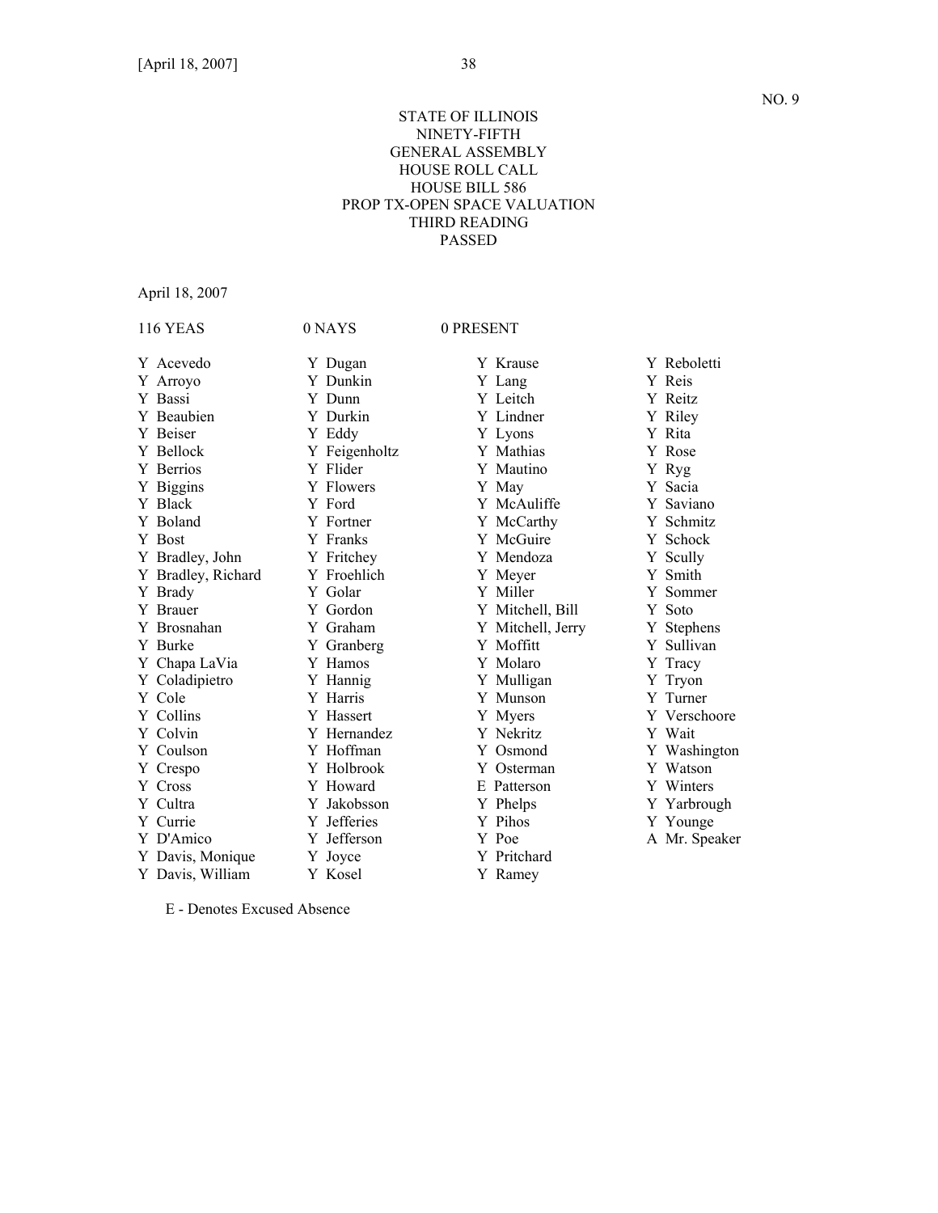NO. 9

STATE OF ILLINOIS
NINETY-FIFTH
GENERAL ASSEMBLY
HOUSE ROLL CALL
HOUSE BILL 586
PROP TX-OPEN SPACE VALUATION
THIRD READING
PASSED

April 18, 2007

116 YEAS 0 NAYS 0 PRESENT

| | | | |
|---|---|---|---|
| Y Acevedo | Y Dugan | Y Krause | Y Reboletti |
| Y Arroyo | Y Dunkin | Y Lang | Y Reis |
| Y Bassi | Y Dunn | Y Leitch | Y Reitz |
| Y Beaubien | Y Durkin | Y Lindner | Y Riley |
| Y Beiser | Y Eddy | Y Lyons | Y Rita |
| Y Bellock | Y Feigenholtz | Y Mathias | Y Rose |
| Y Berrios | Y Flider | Y Mautino | Y Ryg |
| Y Biggins | Y Flowers | Y May | Y Sacia |
| Y Black | Y Ford | Y McAuliffe | Y Saviano |
| Y Boland | Y Fortner | Y McCarthy | Y Schmitz |
| Y Bost | Y Franks | Y McGuire | Y Schock |
| Y Bradley, John | Y Fritchey | Y Mendoza | Y Scully |
| Y Bradley, Richard | Y Froehlich | Y Meyer | Y Smith |
| Y Brady | Y Golar | Y Miller | Y Sommer |
| Y Brauer | Y Gordon | Y Mitchell, Bill | Y Soto |
| Y Brosnahan | Y Graham | Y Mitchell, Jerry | Y Stephens |
| Y Burke | Y Granberg | Y Moffitt | Y Sullivan |
| Y Chapa LaVia | Y Hamos | Y Molaro | Y Tracy |
| Y Coladipietro | Y Hannig | Y Mulligan | Y Tryon |
| Y Cole | Y Harris | Y Munson | Y Turner |
| Y Collins | Y Hassert | Y Myers | Y Verschoore |
| Y Colvin | Y Hernandez | Y Nekritz | Y Wait |
| Y Coulson | Y Hoffman | Y Osmond | Y Washington |
| Y Crespo | Y Holbrook | Y Osterman | Y Watson |
| Y Cross | Y Howard | E Patterson | Y Winters |
| Y Cultra | Y Jakobsson | Y Phelps | Y Yarbrough |
| Y Currie | Y Jefferies | Y Pihos | Y Younge |
| Y D'Amico | Y Jefferson | Y Poe | A Mr. Speaker |
| Y Davis, Monique | Y Joyce | Y Pritchard | |
| Y Davis, William | Y Kosel | Y Ramey | |

E - Denotes Excused Absence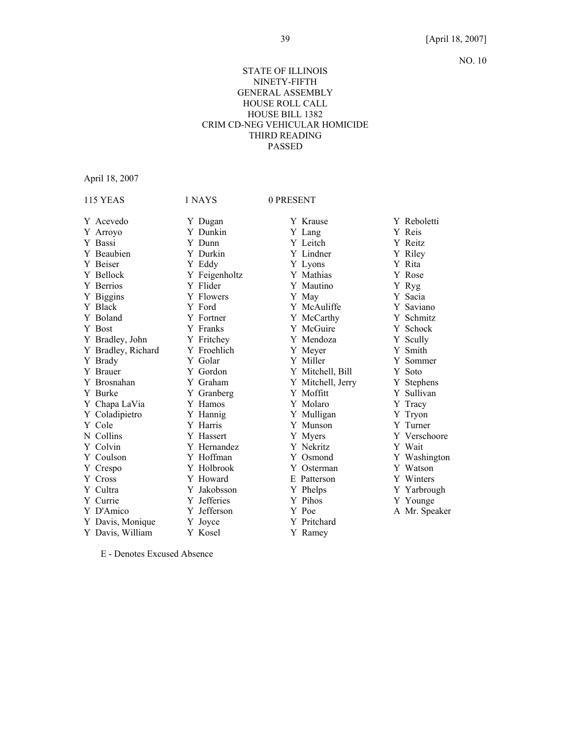NO. 10

STATE OF ILLINOIS
NINETY-FIFTH
GENERAL ASSEMBLY
HOUSE ROLL CALL
HOUSE BILL 1382
CRIM CD-NEG VEHICULAR HOMICIDE
THIRD READING
PASSED

April 18, 2007

115 YEAS 1 NAYS 0 PRESENT

| | | | |
|---|---|---|---|
| Y Acevedo | Y Dugan | Y Krause | Y Reboletti |
| Y Arroyo | Y Dunkin | Y Lang | Y Reis |
| Y Bassi | Y Dunn | Y Leitch | Y Reitz |
| Y Beaubien | Y Durkin | Y Lindner | Y Riley |
| Y Beiser | Y Eddy | Y Lyons | Y Rita |
| Y Bellock | Y Feigenholtz | Y Mathias | Y Rose |
| Y Berrios | Y Flider | Y Mautino | Y Ryg |
| Y Biggins | Y Flowers | Y May | Y Sacia |
| Y Black | Y Ford | Y McAuliffe | Y Saviano |
| Y Boland | Y Fortner | Y McCarthy | Y Schmitz |
| Y Bost | Y Franks | Y McGuire | Y Schock |
| Y Bradley, John | Y Fritchey | Y Mendoza | Y Scully |
| Y Bradley, Richard | Y Froehlich | Y Meyer | Y Smith |
| Y Brady | Y Golar | Y Miller | Y Sommer |
| Y Brauer | Y Gordon | Y Mitchell, Bill | Y Soto |
| Y Brosnahan | Y Graham | Y Mitchell, Jerry | Y Stephens |
| Y Burke | Y Granberg | Y Moffitt | Y Sullivan |
| Y Chapa LaVia | Y Hamos | Y Molaro | Y Tracy |
| Y Coladipietro | Y Hannig | Y Mulligan | Y Tryon |
| Y Cole | Y Harris | Y Munson | Y Turner |
| N Collins | Y Hassert | Y Myers | Y Verschoore |
| Y Colvin | Y Hernandez | Y Nekritz | Y Wait |
| Y Coulson | Y Hoffman | Y Osmond | Y Washington |
| Y Crespo | Y Holbrook | Y Osterman | Y Watson |
| Y Cross | Y Howard | E Patterson | Y Winters |
| Y Cultra | Y Jakobsson | Y Phelps | Y Yarbrough |
| Y Currie | Y Jefferies | Y Pihos | Y Younge |
| Y D'Amico | Y Jefferson | Y Poe | A Mr. Speaker |
| Y Davis, Monique | Y Joyce | Y Pritchard | |
| Y Davis, William | Y Kosel | Y Ramey | |

E - Denotes Excused Absence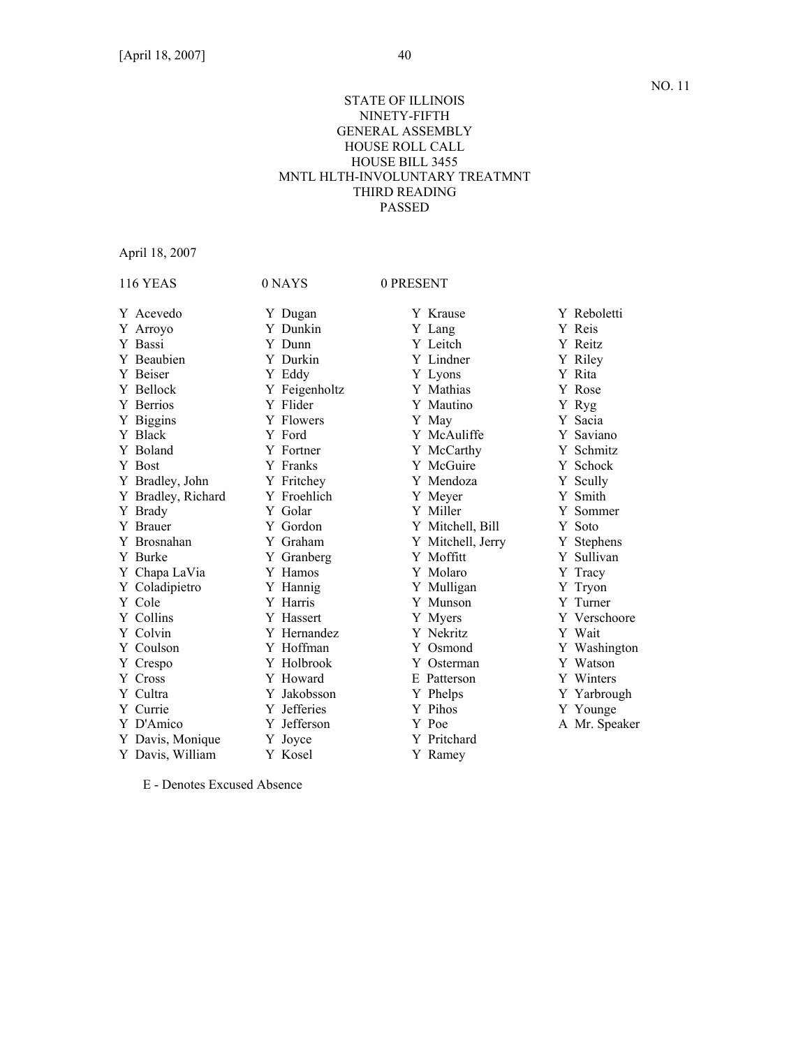NO. 11

STATE OF ILLINOIS
NINETY-FIFTH
GENERAL ASSEMBLY
HOUSE ROLL CALL
HOUSE BILL 3455
MNTL HLTH-INVOLUNTARY TREATMNT
THIRD READING
PASSED

April 18, 2007

116 YEAS 0 NAYS 0 PRESENT

| | | | |
|---|---|---|---|
| Y Acevedo | Y Dugan | Y Krause | Y Reboletti |
| Y Arroyo | Y Dunkin | Y Lang | Y Reis |
| Y Bassi | Y Dunn | Y Leitch | Y Reitz |
| Y Beaubien | Y Durkin | Y Lindner | Y Riley |
| Y Beiser | Y Eddy | Y Lyons | Y Rita |
| Y Bellock | Y Feigenholtz | Y Mathias | Y Rose |
| Y Berrios | Y Flider | Y Mautino | Y Ryg |
| Y Biggins | Y Flowers | Y May | Y Sacia |
| Y Black | Y Ford | Y McAuliffe | Y Saviano |
| Y Boland | Y Fortner | Y McCarthy | Y Schmitz |
| Y Bost | Y Franks | Y McGuire | Y Schock |
| Y Bradley, John | Y Fritchey | Y Mendoza | Y Scully |
| Y Bradley, Richard | Y Froehlich | Y Meyer | Y Smith |
| Y Brady | Y Golar | Y Miller | Y Sommer |
| Y Brauer | Y Gordon | Y Mitchell, Bill | Y Soto |
| Y Brosnahan | Y Graham | Y Mitchell, Jerry | Y Stephens |
| Y Burke | Y Granberg | Y Moffitt | Y Sullivan |
| Y Chapa LaVia | Y Hamos | Y Molaro | Y Tracy |
| Y Coladipietro | Y Hannig | Y Mulligan | Y Tryon |
| Y Cole | Y Harris | Y Munson | Y Turner |
| Y Collins | Y Hassert | Y Myers | Y Verschoore |
| Y Colvin | Y Hernandez | Y Nekritz | Y Wait |
| Y Coulson | Y Hoffman | Y Osmond | Y Washington |
| Y Crespo | Y Holbrook | Y Osterman | Y Watson |
| Y Cross | Y Howard | E Patterson | Y Winters |
| Y Cultra | Y Jakobsson | Y Phelps | Y Yarbrough |
| Y Currie | Y Jefferies | Y Pihos | Y Younge |
| Y D'Amico | Y Jefferson | Y Poe | A Mr. Speaker |
| Y Davis, Monique | Y Joyce | Y Pritchard | |
| Y Davis, William | Y Kosel | Y Ramey | |

E - Denotes Excused Absence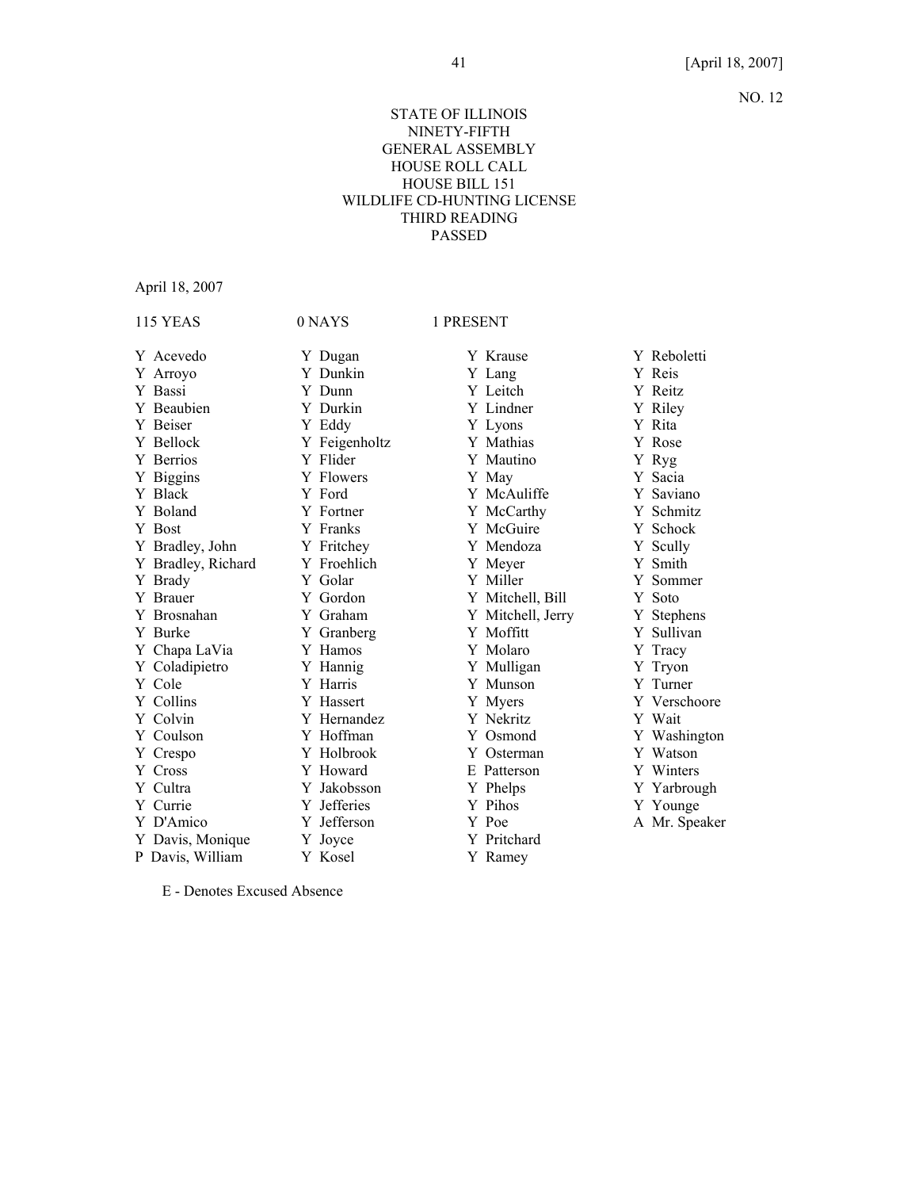NO. 12

STATE OF ILLINOIS
NINETY-FIFTH
GENERAL ASSEMBLY
HOUSE ROLL CALL
HOUSE BILL 151
WILDLIFE CD-HUNTING LICENSE
THIRD READING
PASSED

April 18, 2007

115 YEAS 0 NAYS 1 PRESENT

| | | | |
|---|---|---|---|
| Y Acevedo | Y Dugan | Y Krause | Y Reboletti |
| Y Arroyo | Y Dunkin | Y Lang | Y Reis |
| Y Bassi | Y Dunn | Y Leitch | Y Reitz |
| Y Beaubien | Y Durkin | Y Lindner | Y Riley |
| Y Beiser | Y Eddy | Y Lyons | Y Rita |
| Y Bellock | Y Feigenholtz | Y Mathias | Y Rose |
| Y Berrios | Y Flider | Y Mautino | Y Ryg |
| Y Biggins | Y Flowers | Y May | Y Sacia |
| Y Black | Y Ford | Y McAuliffe | Y Saviano |
| Y Boland | Y Fortner | Y McCarthy | Y Schmitz |
| Y Bost | Y Franks | Y McGuire | Y Schock |
| Y Bradley, John | Y Fritchey | Y Mendoza | Y Scully |
| Y Bradley, Richard | Y Froehlich | Y Meyer | Y Smith |
| Y Brady | Y Golar | Y Miller | Y Sommer |
| Y Brauer | Y Gordon | Y Mitchell, Bill | Y Soto |
| Y Brosnahan | Y Graham | Y Mitchell, Jerry | Y Stephens |
| Y Burke | Y Granberg | Y Moffitt | Y Sullivan |
| Y Chapa LaVia | Y Hamos | Y Molaro | Y Tracy |
| Y Coladipietro | Y Hannig | Y Mulligan | Y Tryon |
| Y Cole | Y Harris | Y Munson | Y Turner |
| Y Collins | Y Hassert | Y Myers | Y Verschoore |
| Y Colvin | Y Hernandez | Y Nekritz | Y Wait |
| Y Coulson | Y Hoffman | Y Osmond | Y Washington |
| Y Crespo | Y Holbrook | Y Osterman | Y Watson |
| Y Cross | Y Howard | E Patterson | Y Winters |
| Y Cultra | Y Jakobsson | Y Phelps | Y Yarbrough |
| Y Currie | Y Jefferies | Y Pihos | Y Younge |
| Y D'Amico | Y Jefferson | Y Poe | A Mr. Speaker |
| Y Davis, Monique | Y Joyce | Y Pritchard | |
| P Davis, William | Y Kosel | Y Ramey | |

E - Denotes Excused Absence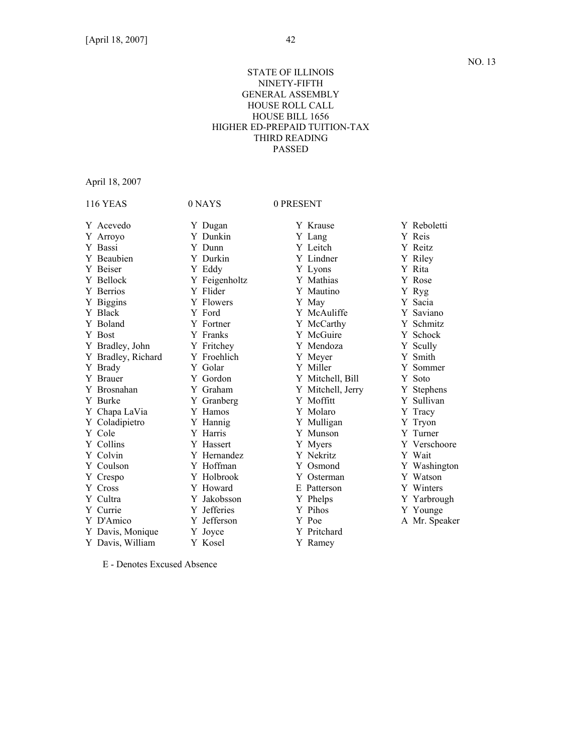NO. 13

STATE OF ILLINOIS
NINETY-FIFTH
GENERAL ASSEMBLY
HOUSE ROLL CALL
HOUSE BILL 1656
HIGHER ED-PREPAID TUITION-TAX
THIRD READING
PASSED

April 18, 2007

116 YEAS 0 NAYS 0 PRESENT

| | | | |
|---|---|---|---|
| Y Acevedo | Y Dugan | Y Krause | Y Reboletti |
| Y Arroyo | Y Dunkin | Y Lang | Y Reis |
| Y Bassi | Y Dunn | Y Leitch | Y Reitz |
| Y Beaubien | Y Durkin | Y Lindner | Y Riley |
| Y Beiser | Y Eddy | Y Lyons | Y Rita |
| Y Bellock | Y Feigenholtz | Y Mathias | Y Rose |
| Y Berrios | Y Flider | Y Mautino | Y Ryg |
| Y Biggins | Y Flowers | Y May | Y Sacia |
| Y Black | Y Ford | Y McAuliffe | Y Saviano |
| Y Boland | Y Fortner | Y McCarthy | Y Schmitz |
| Y Bost | Y Franks | Y McGuire | Y Schock |
| Y Bradley, John | Y Fritchey | Y Mendoza | Y Scully |
| Y Bradley, Richard | Y Froehlich | Y Meyer | Y Smith |
| Y Brady | Y Golar | Y Miller | Y Sommer |
| Y Brauer | Y Gordon | Y Mitchell, Bill | Y Soto |
| Y Brosnahan | Y Graham | Y Mitchell, Jerry | Y Stephens |
| Y Burke | Y Granberg | Y Moffitt | Y Sullivan |
| Y Chapa LaVia | Y Hamos | Y Molaro | Y Tracy |
| Y Coladipietro | Y Hannig | Y Mulligan | Y Tryon |
| Y Cole | Y Harris | Y Munson | Y Turner |
| Y Collins | Y Hassert | Y Myers | Y Verschoore |
| Y Colvin | Y Hernandez | Y Nekritz | Y Wait |
| Y Coulson | Y Hoffman | Y Osmond | Y Washington |
| Y Crespo | Y Holbrook | Y Osterman | Y Watson |
| Y Cross | Y Howard | E Patterson | Y Winters |
| Y Cultra | Y Jakobsson | Y Phelps | Y Yarbrough |
| Y Currie | Y Jefferies | Y Pihos | Y Younge |
| Y D'Amico | Y Jefferson | Y Poe | A Mr. Speaker |
| Y Davis, Monique | Y Joyce | Y Pritchard | |
| Y Davis, William | Y Kosel | Y Ramey | |

E - Denotes Excused Absence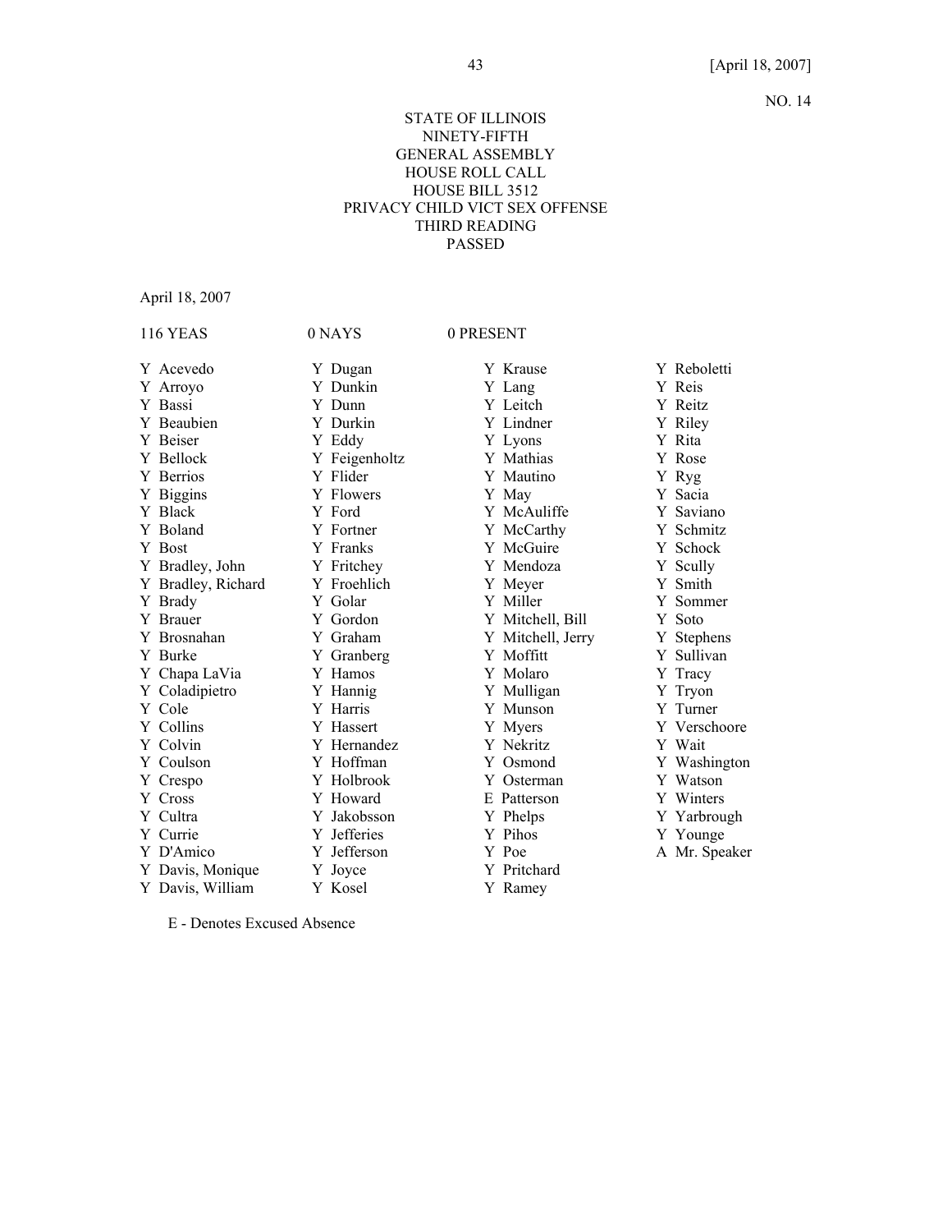NO. 14

STATE OF ILLINOIS
NINETY-FIFTH
GENERAL ASSEMBLY
HOUSE ROLL CALL
HOUSE BILL 3512
PRIVACY CHILD VICT SEX OFFENSE
THIRD READING
PASSED

April 18, 2007

116 YEAS    0 NAYS    0 PRESENT

| | | | |
|---|---|---|---|
| Y Acevedo | Y Dugan | Y Krause | Y Reboletti |
| Y Arroyo | Y Dunkin | Y Lang | Y Reis |
| Y Bassi | Y Dunn | Y Leitch | Y Reitz |
| Y Beaubien | Y Durkin | Y Lindner | Y Riley |
| Y Beiser | Y Eddy | Y Lyons | Y Rita |
| Y Bellock | Y Feigenholtz | Y Mathias | Y Rose |
| Y Berrios | Y Flider | Y Mautino | Y Ryg |
| Y Biggins | Y Flowers | Y May | Y Sacia |
| Y Black | Y Ford | Y McAuliffe | Y Saviano |
| Y Boland | Y Fortner | Y McCarthy | Y Schmitz |
| Y Bost | Y Franks | Y McGuire | Y Schock |
| Y Bradley, John | Y Fritchey | Y Mendoza | Y Scully |
| Y Bradley, Richard | Y Froehlich | Y Meyer | Y Smith |
| Y Brady | Y Golar | Y Miller | Y Sommer |
| Y Brauer | Y Gordon | Y Mitchell, Bill | Y Soto |
| Y Brosnahan | Y Graham | Y Mitchell, Jerry | Y Stephens |
| Y Burke | Y Granberg | Y Moffitt | Y Sullivan |
| Y Chapa LaVia | Y Hamos | Y Molaro | Y Tracy |
| Y Coladipietro | Y Hannig | Y Mulligan | Y Tryon |
| Y Cole | Y Harris | Y Munson | Y Turner |
| Y Collins | Y Hassert | Y Myers | Y Verschoore |
| Y Colvin | Y Hernandez | Y Nekritz | Y Wait |
| Y Coulson | Y Hoffman | Y Osmond | Y Washington |
| Y Crespo | Y Holbrook | Y Osterman | Y Watson |
| Y Cross | Y Howard | E Patterson | Y Winters |
| Y Cultra | Y Jakobsson | Y Phelps | Y Yarbrough |
| Y Currie | Y Jefferies | Y Pihos | Y Younge |
| Y D'Amico | Y Jefferson | Y Poe | A Mr. Speaker |
| Y Davis, Monique | Y Joyce | Y Pritchard | |
| Y Davis, William | Y Kosel | Y Ramey | |

E - Denotes Excused Absence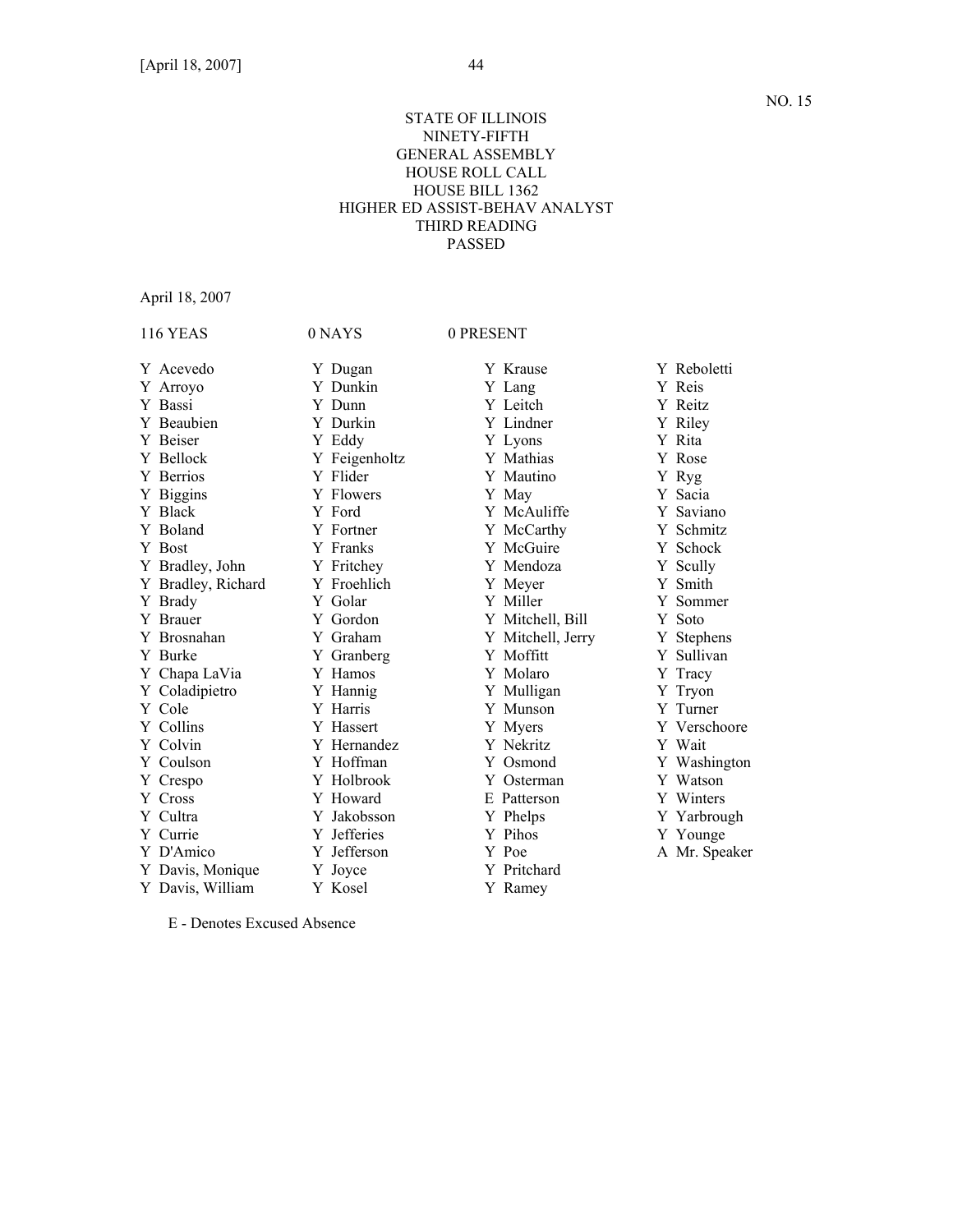NO. 15

STATE OF ILLINOIS
NINETY-FIFTH
GENERAL ASSEMBLY
HOUSE ROLL CALL
HOUSE BILL 1362
HIGHER ED ASSIST-BEHAV ANALYST
THIRD READING
PASSED

April 18, 2007

116 YEAS 0 NAYS 0 PRESENT

| | | | |
|---|---|---|---|
| Y Acevedo | Y Dugan | Y Krause | Y Reboletti |
| Y Arroyo | Y Dunkin | Y Lang | Y Reis |
| Y Bassi | Y Dunn | Y Leitch | Y Reitz |
| Y Beaubien | Y Durkin | Y Lindner | Y Riley |
| Y Beiser | Y Eddy | Y Lyons | Y Rita |
| Y Bellock | Y Feigenholtz | Y Mathias | Y Rose |
| Y Berrios | Y Flider | Y Mautino | Y Ryg |
| Y Biggins | Y Flowers | Y May | Y Sacia |
| Y Black | Y Ford | Y McAuliffe | Y Saviano |
| Y Boland | Y Fortner | Y McCarthy | Y Schmitz |
| Y Bost | Y Franks | Y McGuire | Y Schock |
| Y Bradley, John | Y Fritchey | Y Mendoza | Y Scully |
| Y Bradley, Richard | Y Froehlich | Y Meyer | Y Smith |
| Y Brady | Y Golar | Y Miller | Y Sommer |
| Y Brauer | Y Gordon | Y Mitchell, Bill | Y Soto |
| Y Brosnahan | Y Graham | Y Mitchell, Jerry | Y Stephens |
| Y Burke | Y Granberg | Y Moffitt | Y Sullivan |
| Y Chapa LaVia | Y Hamos | Y Molaro | Y Tracy |
| Y Coladipietro | Y Hannig | Y Mulligan | Y Tryon |
| Y Cole | Y Harris | Y Munson | Y Turner |
| Y Collins | Y Hassert | Y Myers | Y Verschoore |
| Y Colvin | Y Hernandez | Y Nekritz | Y Wait |
| Y Coulson | Y Hoffman | Y Osmond | Y Washington |
| Y Crespo | Y Holbrook | Y Osterman | Y Watson |
| Y Cross | Y Howard | E Patterson | Y Winters |
| Y Cultra | Y Jakobsson | Y Phelps | Y Yarbrough |
| Y Currie | Y Jefferies | Y Pihos | Y Younge |
| Y D'Amico | Y Jefferson | Y Poe | A Mr. Speaker |
| Y Davis, Monique | Y Joyce | Y Pritchard | |
| Y Davis, William | Y Kosel | Y Ramey | |

E - Denotes Excused Absence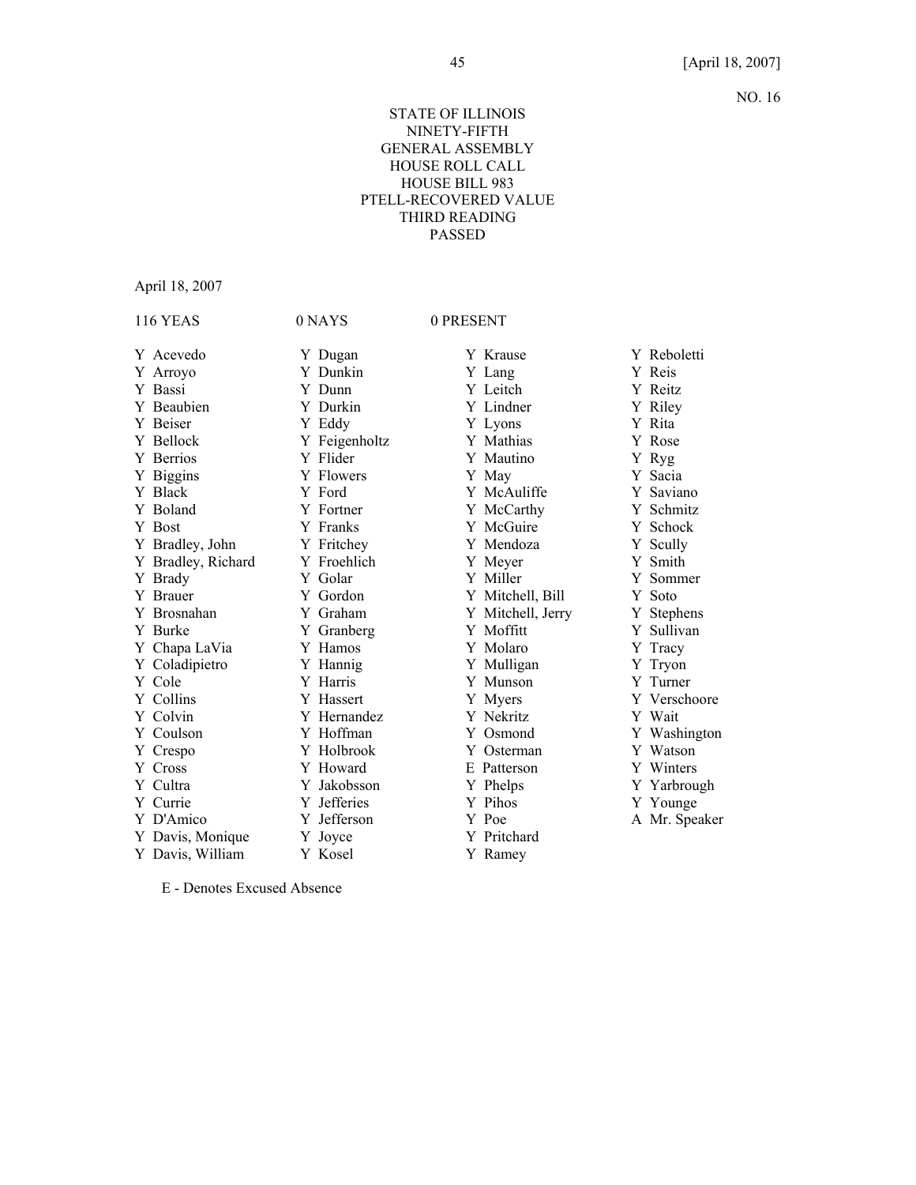NO. 16

STATE OF ILLINOIS
NINETY-FIFTH
GENERAL ASSEMBLY
HOUSE ROLL CALL
HOUSE BILL 983
PTELL-RECOVERED VALUE
THIRD READING
PASSED

April 18, 2007

116 YEAS    0 NAYS    0 PRESENT

| | | | |
|---|---|---|---|
| Y Acevedo | Y Dugan | Y Krause | Y Reboletti |
| Y Arroyo | Y Dunkin | Y Lang | Y Reis |
| Y Bassi | Y Dunn | Y Leitch | Y Reitz |
| Y Beaubien | Y Durkin | Y Lindner | Y Riley |
| Y Beiser | Y Eddy | Y Lyons | Y Rita |
| Y Bellock | Y Feigenholtz | Y Mathias | Y Rose |
| Y Berrios | Y Flider | Y Mautino | Y Ryg |
| Y Biggins | Y Flowers | Y May | Y Sacia |
| Y Black | Y Ford | Y McAuliffe | Y Saviano |
| Y Boland | Y Fortner | Y McCarthy | Y Schmitz |
| Y Bost | Y Franks | Y McGuire | Y Schock |
| Y Bradley, John | Y Fritchey | Y Mendoza | Y Scully |
| Y Bradley, Richard | Y Froehlich | Y Meyer | Y Smith |
| Y Brady | Y Golar | Y Miller | Y Sommer |
| Y Brauer | Y Gordon | Y Mitchell, Bill | Y Soto |
| Y Brosnahan | Y Graham | Y Mitchell, Jerry | Y Stephens |
| Y Burke | Y Granberg | Y Moffitt | Y Sullivan |
| Y Chapa LaVia | Y Hamos | Y Molaro | Y Tracy |
| Y Coladipietro | Y Hannig | Y Mulligan | Y Tryon |
| Y Cole | Y Harris | Y Munson | Y Turner |
| Y Collins | Y Hassert | Y Myers | Y Verschoore |
| Y Colvin | Y Hernandez | Y Nekritz | Y Wait |
| Y Coulson | Y Hoffman | Y Osmond | Y Washington |
| Y Crespo | Y Holbrook | Y Osterman | Y Watson |
| Y Cross | Y Howard | E Patterson | Y Winters |
| Y Cultra | Y Jakobsson | Y Phelps | Y Yarbrough |
| Y Currie | Y Jefferies | Y Pihos | Y Younge |
| Y D'Amico | Y Jefferson | Y Poe | A Mr. Speaker |
| Y Davis, Monique | Y Joyce | Y Pritchard | |
| Y Davis, William | Y Kosel | Y Ramey | |

E - Denotes Excused Absence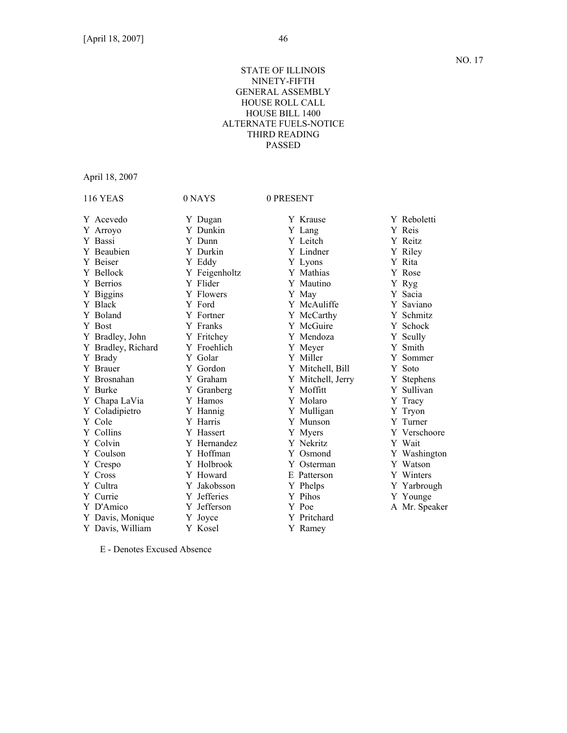NO. 17

STATE OF ILLINOIS
NINETY-FIFTH
GENERAL ASSEMBLY
HOUSE ROLL CALL
HOUSE BILL 1400
ALTERNATE FUELS-NOTICE
THIRD READING
PASSED

April 18, 2007

116 YEAS 0 NAYS 0 PRESENT

| | | | |
|---|---|---|---|
| Y Acevedo | Y Dugan | Y Krause | Y Reboletti |
| Y Arroyo | Y Dunkin | Y Lang | Y Reis |
| Y Bassi | Y Dunn | Y Leitch | Y Reitz |
| Y Beaubien | Y Durkin | Y Lindner | Y Riley |
| Y Beiser | Y Eddy | Y Lyons | Y Rita |
| Y Bellock | Y Feigenholtz | Y Mathias | Y Rose |
| Y Berrios | Y Flider | Y Mautino | Y Ryg |
| Y Biggins | Y Flowers | Y May | Y Sacia |
| Y Black | Y Ford | Y McAuliffe | Y Saviano |
| Y Boland | Y Fortner | Y McCarthy | Y Schmitz |
| Y Bost | Y Franks | Y McGuire | Y Schock |
| Y Bradley, John | Y Fritchey | Y Mendoza | Y Scully |
| Y Bradley, Richard | Y Froehlich | Y Meyer | Y Smith |
| Y Brady | Y Golar | Y Miller | Y Sommer |
| Y Brauer | Y Gordon | Y Mitchell, Bill | Y Soto |
| Y Brosnahan | Y Graham | Y Mitchell, Jerry | Y Stephens |
| Y Burke | Y Granberg | Y Moffitt | Y Sullivan |
| Y Chapa LaVia | Y Hamos | Y Molaro | Y Tracy |
| Y Coladipietro | Y Hannig | Y Mulligan | Y Tryon |
| Y Cole | Y Harris | Y Munson | Y Turner |
| Y Collins | Y Hassert | Y Myers | Y Verschoore |
| Y Colvin | Y Hernandez | Y Nekritz | Y Wait |
| Y Coulson | Y Hoffman | Y Osmond | Y Washington |
| Y Crespo | Y Holbrook | Y Osterman | Y Watson |
| Y Cross | Y Howard | E Patterson | Y Winters |
| Y Cultra | Y Jakobsson | Y Phelps | Y Yarbrough |
| Y Currie | Y Jefferies | Y Pihos | Y Younge |
| Y D'Amico | Y Jefferson | Y Poe | A Mr. Speaker |
| Y Davis, Monique | Y Joyce | Y Pritchard | |
| Y Davis, William | Y Kosel | Y Ramey | |

E - Denotes Excused Absence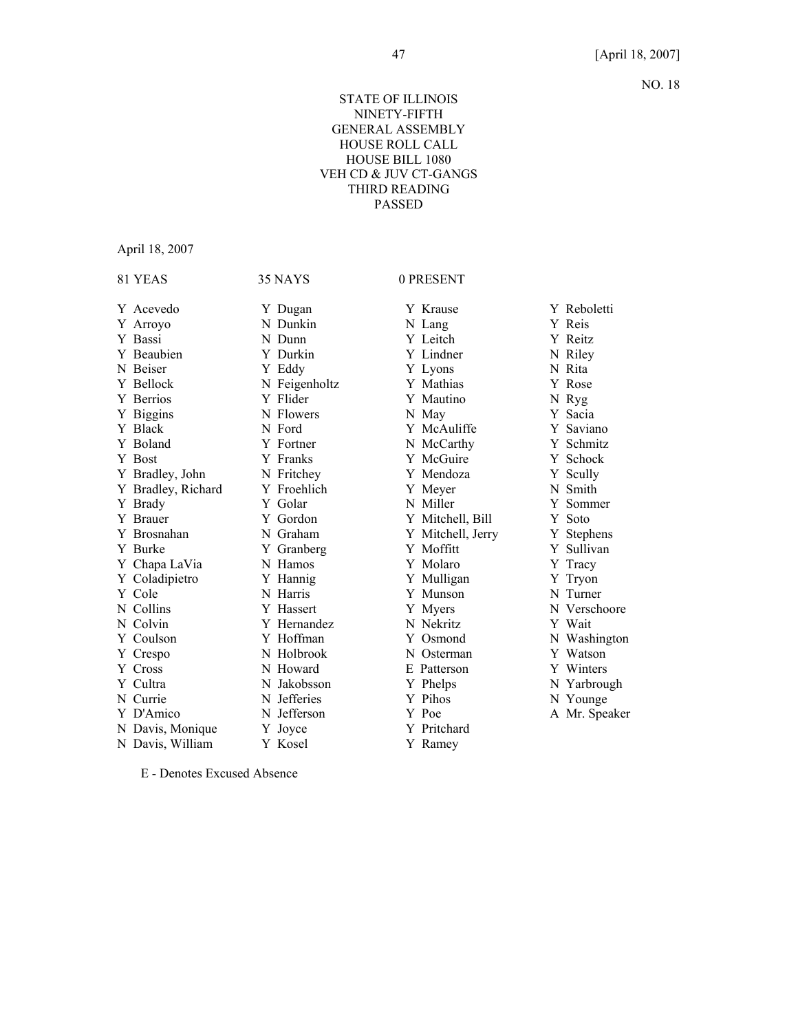NO. 18

STATE OF ILLINOIS
NINETY-FIFTH
GENERAL ASSEMBLY
HOUSE ROLL CALL
HOUSE BILL 1080
VEH CD & JUV CT-GANGS
THIRD READING
PASSED

April 18, 2007

81 YEAS　　35 NAYS　　0 PRESENT

| | | | |
|---|---|---|---|
| Y Acevedo | Y Dugan | Y Krause | Y Reboletti |
| Y Arroyo | N Dunkin | N Lang | Y Reis |
| Y Bassi | N Dunn | Y Leitch | Y Reitz |
| Y Beaubien | Y Durkin | Y Lindner | N Riley |
| N Beiser | Y Eddy | Y Lyons | N Rita |
| Y Bellock | N Feigenholtz | Y Mathias | Y Rose |
| Y Berrios | Y Flider | Y Mautino | N Ryg |
| Y Biggins | N Flowers | N May | Y Sacia |
| Y Black | N Ford | Y McAuliffe | Y Saviano |
| Y Boland | Y Fortner | N McCarthy | Y Schmitz |
| Y Bost | Y Franks | Y McGuire | Y Schock |
| Y Bradley, John | N Fritchey | Y Mendoza | Y Scully |
| Y Bradley, Richard | Y Froehlich | Y Meyer | N Smith |
| Y Brady | Y Golar | N Miller | Y Sommer |
| Y Brauer | Y Gordon | Y Mitchell, Bill | Y Soto |
| Y Brosnahan | N Graham | Y Mitchell, Jerry | Y Stephens |
| Y Burke | Y Granberg | Y Moffitt | Y Sullivan |
| Y Chapa LaVia | N Hamos | Y Molaro | Y Tracy |
| Y Coladipietro | Y Hannig | Y Mulligan | Y Tryon |
| Y Cole | N Harris | Y Munson | N Turner |
| N Collins | Y Hassert | Y Myers | N Verschoore |
| N Colvin | Y Hernandez | N Nekritz | Y Wait |
| Y Coulson | Y Hoffman | Y Osmond | N Washington |
| Y Crespo | N Holbrook | N Osterman | Y Watson |
| Y Cross | N Howard | E Patterson | Y Winters |
| Y Cultra | N Jakobsson | Y Phelps | N Yarbrough |
| N Currie | N Jefferies | Y Pihos | N Younge |
| Y D'Amico | N Jefferson | Y Poe | A Mr. Speaker |
| N Davis, Monique | Y Joyce | Y Pritchard | |
| N Davis, William | Y Kosel | Y Ramey | |

E - Denotes Excused Absence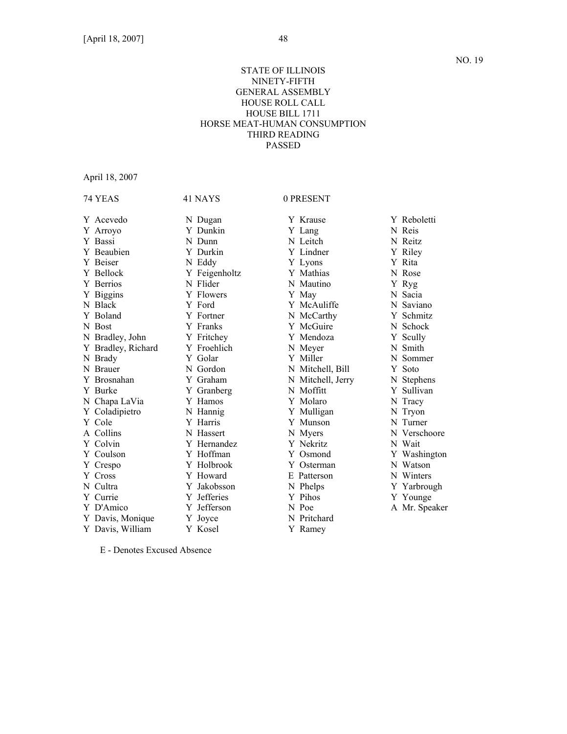NO. 19

STATE OF ILLINOIS
NINETY-FIFTH
GENERAL ASSEMBLY
HOUSE ROLL CALL
HOUSE BILL 1711
HORSE MEAT-HUMAN CONSUMPTION
THIRD READING
PASSED

April 18, 2007

74 YEAS 41 NAYS 0 PRESENT

| | | | |
|---|---|---|---|
| Y Acevedo | N Dugan | Y Krause | Y Reboletti |
| Y Arroyo | Y Dunkin | Y Lang | N Reis |
| Y Bassi | N Dunn | N Leitch | N Reitz |
| Y Beaubien | Y Durkin | Y Lindner | Y Riley |
| Y Beiser | N Eddy | Y Lyons | Y Rita |
| Y Bellock | Y Feigenholtz | Y Mathias | N Rose |
| Y Berrios | N Flider | N Mautino | Y Ryg |
| Y Biggins | Y Flowers | Y May | N Sacia |
| N Black | Y Ford | Y McAuliffe | N Saviano |
| Y Boland | Y Fortner | N McCarthy | Y Schmitz |
| N Bost | Y Franks | Y McGuire | N Schock |
| N Bradley, John | Y Fritchey | Y Mendoza | Y Scully |
| Y Bradley, Richard | Y Froehlich | N Meyer | N Smith |
| N Brady | Y Golar | Y Miller | N Sommer |
| N Brauer | N Gordon | N Mitchell, Bill | Y Soto |
| Y Brosnahan | Y Graham | N Mitchell, Jerry | N Stephens |
| Y Burke | Y Granberg | N Moffitt | Y Sullivan |
| N Chapa LaVia | Y Hamos | Y Molaro | N Tracy |
| Y Coladipietro | N Hannig | Y Mulligan | N Tryon |
| Y Cole | Y Harris | Y Munson | N Turner |
| A Collins | N Hassert | N Myers | N Verschoore |
| Y Colvin | Y Hernandez | Y Nekritz | N Wait |
| Y Coulson | Y Hoffman | Y Osmond | Y Washington |
| Y Crespo | Y Holbrook | Y Osterman | N Watson |
| Y Cross | Y Howard | E Patterson | N Winters |
| N Cultra | Y Jakobsson | N Phelps | Y Yarbrough |
| Y Currie | Y Jefferies | Y Pihos | Y Younge |
| Y D'Amico | Y Jefferson | N Poe | A Mr. Speaker |
| Y Davis, Monique | Y Joyce | N Pritchard | |
| Y Davis, William | Y Kosel | Y Ramey | |

E - Denotes Excused Absence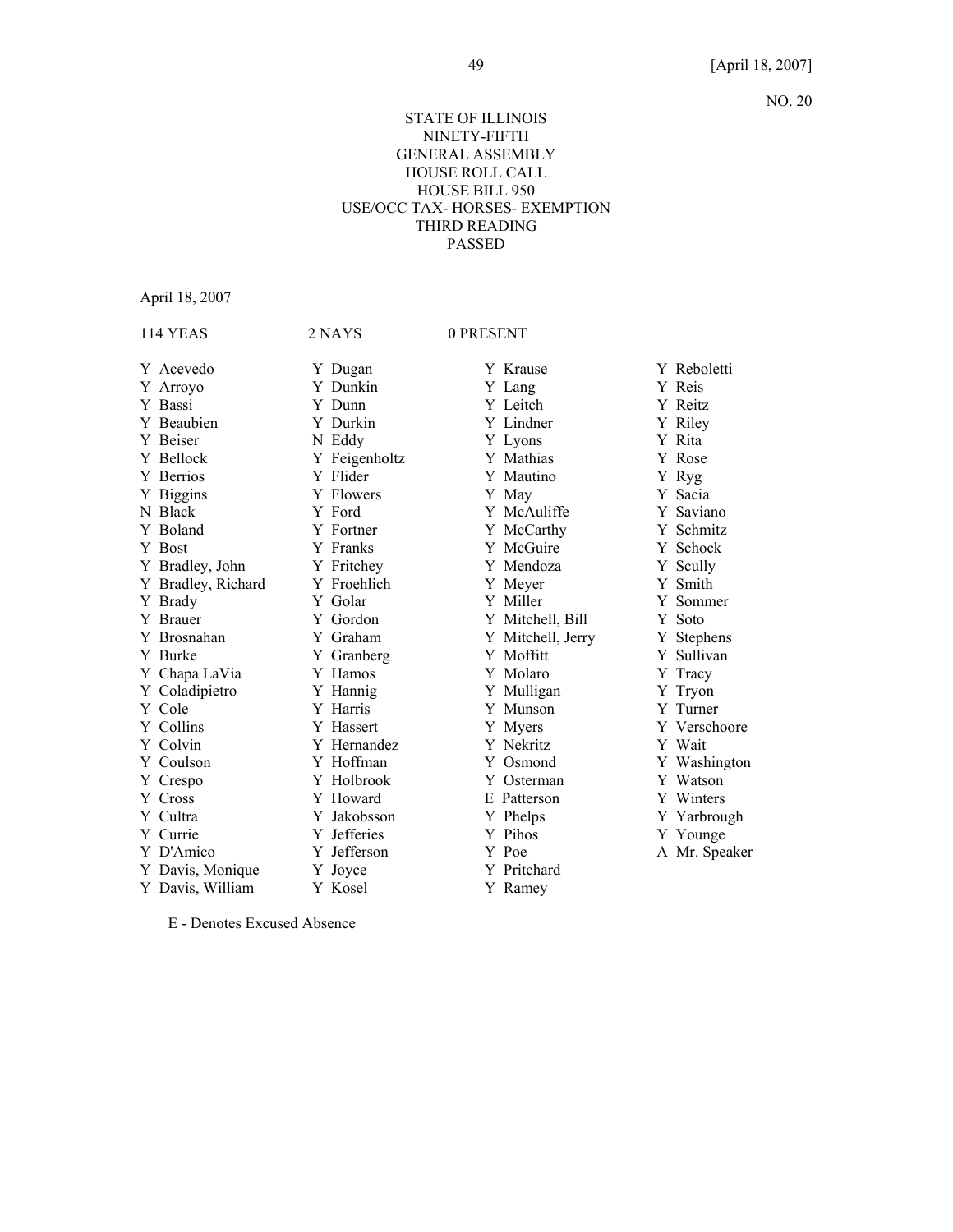NO. 20

STATE OF ILLINOIS
NINETY-FIFTH
GENERAL ASSEMBLY
HOUSE ROLL CALL
HOUSE BILL 950
USE/OCC TAX- HORSES- EXEMPTION
THIRD READING
PASSED

April 18, 2007

114 YEAS 2 NAYS 0 PRESENT

| | | | |
|---|---|---|---|
| Y Acevedo | Y Dugan | Y Krause | Y Reboletti |
| Y Arroyo | Y Dunkin | Y Lang | Y Reis |
| Y Bassi | Y Dunn | Y Leitch | Y Reitz |
| Y Beaubien | Y Durkin | Y Lindner | Y Riley |
| Y Beiser | N Eddy | Y Lyons | Y Rita |
| Y Bellock | Y Feigenholtz | Y Mathias | Y Rose |
| Y Berrios | Y Flider | Y Mautino | Y Ryg |
| Y Biggins | Y Flowers | Y May | Y Sacia |
| N Black | Y Ford | Y McAuliffe | Y Saviano |
| Y Boland | Y Fortner | Y McCarthy | Y Schmitz |
| Y Bost | Y Franks | Y McGuire | Y Schock |
| Y Bradley, John | Y Fritchey | Y Mendoza | Y Scully |
| Y Bradley, Richard | Y Froehlich | Y Meyer | Y Smith |
| Y Brady | Y Golar | Y Miller | Y Sommer |
| Y Brauer | Y Gordon | Y Mitchell, Bill | Y Soto |
| Y Brosnahan | Y Graham | Y Mitchell, Jerry | Y Stephens |
| Y Burke | Y Granberg | Y Moffitt | Y Sullivan |
| Y Chapa LaVia | Y Hamos | Y Molaro | Y Tracy |
| Y Coladipietro | Y Hannig | Y Mulligan | Y Tryon |
| Y Cole | Y Harris | Y Munson | Y Turner |
| Y Collins | Y Hassert | Y Myers | Y Verschoore |
| Y Colvin | Y Hernandez | Y Nekritz | Y Wait |
| Y Coulson | Y Hoffman | Y Osmond | Y Washington |
| Y Crespo | Y Holbrook | Y Osterman | Y Watson |
| Y Cross | Y Howard | E Patterson | Y Winters |
| Y Cultra | Y Jakobsson | Y Phelps | Y Yarbrough |
| Y Currie | Y Jefferies | Y Pihos | Y Younge |
| Y D'Amico | Y Jefferson | Y Poe | A Mr. Speaker |
| Y Davis, Monique | Y Joyce | Y Pritchard | |
| Y Davis, William | Y Kosel | Y Ramey | |

E - Denotes Excused Absence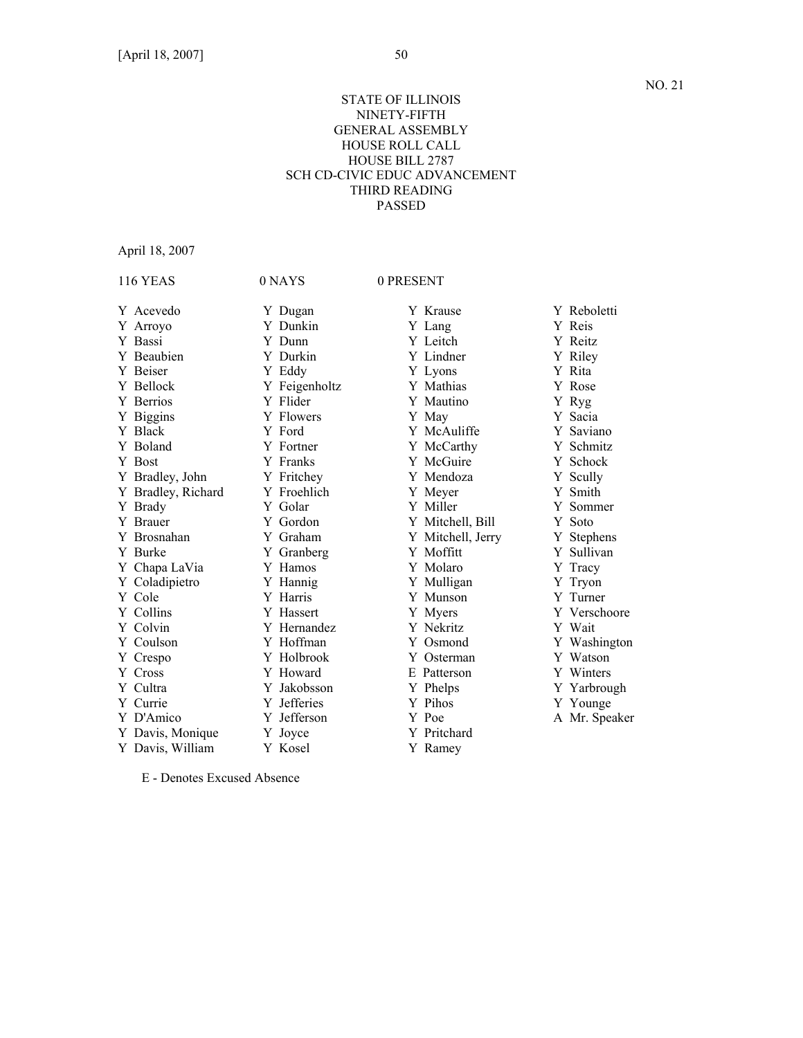NO. 21

STATE OF ILLINOIS
NINETY-FIFTH
GENERAL ASSEMBLY
HOUSE ROLL CALL
HOUSE BILL 2787
SCH CD-CIVIC EDUC ADVANCEMENT
THIRD READING
PASSED

April 18, 2007

116 YEAS 0 NAYS 0 PRESENT

| | | | |
|---|---|---|---|
| Y Acevedo | Y Dugan | Y Krause | Y Reboletti |
| Y Arroyo | Y Dunkin | Y Lang | Y Reis |
| Y Bassi | Y Dunn | Y Leitch | Y Reitz |
| Y Beaubien | Y Durkin | Y Lindner | Y Riley |
| Y Beiser | Y Eddy | Y Lyons | Y Rita |
| Y Bellock | Y Feigenholtz | Y Mathias | Y Rose |
| Y Berrios | Y Flider | Y Mautino | Y Ryg |
| Y Biggins | Y Flowers | Y May | Y Sacia |
| Y Black | Y Ford | Y McAuliffe | Y Saviano |
| Y Boland | Y Fortner | Y McCarthy | Y Schmitz |
| Y Bost | Y Franks | Y McGuire | Y Schock |
| Y Bradley, John | Y Fritchey | Y Mendoza | Y Scully |
| Y Bradley, Richard | Y Froehlich | Y Meyer | Y Smith |
| Y Brady | Y Golar | Y Miller | Y Sommer |
| Y Brauer | Y Gordon | Y Mitchell, Bill | Y Soto |
| Y Brosnahan | Y Graham | Y Mitchell, Jerry | Y Stephens |
| Y Burke | Y Granberg | Y Moffitt | Y Sullivan |
| Y Chapa LaVia | Y Hamos | Y Molaro | Y Tracy |
| Y Coladipietro | Y Hannig | Y Mulligan | Y Tryon |
| Y Cole | Y Harris | Y Munson | Y Turner |
| Y Collins | Y Hassert | Y Myers | Y Verschoore |
| Y Colvin | Y Hernandez | Y Nekritz | Y Wait |
| Y Coulson | Y Hoffman | Y Osmond | Y Washington |
| Y Crespo | Y Holbrook | Y Osterman | Y Watson |
| Y Cross | Y Howard | E Patterson | Y Winters |
| Y Cultra | Y Jakobsson | Y Phelps | Y Yarbrough |
| Y Currie | Y Jefferies | Y Pihos | Y Younge |
| Y D'Amico | Y Jefferson | Y Poe | A Mr. Speaker |
| Y Davis, Monique | Y Joyce | Y Pritchard | |
| Y Davis, William | Y Kosel | Y Ramey | |

E - Denotes Excused Absence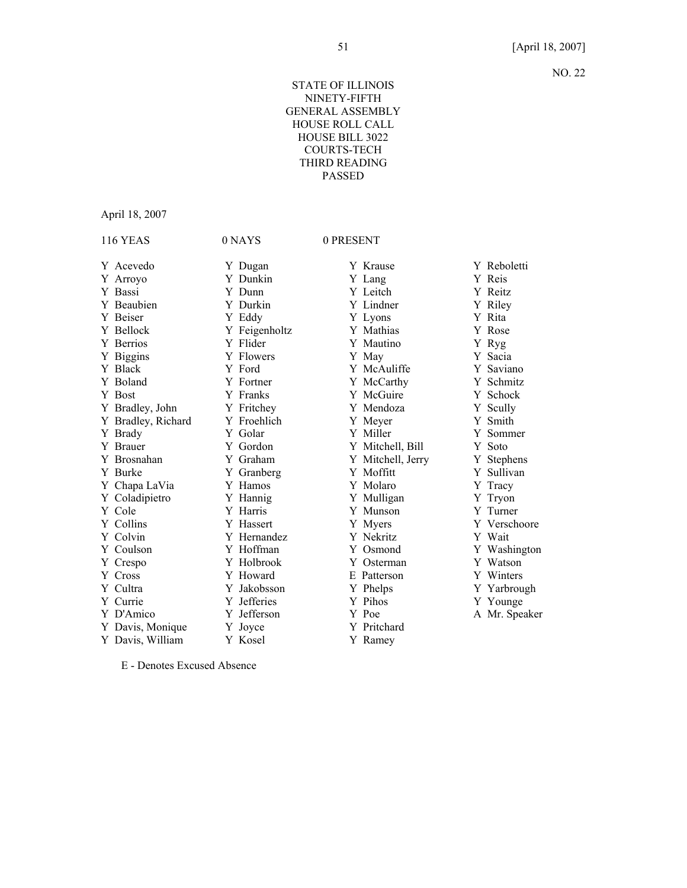NO. 22

STATE OF ILLINOIS
NINETY-FIFTH
GENERAL ASSEMBLY
HOUSE ROLL CALL
HOUSE BILL 3022
COURTS-TECH
THIRD READING
PASSED

April 18, 2007

116 YEAS 0 NAYS 0 PRESENT

| | | | |
|---|---|---|---|
| Y Acevedo | Y Dugan | Y Krause | Y Reboletti |
| Y Arroyo | Y Dunkin | Y Lang | Y Reis |
| Y Bassi | Y Dunn | Y Leitch | Y Reitz |
| Y Beaubien | Y Durkin | Y Lindner | Y Riley |
| Y Beiser | Y Eddy | Y Lyons | Y Rita |
| Y Bellock | Y Feigenholtz | Y Mathias | Y Rose |
| Y Berrios | Y Flider | Y Mautino | Y Ryg |
| Y Biggins | Y Flowers | Y May | Y Sacia |
| Y Black | Y Ford | Y McAuliffe | Y Saviano |
| Y Boland | Y Fortner | Y McCarthy | Y Schmitz |
| Y Bost | Y Franks | Y McGuire | Y Schock |
| Y Bradley, John | Y Fritchey | Y Mendoza | Y Scully |
| Y Bradley, Richard | Y Froehlich | Y Meyer | Y Smith |
| Y Brady | Y Golar | Y Miller | Y Sommer |
| Y Brauer | Y Gordon | Y Mitchell, Bill | Y Soto |
| Y Brosnahan | Y Graham | Y Mitchell, Jerry | Y Stephens |
| Y Burke | Y Granberg | Y Moffitt | Y Sullivan |
| Y Chapa LaVia | Y Hamos | Y Molaro | Y Tracy |
| Y Coladipietro | Y Hannig | Y Mulligan | Y Tryon |
| Y Cole | Y Harris | Y Munson | Y Turner |
| Y Collins | Y Hassert | Y Myers | Y Verschoore |
| Y Colvin | Y Hernandez | Y Nekritz | Y Wait |
| Y Coulson | Y Hoffman | Y Osmond | Y Washington |
| Y Crespo | Y Holbrook | Y Osterman | Y Watson |
| Y Cross | Y Howard | E Patterson | Y Winters |
| Y Cultra | Y Jakobsson | Y Phelps | Y Yarbrough |
| Y Currie | Y Jefferies | Y Pihos | Y Younge |
| Y D'Amico | Y Jefferson | Y Poe | A Mr. Speaker |
| Y Davis, Monique | Y Joyce | Y Pritchard | |
| Y Davis, William | Y Kosel | Y Ramey | |

E - Denotes Excused Absence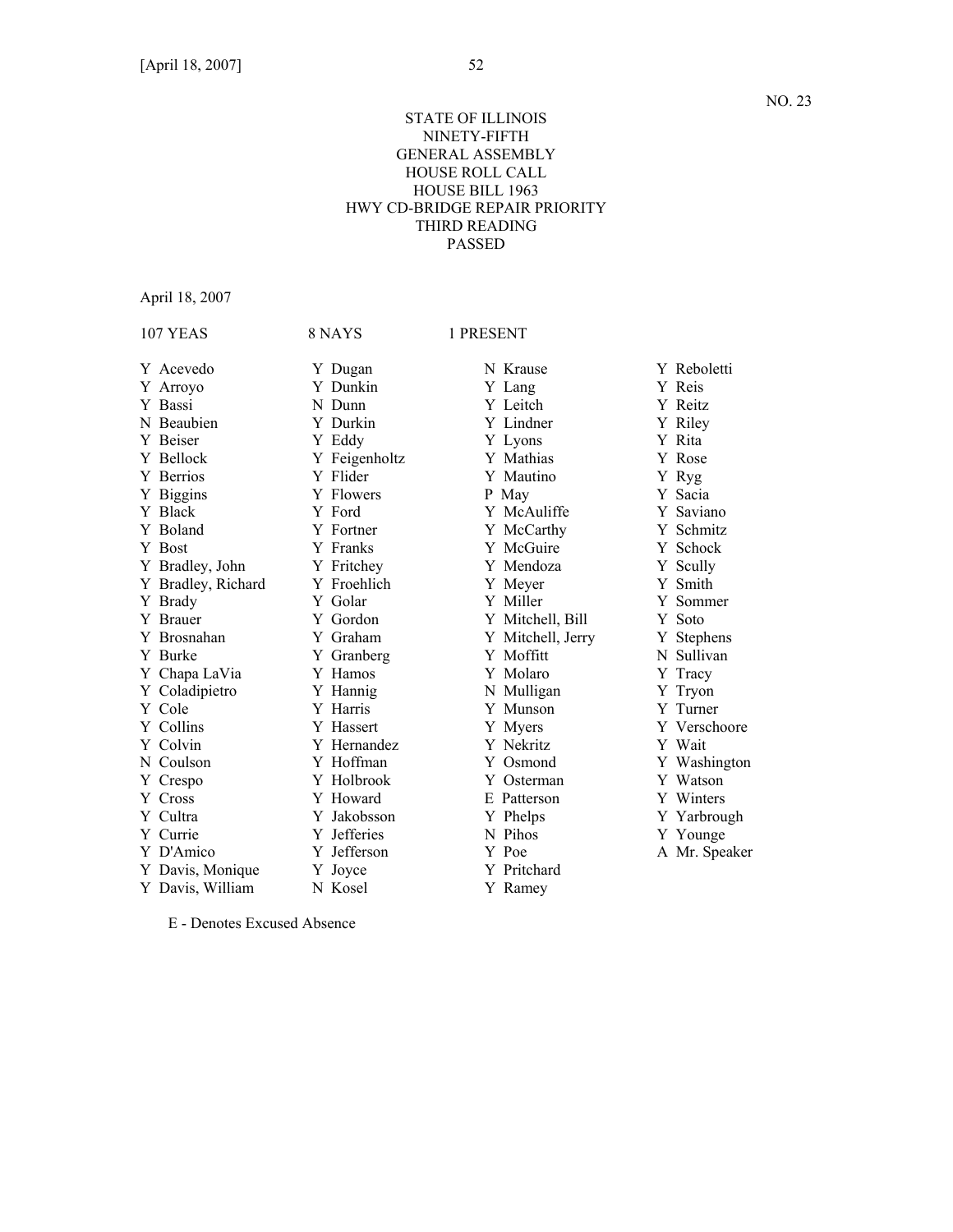NO. 23

STATE OF ILLINOIS
NINETY-FIFTH
GENERAL ASSEMBLY
HOUSE ROLL CALL
HOUSE BILL 1963
HWY CD-BRIDGE REPAIR PRIORITY
THIRD READING
PASSED

April 18, 2007

107 YEAS 8 NAYS 1 PRESENT

| | | | |
|---|---|---|---|
| Y Acevedo | Y Dugan | N Krause | Y Reboletti |
| Y Arroyo | Y Dunkin | Y Lang | Y Reis |
| Y Bassi | N Dunn | Y Leitch | Y Reitz |
| N Beaubien | Y Durkin | Y Lindner | Y Riley |
| Y Beiser | Y Eddy | Y Lyons | Y Rita |
| Y Bellock | Y Feigenholtz | Y Mathias | Y Rose |
| Y Berrios | Y Flider | Y Mautino | Y Ryg |
| Y Biggins | Y Flowers | P May | Y Sacia |
| Y Black | Y Ford | Y McAuliffe | Y Saviano |
| Y Boland | Y Fortner | Y McCarthy | Y Schmitz |
| Y Bost | Y Franks | Y McGuire | Y Schock |
| Y Bradley, John | Y Fritchey | Y Mendoza | Y Scully |
| Y Bradley, Richard | Y Froehlich | Y Meyer | Y Smith |
| Y Brady | Y Golar | Y Miller | Y Sommer |
| Y Brauer | Y Gordon | Y Mitchell, Bill | Y Soto |
| Y Brosnahan | Y Graham | Y Mitchell, Jerry | Y Stephens |
| Y Burke | Y Granberg | Y Moffitt | N Sullivan |
| Y Chapa LaVia | Y Hamos | Y Molaro | Y Tracy |
| Y Coladipietro | Y Hannig | N Mulligan | Y Tryon |
| Y Cole | Y Harris | Y Munson | Y Turner |
| Y Collins | Y Hassert | Y Myers | Y Verschoore |
| Y Colvin | Y Hernandez | Y Nekritz | Y Wait |
| N Coulson | Y Hoffman | Y Osmond | Y Washington |
| Y Crespo | Y Holbrook | Y Osterman | Y Watson |
| Y Cross | Y Howard | E Patterson | Y Winters |
| Y Cultra | Y Jakobsson | Y Phelps | Y Yarbrough |
| Y Currie | Y Jefferies | N Pihos | Y Younge |
| Y D'Amico | Y Jefferson | Y Poe | A Mr. Speaker |
| Y Davis, Monique | Y Joyce | Y Pritchard | |
| Y Davis, William | N Kosel | Y Ramey | |

E - Denotes Excused Absence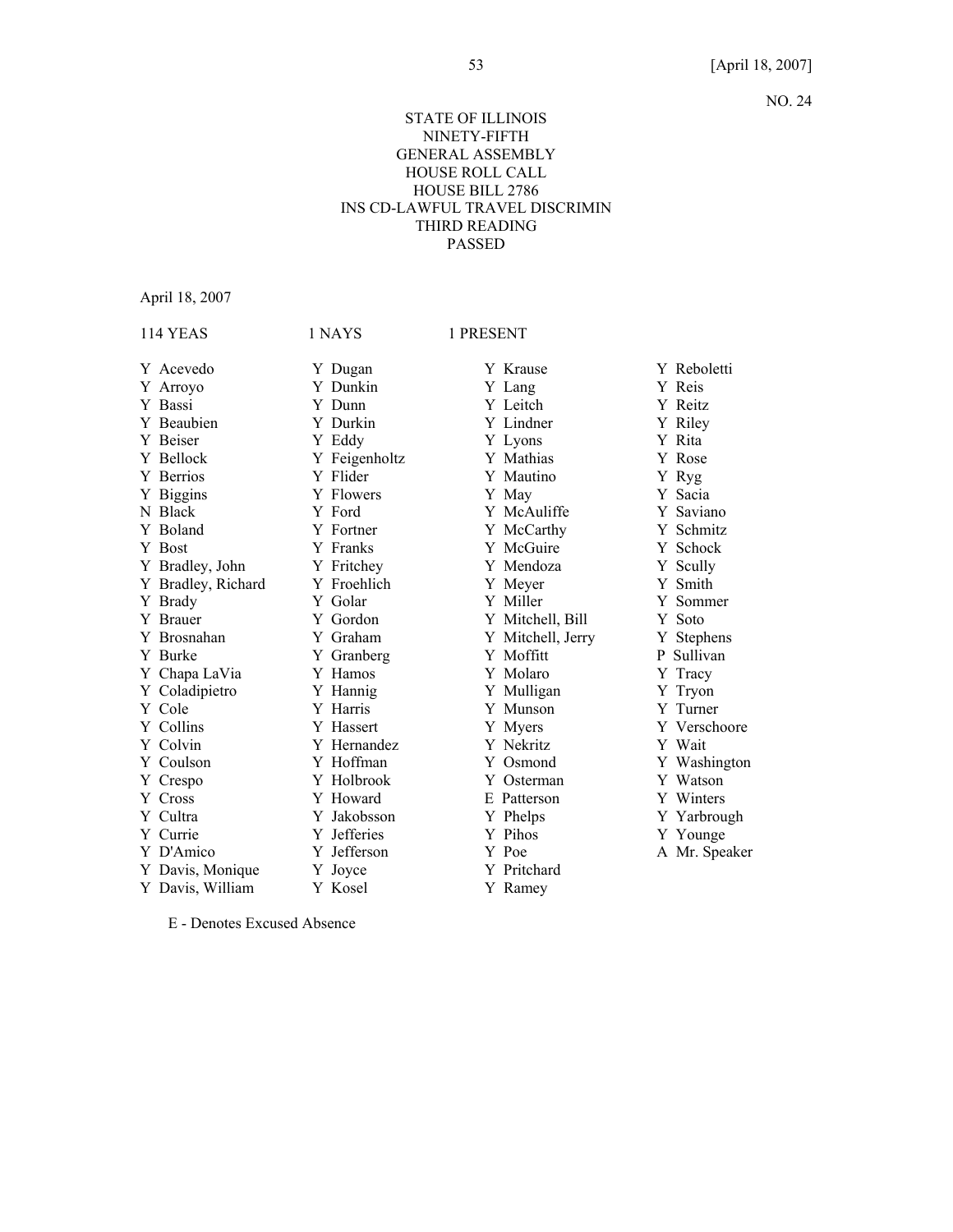NO. 24

STATE OF ILLINOIS
NINETY-FIFTH
GENERAL ASSEMBLY
HOUSE ROLL CALL
HOUSE BILL 2786
INS CD-LAWFUL TRAVEL DISCRIMIN
THIRD READING
PASSED

April 18, 2007

114 YEAS    1 NAYS    1 PRESENT

| | | | |
|---|---|---|---|
| Y Acevedo | Y Dugan | Y Krause | Y Reboletti |
| Y Arroyo | Y Dunkin | Y Lang | Y Reis |
| Y Bassi | Y Dunn | Y Leitch | Y Reitz |
| Y Beaubien | Y Durkin | Y Lindner | Y Riley |
| Y Beiser | Y Eddy | Y Lyons | Y Rita |
| Y Bellock | Y Feigenholtz | Y Mathias | Y Rose |
| Y Berrios | Y Flider | Y Mautino | Y Ryg |
| Y Biggins | Y Flowers | Y May | Y Sacia |
| N Black | Y Ford | Y McAuliffe | Y Saviano |
| Y Boland | Y Fortner | Y McCarthy | Y Schmitz |
| Y Bost | Y Franks | Y McGuire | Y Schock |
| Y Bradley, John | Y Fritchey | Y Mendoza | Y Scully |
| Y Bradley, Richard | Y Froehlich | Y Meyer | Y Smith |
| Y Brady | Y Golar | Y Miller | Y Sommer |
| Y Brauer | Y Gordon | Y Mitchell, Bill | Y Soto |
| Y Brosnahan | Y Graham | Y Mitchell, Jerry | Y Stephens |
| Y Burke | Y Granberg | Y Moffitt | P Sullivan |
| Y Chapa LaVia | Y Hamos | Y Molaro | Y Tracy |
| Y Coladipietro | Y Hannig | Y Mulligan | Y Tryon |
| Y Cole | Y Harris | Y Munson | Y Turner |
| Y Collins | Y Hassert | Y Myers | Y Verschoore |
| Y Colvin | Y Hernandez | Y Nekritz | Y Wait |
| Y Coulson | Y Hoffman | Y Osmond | Y Washington |
| Y Crespo | Y Holbrook | Y Osterman | Y Watson |
| Y Cross | Y Howard | E Patterson | Y Winters |
| Y Cultra | Y Jakobsson | Y Phelps | Y Yarbrough |
| Y Currie | Y Jefferies | Y Pihos | Y Younge |
| Y D'Amico | Y Jefferson | Y Poe | A Mr. Speaker |
| Y Davis, Monique | Y Joyce | Y Pritchard | |
| Y Davis, William | Y Kosel | Y Ramey | |

E - Denotes Excused Absence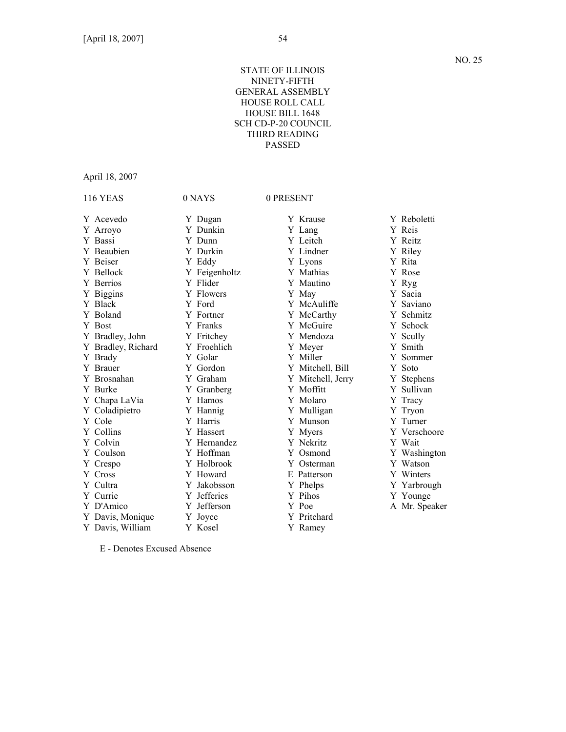NO. 25

STATE OF ILLINOIS
NINETY-FIFTH
GENERAL ASSEMBLY
HOUSE ROLL CALL
HOUSE BILL 1648
SCH CD-P-20 COUNCIL
THIRD READING
PASSED

April 18, 2007

116 YEAS    0 NAYS    0 PRESENT

| | | | |
|---|---|---|---|
| Y Acevedo | Y Dugan | Y Krause | Y Reboletti |
| Y Arroyo | Y Dunkin | Y Lang | Y Reis |
| Y Bassi | Y Dunn | Y Leitch | Y Reitz |
| Y Beaubien | Y Durkin | Y Lindner | Y Riley |
| Y Beiser | Y Eddy | Y Lyons | Y Rita |
| Y Bellock | Y Feigenholtz | Y Mathias | Y Rose |
| Y Berrios | Y Flider | Y Mautino | Y Ryg |
| Y Biggins | Y Flowers | Y May | Y Sacia |
| Y Black | Y Ford | Y McAuliffe | Y Saviano |
| Y Boland | Y Fortner | Y McCarthy | Y Schmitz |
| Y Bost | Y Franks | Y McGuire | Y Schock |
| Y Bradley, John | Y Fritchey | Y Mendoza | Y Scully |
| Y Bradley, Richard | Y Froehlich | Y Meyer | Y Smith |
| Y Brady | Y Golar | Y Miller | Y Sommer |
| Y Brauer | Y Gordon | Y Mitchell, Bill | Y Soto |
| Y Brosnahan | Y Graham | Y Mitchell, Jerry | Y Stephens |
| Y Burke | Y Granberg | Y Moffitt | Y Sullivan |
| Y Chapa LaVia | Y Hamos | Y Molaro | Y Tracy |
| Y Coladipietro | Y Hannig | Y Mulligan | Y Tryon |
| Y Cole | Y Harris | Y Munson | Y Turner |
| Y Collins | Y Hassert | Y Myers | Y Verschoore |
| Y Colvin | Y Hernandez | Y Nekritz | Y Wait |
| Y Coulson | Y Hoffman | Y Osmond | Y Washington |
| Y Crespo | Y Holbrook | Y Osterman | Y Watson |
| Y Cross | Y Howard | E Patterson | Y Winters |
| Y Cultra | Y Jakobsson | Y Phelps | Y Yarbrough |
| Y Currie | Y Jefferies | Y Pihos | Y Younge |
| Y D'Amico | Y Jefferson | Y Poe | A Mr. Speaker |
| Y Davis, Monique | Y Joyce | Y Pritchard | |
| Y Davis, William | Y Kosel | Y Ramey | |

E - Denotes Excused Absence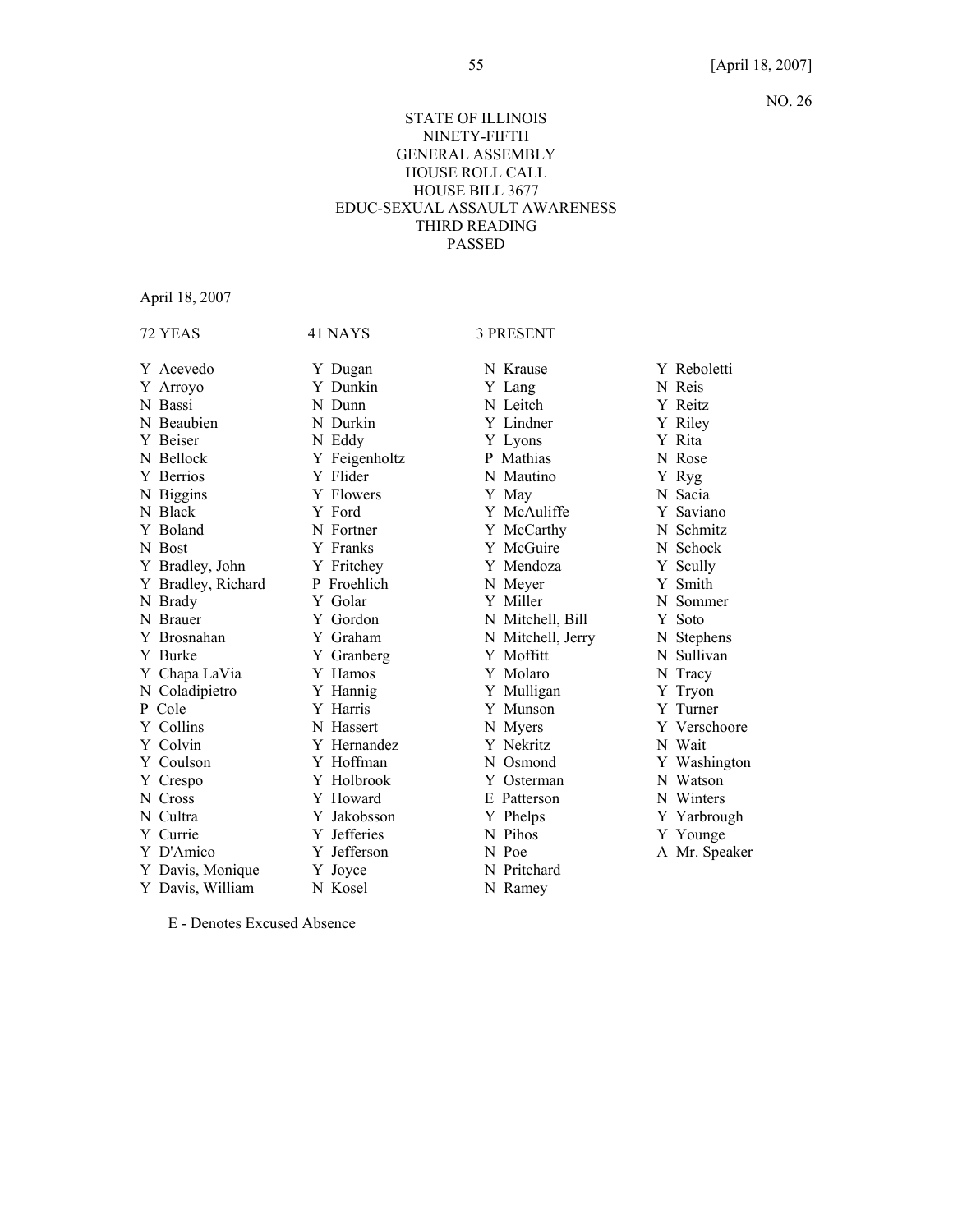NO. 26

STATE OF ILLINOIS
NINETY-FIFTH
GENERAL ASSEMBLY
HOUSE ROLL CALL
HOUSE BILL 3677
EDUC-SEXUAL ASSAULT AWARENESS
THIRD READING
PASSED

April 18, 2007

72 YEAS 41 NAYS 3 PRESENT

| | | | |
|---|---|---|---|
| Y Acevedo | Y Dugan | N Krause | Y Reboletti |
| Y Arroyo | Y Dunkin | Y Lang | N Reis |
| N Bassi | N Dunn | N Leitch | Y Reitz |
| N Beaubien | N Durkin | Y Lindner | Y Riley |
| Y Beiser | N Eddy | Y Lyons | Y Rita |
| N Bellock | Y Feigenholtz | P Mathias | N Rose |
| Y Berrios | Y Flider | N Mautino | Y Ryg |
| N Biggins | Y Flowers | Y May | N Sacia |
| N Black | Y Ford | Y McAuliffe | Y Saviano |
| Y Boland | N Fortner | Y McCarthy | N Schmitz |
| N Bost | Y Franks | Y McGuire | N Schock |
| Y Bradley, John | Y Fritchey | Y Mendoza | Y Scully |
| Y Bradley, Richard | P Froehlich | N Meyer | Y Smith |
| N Brady | Y Golar | Y Miller | N Sommer |
| N Brauer | Y Gordon | N Mitchell, Bill | Y Soto |
| Y Brosnahan | Y Graham | N Mitchell, Jerry | N Stephens |
| Y Burke | Y Granberg | Y Moffitt | N Sullivan |
| Y Chapa LaVia | Y Hamos | Y Molaro | N Tracy |
| N Coladipietro | Y Hannig | Y Mulligan | Y Tryon |
| P Cole | Y Harris | Y Munson | Y Turner |
| Y Collins | N Hassert | N Myers | Y Verschoore |
| Y Colvin | Y Hernandez | Y Nekritz | N Wait |
| Y Coulson | Y Hoffman | N Osmond | Y Washington |
| Y Crespo | Y Holbrook | Y Osterman | N Watson |
| N Cross | Y Howard | E Patterson | N Winters |
| N Cultra | Y Jakobsson | Y Phelps | Y Yarbrough |
| Y Currie | Y Jefferies | N Pihos | Y Younge |
| Y D'Amico | Y Jefferson | N Poe | A Mr. Speaker |
| Y Davis, Monique | Y Joyce | N Pritchard | |
| Y Davis, William | N Kosel | N Ramey | |

E - Denotes Excused Absence